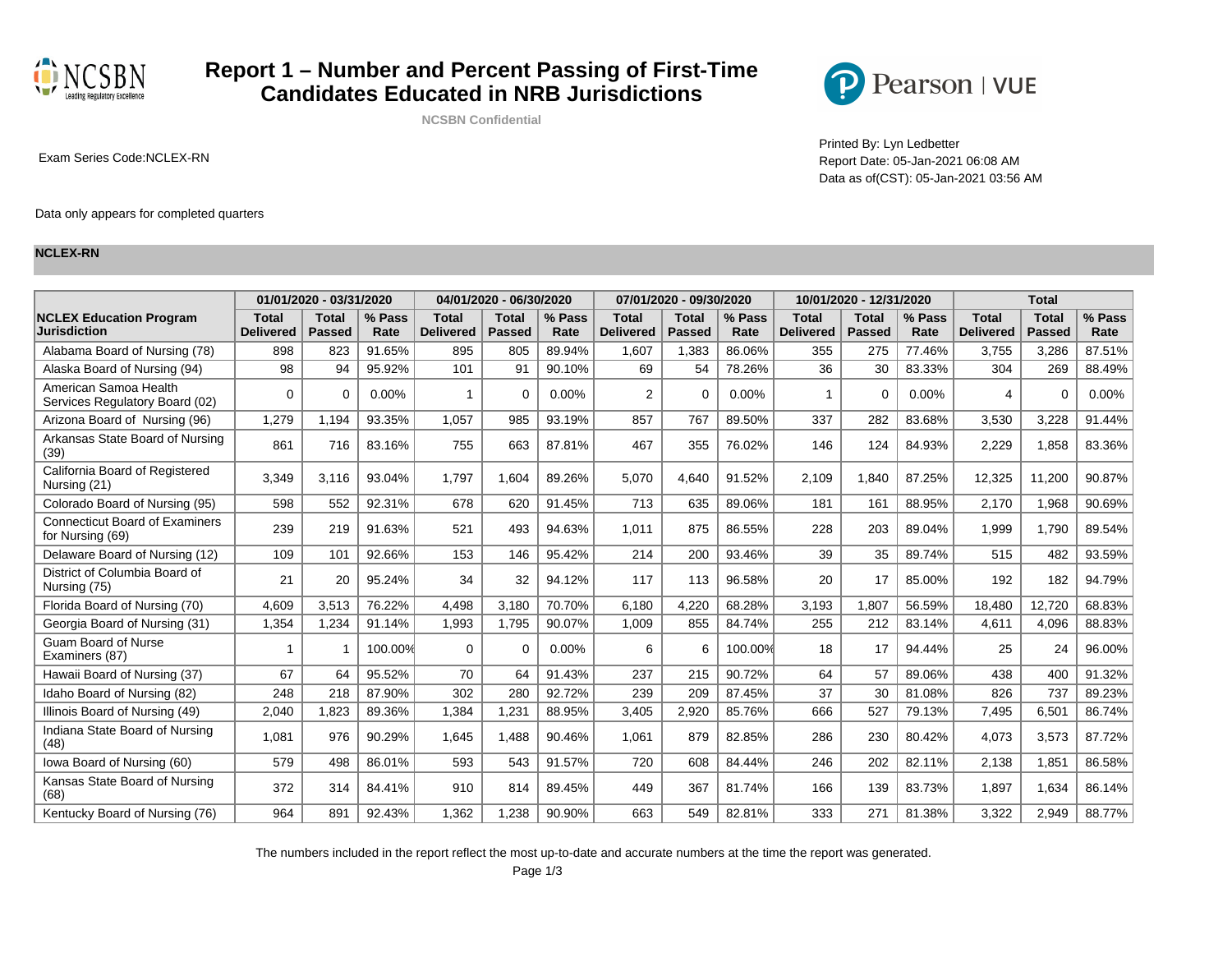# Report 1 – Number and Percent Passing of First-Time Candidates Educated in NRB Jurisdictions

**NCSBN Confidential**

Exam Series Code:NCLEX-RN

Printed By: Lyn Ledbetter
Report Date: 05-Jan-2021 06:08 AM
Data as of(CST): 05-Jan-2021 03:56 AM

Data only appears for completed quarters

**NCLEX-RN**

| NCLEX Education Program Jurisdiction | 01/01/2020 - 03/31/2020 | | | 04/01/2020 - 06/30/2020 | | | 07/01/2020 - 09/30/2020 | | | 10/01/2020 - 12/31/2020 | | | Total | | |
|---|---|---|---|---|---|---|---|---|---|---|---|---|---|---|---|
| | Total Delivered | Total Passed | % Pass Rate | Total Delivered | Total Passed | % Pass Rate | Total Delivered | Total Passed | % Pass Rate | Total Delivered | Total Passed | % Pass Rate | Total Delivered | Total Passed | % Pass Rate |
| Alabama Board of Nursing (78) | 898 | 823 | 91.65% | 895 | 805 | 89.94% | 1,607 | 1,383 | 86.06% | 355 | 275 | 77.46% | 3,755 | 3,286 | 87.51% |
| Alaska Board of Nursing (94) | 98 | 94 | 95.92% | 101 | 91 | 90.10% | 69 | 54 | 78.26% | 36 | 30 | 83.33% | 304 | 269 | 88.49% |
| American Samoa Health Services Regulatory Board (02) | 0 | 0 | 0.00% | 1 | 0 | 0.00% | 2 | 0 | 0.00% | 1 | 0 | 0.00% | 4 | 0 | 0.00% |
| Arizona Board of Nursing (96) | 1,279 | 1,194 | 93.35% | 1,057 | 985 | 93.19% | 857 | 767 | 89.50% | 337 | 282 | 83.68% | 3,530 | 3,228 | 91.44% |
| Arkansas State Board of Nursing (39) | 861 | 716 | 83.16% | 755 | 663 | 87.81% | 467 | 355 | 76.02% | 146 | 124 | 84.93% | 2,229 | 1,858 | 83.36% |
| California Board of Registered Nursing (21) | 3,349 | 3,116 | 93.04% | 1,797 | 1,604 | 89.26% | 5,070 | 4,640 | 91.52% | 2,109 | 1,840 | 87.25% | 12,325 | 11,200 | 90.87% |
| Colorado Board of Nursing (95) | 598 | 552 | 92.31% | 678 | 620 | 91.45% | 713 | 635 | 89.06% | 181 | 161 | 88.95% | 2,170 | 1,968 | 90.69% |
| Connecticut Board of Examiners for Nursing (69) | 239 | 219 | 91.63% | 521 | 493 | 94.63% | 1,011 | 875 | 86.55% | 228 | 203 | 89.04% | 1,999 | 1,790 | 89.54% |
| Delaware Board of Nursing (12) | 109 | 101 | 92.66% | 153 | 146 | 95.42% | 214 | 200 | 93.46% | 39 | 35 | 89.74% | 515 | 482 | 93.59% |
| District of Columbia Board of Nursing (75) | 21 | 20 | 95.24% | 34 | 32 | 94.12% | 117 | 113 | 96.58% | 20 | 17 | 85.00% | 192 | 182 | 94.79% |
| Florida Board of Nursing (70) | 4,609 | 3,513 | 76.22% | 4,498 | 3,180 | 70.70% | 6,180 | 4,220 | 68.28% | 3,193 | 1,807 | 56.59% | 18,480 | 12,720 | 68.83% |
| Georgia Board of Nursing (31) | 1,354 | 1,234 | 91.14% | 1,993 | 1,795 | 90.07% | 1,009 | 855 | 84.74% | 255 | 212 | 83.14% | 4,611 | 4,096 | 88.83% |
| Guam Board of Nurse Examiners (87) | 1 | 1 | 100.00% | 0 | 0 | 0.00% | 6 | 6 | 100.00% | 18 | 17 | 94.44% | 25 | 24 | 96.00% |
| Hawaii Board of Nursing (37) | 67 | 64 | 95.52% | 70 | 64 | 91.43% | 237 | 215 | 90.72% | 64 | 57 | 89.06% | 438 | 400 | 91.32% |
| Idaho Board of Nursing (82) | 248 | 218 | 87.90% | 302 | 280 | 92.72% | 239 | 209 | 87.45% | 37 | 30 | 81.08% | 826 | 737 | 89.23% |
| Illinois Board of Nursing (49) | 2,040 | 1,823 | 89.36% | 1,384 | 1,231 | 88.95% | 3,405 | 2,920 | 85.76% | 666 | 527 | 79.13% | 7,495 | 6,501 | 86.74% |
| Indiana State Board of Nursing (48) | 1,081 | 976 | 90.29% | 1,645 | 1,488 | 90.46% | 1,061 | 879 | 82.85% | 286 | 230 | 80.42% | 4,073 | 3,573 | 87.72% |
| Iowa Board of Nursing (60) | 579 | 498 | 86.01% | 593 | 543 | 91.57% | 720 | 608 | 84.44% | 246 | 202 | 82.11% | 2,138 | 1,851 | 86.58% |
| Kansas State Board of Nursing (68) | 372 | 314 | 84.41% | 910 | 814 | 89.45% | 449 | 367 | 81.74% | 166 | 139 | 83.73% | 1,897 | 1,634 | 86.14% |
| Kentucky Board of Nursing (76) | 964 | 891 | 92.43% | 1,362 | 1,238 | 90.90% | 663 | 549 | 82.81% | 333 | 271 | 81.38% | 3,322 | 2,949 | 88.77% |

The numbers included in the report reflect the most up-to-date and accurate numbers at the time the report was generated.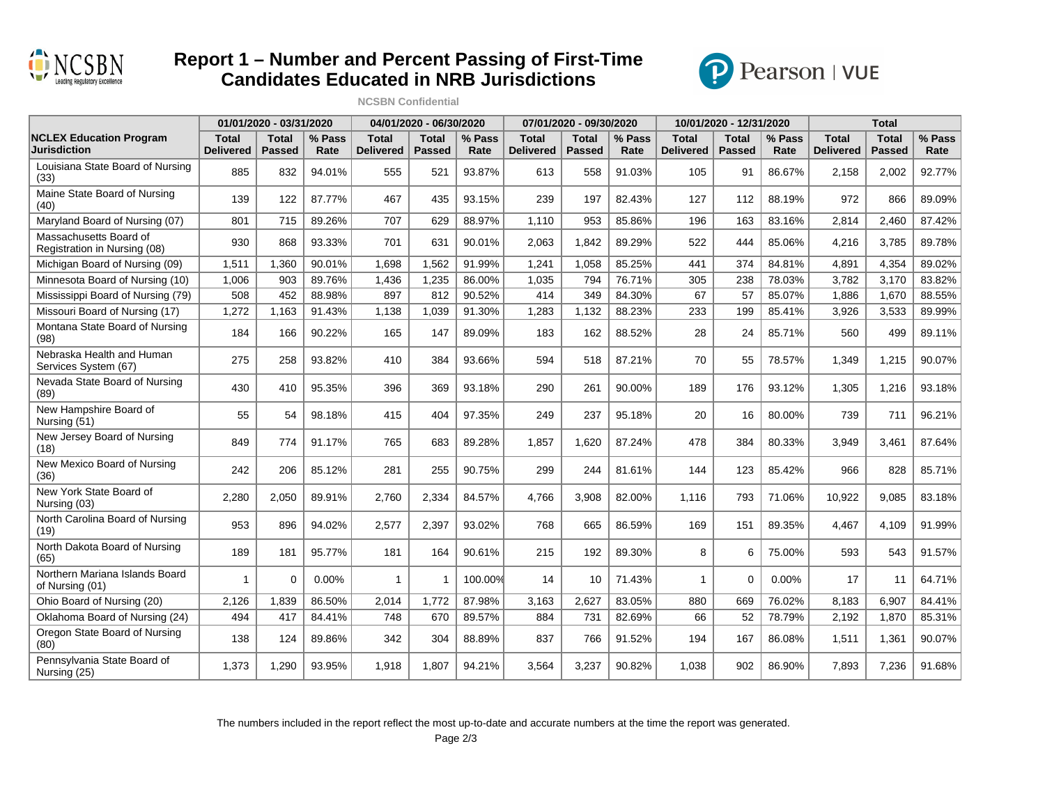# Report 1 – Number and Percent Passing of First-Time Candidates Educated in NRB Jurisdictions

NCSBN Confidential

| NCLEX Education Program Jurisdiction | 01/01/2020 - 03/31/2020 | | | 04/01/2020 - 06/30/2020 | | | 07/01/2020 - 09/30/2020 | | | 10/01/2020 - 12/31/2020 | | | Total | | |
|---|---|---|---|---|---|---|---|---|---|---|---|---|---|---|---|
| | Total Delivered | Total Passed | % Pass Rate | Total Delivered | Total Passed | % Pass Rate | Total Delivered | Total Passed | % Pass Rate | Total Delivered | Total Passed | % Pass Rate | Total Delivered | Total Passed | % Pass Rate |
| Louisiana State Board of Nursing (33) | 885 | 832 | 94.01% | 555 | 521 | 93.87% | 613 | 558 | 91.03% | 105 | 91 | 86.67% | 2,158 | 2,002 | 92.77% |
| Maine State Board of Nursing (40) | 139 | 122 | 87.77% | 467 | 435 | 93.15% | 239 | 197 | 82.43% | 127 | 112 | 88.19% | 972 | 866 | 89.09% |
| Maryland Board of Nursing (07) | 801 | 715 | 89.26% | 707 | 629 | 88.97% | 1,110 | 953 | 85.86% | 196 | 163 | 83.16% | 2,814 | 2,460 | 87.42% |
| Massachusetts Board of Registration in Nursing (08) | 930 | 868 | 93.33% | 701 | 631 | 90.01% | 2,063 | 1,842 | 89.29% | 522 | 444 | 85.06% | 4,216 | 3,785 | 89.78% |
| Michigan Board of Nursing (09) | 1,511 | 1,360 | 90.01% | 1,698 | 1,562 | 91.99% | 1,241 | 1,058 | 85.25% | 441 | 374 | 84.81% | 4,891 | 4,354 | 89.02% |
| Minnesota Board of Nursing (10) | 1,006 | 903 | 89.76% | 1,436 | 1,235 | 86.00% | 1,035 | 794 | 76.71% | 305 | 238 | 78.03% | 3,782 | 3,170 | 83.82% |
| Mississippi Board of Nursing (79) | 508 | 452 | 88.98% | 897 | 812 | 90.52% | 414 | 349 | 84.30% | 67 | 57 | 85.07% | 1,886 | 1,670 | 88.55% |
| Missouri Board of Nursing (17) | 1,272 | 1,163 | 91.43% | 1,138 | 1,039 | 91.30% | 1,283 | 1,132 | 88.23% | 233 | 199 | 85.41% | 3,926 | 3,533 | 89.99% |
| Montana State Board of Nursing (98) | 184 | 166 | 90.22% | 165 | 147 | 89.09% | 183 | 162 | 88.52% | 28 | 24 | 85.71% | 560 | 499 | 89.11% |
| Nebraska Health and Human Services System (67) | 275 | 258 | 93.82% | 410 | 384 | 93.66% | 594 | 518 | 87.21% | 70 | 55 | 78.57% | 1,349 | 1,215 | 90.07% |
| Nevada State Board of Nursing (89) | 430 | 410 | 95.35% | 396 | 369 | 93.18% | 290 | 261 | 90.00% | 189 | 176 | 93.12% | 1,305 | 1,216 | 93.18% |
| New Hampshire Board of Nursing (51) | 55 | 54 | 98.18% | 415 | 404 | 97.35% | 249 | 237 | 95.18% | 20 | 16 | 80.00% | 739 | 711 | 96.21% |
| New Jersey Board of Nursing (18) | 849 | 774 | 91.17% | 765 | 683 | 89.28% | 1,857 | 1,620 | 87.24% | 478 | 384 | 80.33% | 3,949 | 3,461 | 87.64% |
| New Mexico Board of Nursing (36) | 242 | 206 | 85.12% | 281 | 255 | 90.75% | 299 | 244 | 81.61% | 144 | 123 | 85.42% | 966 | 828 | 85.71% |
| New York State Board of Nursing (03) | 2,280 | 2,050 | 89.91% | 2,760 | 2,334 | 84.57% | 4,766 | 3,908 | 82.00% | 1,116 | 793 | 71.06% | 10,922 | 9,085 | 83.18% |
| North Carolina Board of Nursing (19) | 953 | 896 | 94.02% | 2,577 | 2,397 | 93.02% | 768 | 665 | 86.59% | 169 | 151 | 89.35% | 4,467 | 4,109 | 91.99% |
| North Dakota Board of Nursing (65) | 189 | 181 | 95.77% | 181 | 164 | 90.61% | 215 | 192 | 89.30% | 8 | 6 | 75.00% | 593 | 543 | 91.57% |
| Northern Mariana Islands Board of Nursing (01) | 1 | 0 | 0.00% | 1 | 1 | 100.00% | 14 | 10 | 71.43% | 1 | 0 | 0.00% | 17 | 11 | 64.71% |
| Ohio Board of Nursing (20) | 2,126 | 1,839 | 86.50% | 2,014 | 1,772 | 87.98% | 3,163 | 2,627 | 83.05% | 880 | 669 | 76.02% | 8,183 | 6,907 | 84.41% |
| Oklahoma Board of Nursing (24) | 494 | 417 | 84.41% | 748 | 670 | 89.57% | 884 | 731 | 82.69% | 66 | 52 | 78.79% | 2,192 | 1,870 | 85.31% |
| Oregon State Board of Nursing (80) | 138 | 124 | 89.86% | 342 | 304 | 88.89% | 837 | 766 | 91.52% | 194 | 167 | 86.08% | 1,511 | 1,361 | 90.07% |
| Pennsylvania State Board of Nursing (25) | 1,373 | 1,290 | 93.95% | 1,918 | 1,807 | 94.21% | 3,564 | 3,237 | 90.82% | 1,038 | 902 | 86.90% | 7,893 | 7,236 | 91.68% |

The numbers included in the report reflect the most up-to-date and accurate numbers at the time the report was generated.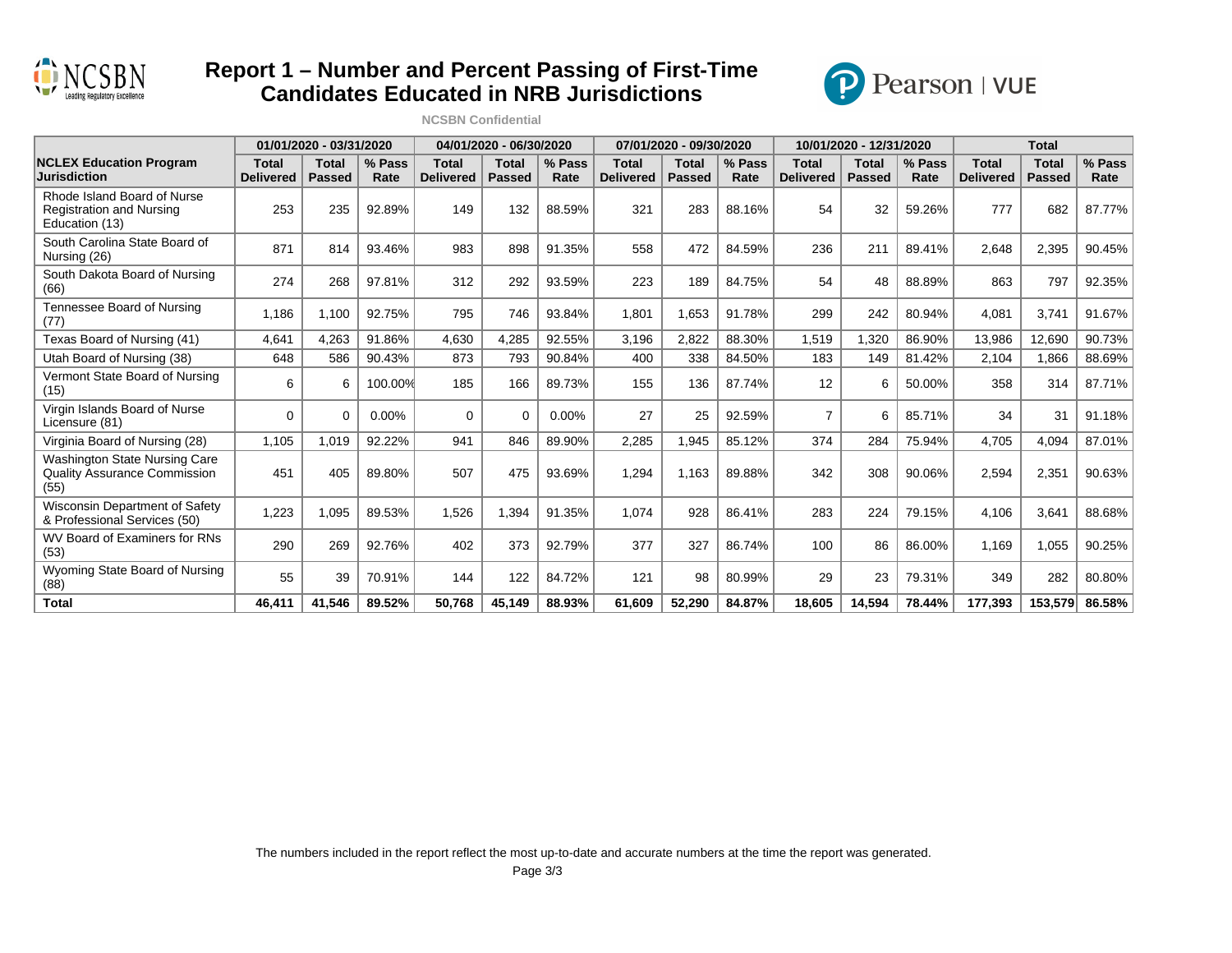# Report 1 – Number and Percent Passing of First-Time Candidates Educated in NRB Jurisdictions

NCSBN Confidential

| NCLEX Education Program Jurisdiction | 01/01/2020 - 03/31/2020 | | | 04/01/2020 - 06/30/2020 | | | 07/01/2020 - 09/30/2020 | | | 10/01/2020 - 12/31/2020 | | | Total | | |
|---|---|---|---|---|---|---|---|---|---|---|---|---|---|---|---|
| | Total Delivered | Total Passed | % Pass Rate | Total Delivered | Total Passed | % Pass Rate | Total Delivered | Total Passed | % Pass Rate | Total Delivered | Total Passed | % Pass Rate | Total Delivered | Total Passed | % Pass Rate |
| Rhode Island Board of Nurse Registration and Nursing Education (13) | 253 | 235 | 92.89% | 149 | 132 | 88.59% | 321 | 283 | 88.16% | 54 | 32 | 59.26% | 777 | 682 | 87.77% |
| South Carolina State Board of Nursing (26) | 871 | 814 | 93.46% | 983 | 898 | 91.35% | 558 | 472 | 84.59% | 236 | 211 | 89.41% | 2,648 | 2,395 | 90.45% |
| South Dakota Board of Nursing (66) | 274 | 268 | 97.81% | 312 | 292 | 93.59% | 223 | 189 | 84.75% | 54 | 48 | 88.89% | 863 | 797 | 92.35% |
| Tennessee Board of Nursing (77) | 1,186 | 1,100 | 92.75% | 795 | 746 | 93.84% | 1,801 | 1,653 | 91.78% | 299 | 242 | 80.94% | 4,081 | 3,741 | 91.67% |
| Texas Board of Nursing (41) | 4,641 | 4,263 | 91.86% | 4,630 | 4,285 | 92.55% | 3,196 | 2,822 | 88.30% | 1,519 | 1,320 | 86.90% | 13,986 | 12,690 | 90.73% |
| Utah Board of Nursing (38) | 648 | 586 | 90.43% | 873 | 793 | 90.84% | 400 | 338 | 84.50% | 183 | 149 | 81.42% | 2,104 | 1,866 | 88.69% |
| Vermont State Board of Nursing (15) | 6 | 6 | 100.00% | 185 | 166 | 89.73% | 155 | 136 | 87.74% | 12 | 6 | 50.00% | 358 | 314 | 87.71% |
| Virgin Islands Board of Nurse Licensure (81) | 0 | 0 | 0.00% | 0 | 0 | 0.00% | 27 | 25 | 92.59% | 7 | 6 | 85.71% | 34 | 31 | 91.18% |
| Virginia Board of Nursing (28) | 1,105 | 1,019 | 92.22% | 941 | 846 | 89.90% | 2,285 | 1,945 | 85.12% | 374 | 284 | 75.94% | 4,705 | 4,094 | 87.01% |
| Washington State Nursing Care Quality Assurance Commission (55) | 451 | 405 | 89.80% | 507 | 475 | 93.69% | 1,294 | 1,163 | 89.88% | 342 | 308 | 90.06% | 2,594 | 2,351 | 90.63% |
| Wisconsin Department of Safety & Professional Services (50) | 1,223 | 1,095 | 89.53% | 1,526 | 1,394 | 91.35% | 1,074 | 928 | 86.41% | 283 | 224 | 79.15% | 4,106 | 3,641 | 88.68% |
| WV Board of Examiners for RNs (53) | 290 | 269 | 92.76% | 402 | 373 | 92.79% | 377 | 327 | 86.74% | 100 | 86 | 86.00% | 1,169 | 1,055 | 90.25% |
| Wyoming State Board of Nursing (88) | 55 | 39 | 70.91% | 144 | 122 | 84.72% | 121 | 98 | 80.99% | 29 | 23 | 79.31% | 349 | 282 | 80.80% |
| **Total** | **46,411** | **41,546** | **89.52%** | **50,768** | **45,149** | **88.93%** | **61,609** | **52,290** | **84.87%** | **18,605** | **14,594** | **78.44%** | **177,393** | **153,579** | **86.58%** |

The numbers included in the report reflect the most up-to-date and accurate numbers at the time the report was generated.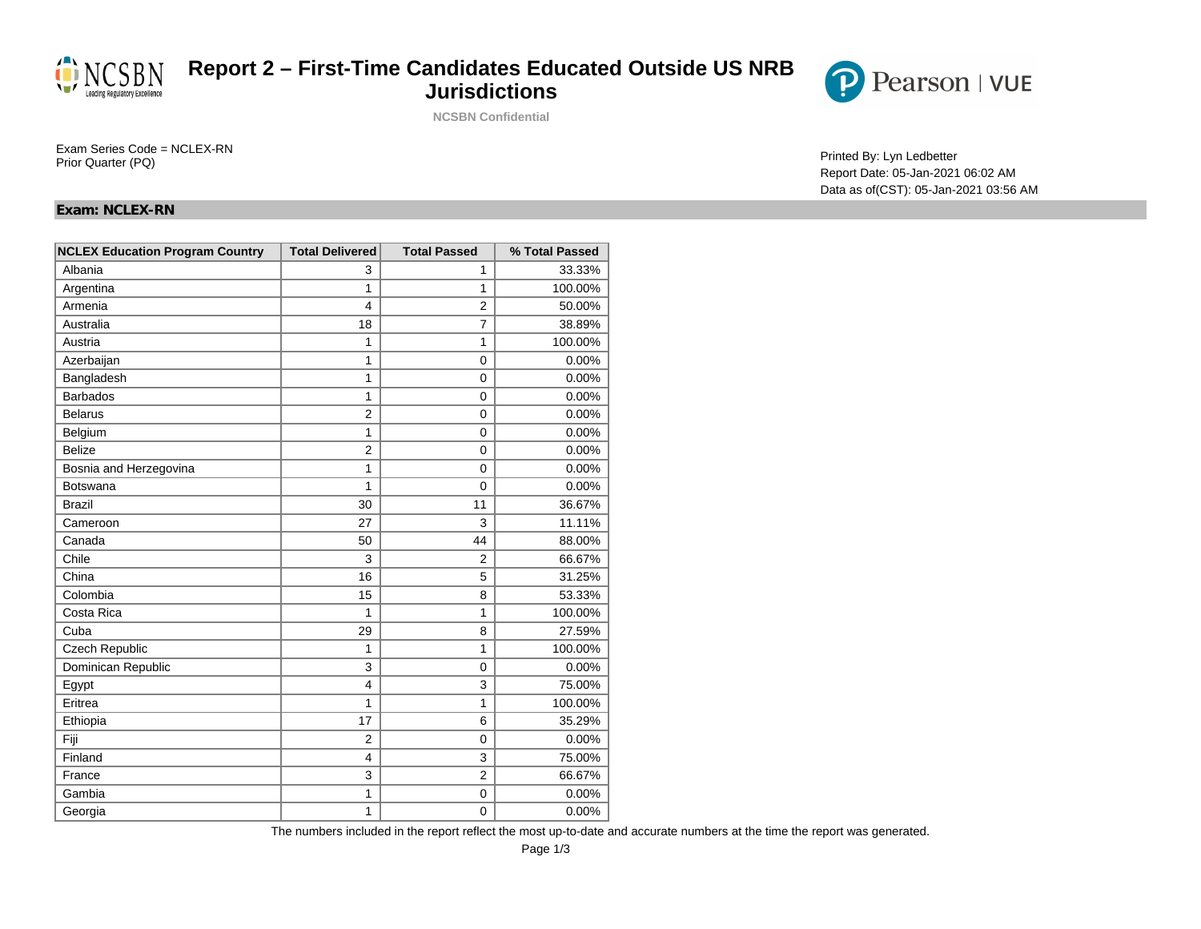# Report 2 – First-Time Candidates Educated Outside US NRB Jurisdictions

**NCSBN Confidential**

Exam Series Code = NCLEX-RN
Prior Quarter (PQ)

Printed By: Lyn Ledbetter
Report Date: 05-Jan-2021 06:02 AM
Data as of(CST): 05-Jan-2021 03:56 AM

**Exam: NCLEX-RN**

| NCLEX Education Program Country | Total Delivered | Total Passed | % Total Passed |
|---|---|---|---|
| Albania | 3 | 1 | 33.33% |
| Argentina | 1 | 1 | 100.00% |
| Armenia | 4 | 2 | 50.00% |
| Australia | 18 | 7 | 38.89% |
| Austria | 1 | 1 | 100.00% |
| Azerbaijan | 1 | 0 | 0.00% |
| Bangladesh | 1 | 0 | 0.00% |
| Barbados | 1 | 0 | 0.00% |
| Belarus | 2 | 0 | 0.00% |
| Belgium | 1 | 0 | 0.00% |
| Belize | 2 | 0 | 0.00% |
| Bosnia and Herzegovina | 1 | 0 | 0.00% |
| Botswana | 1 | 0 | 0.00% |
| Brazil | 30 | 11 | 36.67% |
| Cameroon | 27 | 3 | 11.11% |
| Canada | 50 | 44 | 88.00% |
| Chile | 3 | 2 | 66.67% |
| China | 16 | 5 | 31.25% |
| Colombia | 15 | 8 | 53.33% |
| Costa Rica | 1 | 1 | 100.00% |
| Cuba | 29 | 8 | 27.59% |
| Czech Republic | 1 | 1 | 100.00% |
| Dominican Republic | 3 | 0 | 0.00% |
| Egypt | 4 | 3 | 75.00% |
| Eritrea | 1 | 1 | 100.00% |
| Ethiopia | 17 | 6 | 35.29% |
| Fiji | 2 | 0 | 0.00% |
| Finland | 4 | 3 | 75.00% |
| France | 3 | 2 | 66.67% |
| Gambia | 1 | 0 | 0.00% |
| Georgia | 1 | 0 | 0.00% |

The numbers included in the report reflect the most up-to-date and accurate numbers at the time the report was generated.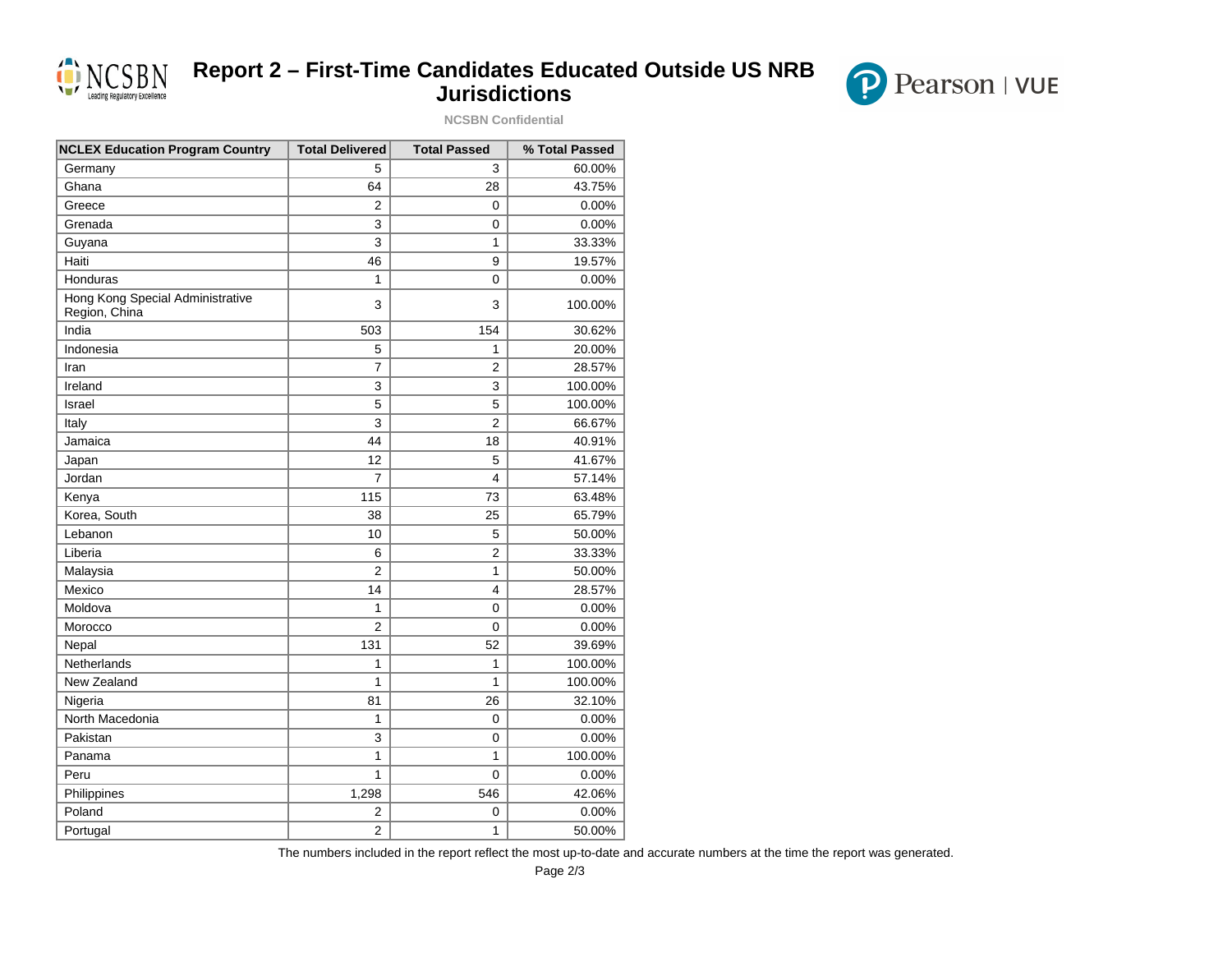# Report 2 – First-Time Candidates Educated Outside US NRB Jurisdictions

NCSBN Confidential

| NCLEX Education Program Country | Total Delivered | Total Passed | % Total Passed |
|---|---|---|---|
| Germany | 5 | 3 | 60.00% |
| Ghana | 64 | 28 | 43.75% |
| Greece | 2 | 0 | 0.00% |
| Grenada | 3 | 0 | 0.00% |
| Guyana | 3 | 1 | 33.33% |
| Haiti | 46 | 9 | 19.57% |
| Honduras | 1 | 0 | 0.00% |
| Hong Kong Special Administrative Region, China | 3 | 3 | 100.00% |
| India | 503 | 154 | 30.62% |
| Indonesia | 5 | 1 | 20.00% |
| Iran | 7 | 2 | 28.57% |
| Ireland | 3 | 3 | 100.00% |
| Israel | 5 | 5 | 100.00% |
| Italy | 3 | 2 | 66.67% |
| Jamaica | 44 | 18 | 40.91% |
| Japan | 12 | 5 | 41.67% |
| Jordan | 7 | 4 | 57.14% |
| Kenya | 115 | 73 | 63.48% |
| Korea, South | 38 | 25 | 65.79% |
| Lebanon | 10 | 5 | 50.00% |
| Liberia | 6 | 2 | 33.33% |
| Malaysia | 2 | 1 | 50.00% |
| Mexico | 14 | 4 | 28.57% |
| Moldova | 1 | 0 | 0.00% |
| Morocco | 2 | 0 | 0.00% |
| Nepal | 131 | 52 | 39.69% |
| Netherlands | 1 | 1 | 100.00% |
| New Zealand | 1 | 1 | 100.00% |
| Nigeria | 81 | 26 | 32.10% |
| North Macedonia | 1 | 0 | 0.00% |
| Pakistan | 3 | 0 | 0.00% |
| Panama | 1 | 1 | 100.00% |
| Peru | 1 | 0 | 0.00% |
| Philippines | 1,298 | 546 | 42.06% |
| Poland | 2 | 0 | 0.00% |
| Portugal | 2 | 1 | 50.00% |

The numbers included in the report reflect the most up-to-date and accurate numbers at the time the report was generated.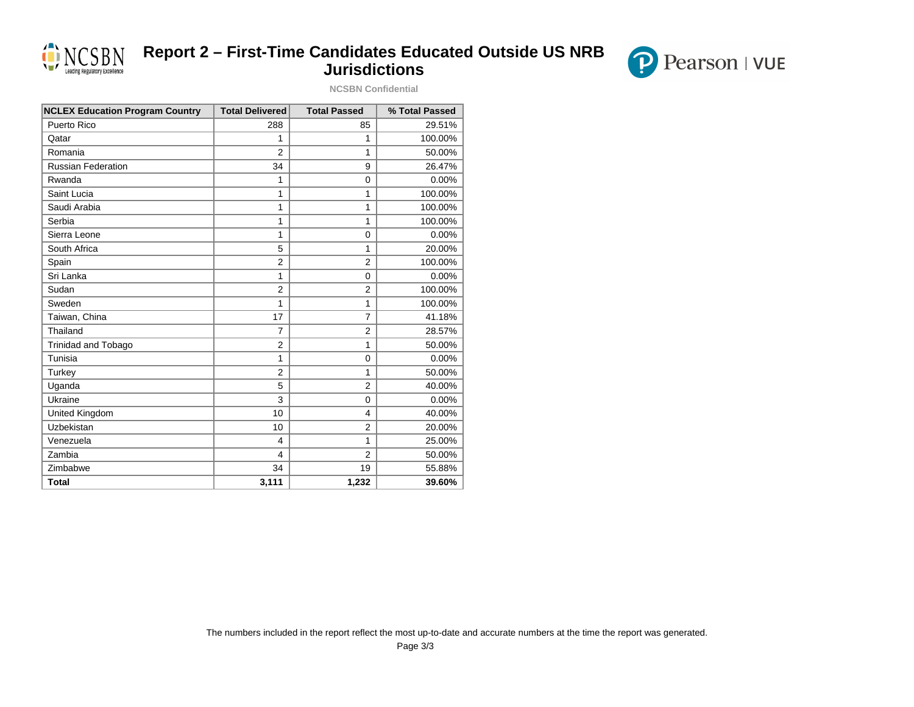# Report 2 – First-Time Candidates Educated Outside US NRB Jurisdictions

NCSBN Confidential

| NCLEX Education Program Country | Total Delivered | Total Passed | % Total Passed |
|---|---|---|---|
| Puerto Rico | 288 | 85 | 29.51% |
| Qatar | 1 | 1 | 100.00% |
| Romania | 2 | 1 | 50.00% |
| Russian Federation | 34 | 9 | 26.47% |
| Rwanda | 1 | 0 | 0.00% |
| Saint Lucia | 1 | 1 | 100.00% |
| Saudi Arabia | 1 | 1 | 100.00% |
| Serbia | 1 | 1 | 100.00% |
| Sierra Leone | 1 | 0 | 0.00% |
| South Africa | 5 | 1 | 20.00% |
| Spain | 2 | 2 | 100.00% |
| Sri Lanka | 1 | 0 | 0.00% |
| Sudan | 2 | 2 | 100.00% |
| Sweden | 1 | 1 | 100.00% |
| Taiwan, China | 17 | 7 | 41.18% |
| Thailand | 7 | 2 | 28.57% |
| Trinidad and Tobago | 2 | 1 | 50.00% |
| Tunisia | 1 | 0 | 0.00% |
| Turkey | 2 | 1 | 50.00% |
| Uganda | 5 | 2 | 40.00% |
| Ukraine | 3 | 0 | 0.00% |
| United Kingdom | 10 | 4 | 40.00% |
| Uzbekistan | 10 | 2 | 20.00% |
| Venezuela | 4 | 1 | 25.00% |
| Zambia | 4 | 2 | 50.00% |
| Zimbabwe | 34 | 19 | 55.88% |
| **Total** | **3,111** | **1,232** | **39.60%** |

The numbers included in the report reflect the most up-to-date and accurate numbers at the time the report was generated.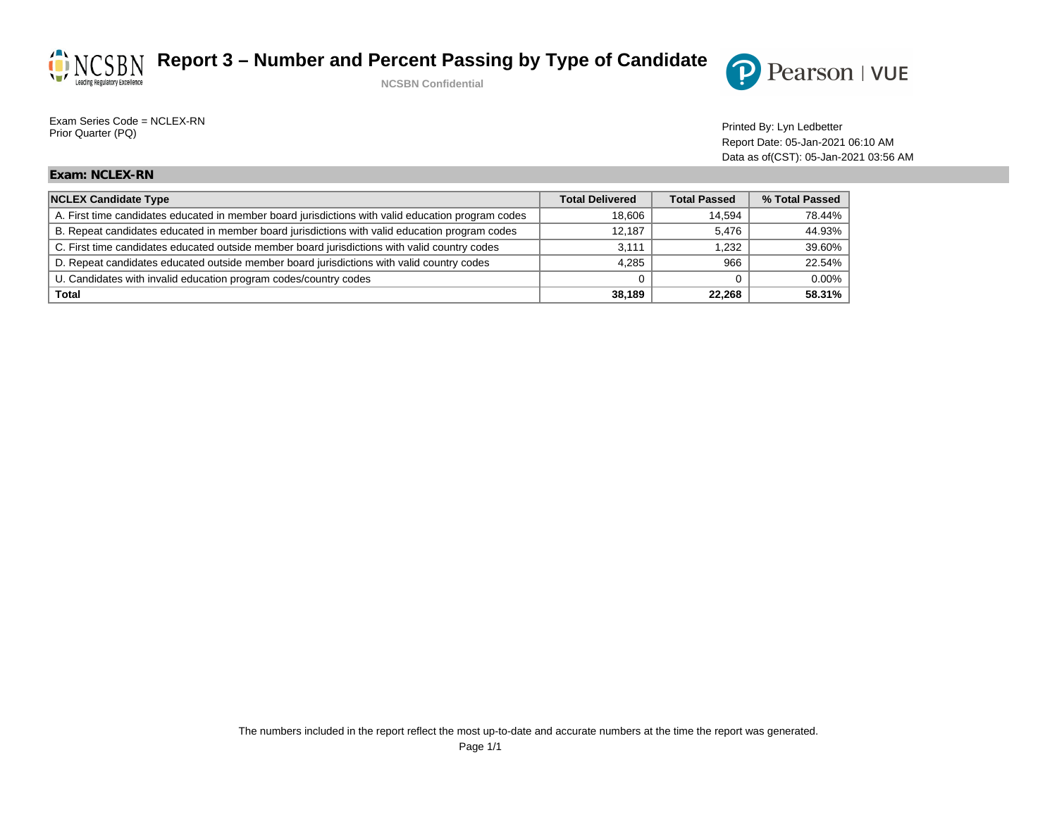# Report 3 – Number and Percent Passing by Type of Candidate

**NCSBN Confidential**

Exam Series Code = NCLEX-RN
Prior Quarter (PQ)

Printed By: Lyn Ledbetter
Report Date: 05-Jan-2021 06:10 AM
Data as of(CST): 05-Jan-2021 03:56 AM

## Exam: NCLEX-RN

| NCLEX Candidate Type | Total Delivered | Total Passed | % Total Passed |
|---|---|---|---|
| A. First time candidates educated in member board jurisdictions with valid education program codes | 18,606 | 14,594 | 78.44% |
| B. Repeat candidates educated in member board jurisdictions with valid education program codes | 12,187 | 5,476 | 44.93% |
| C. First time candidates educated outside member board jurisdictions with valid country codes | 3,111 | 1,232 | 39.60% |
| D. Repeat candidates educated outside member board jurisdictions with valid country codes | 4,285 | 966 | 22.54% |
| U. Candidates with invalid education program codes/country codes | 0 | 0 | 0.00% |
| **Total** | **38,189** | **22,268** | **58.31%** |

The numbers included in the report reflect the most up-to-date and accurate numbers at the time the report was generated.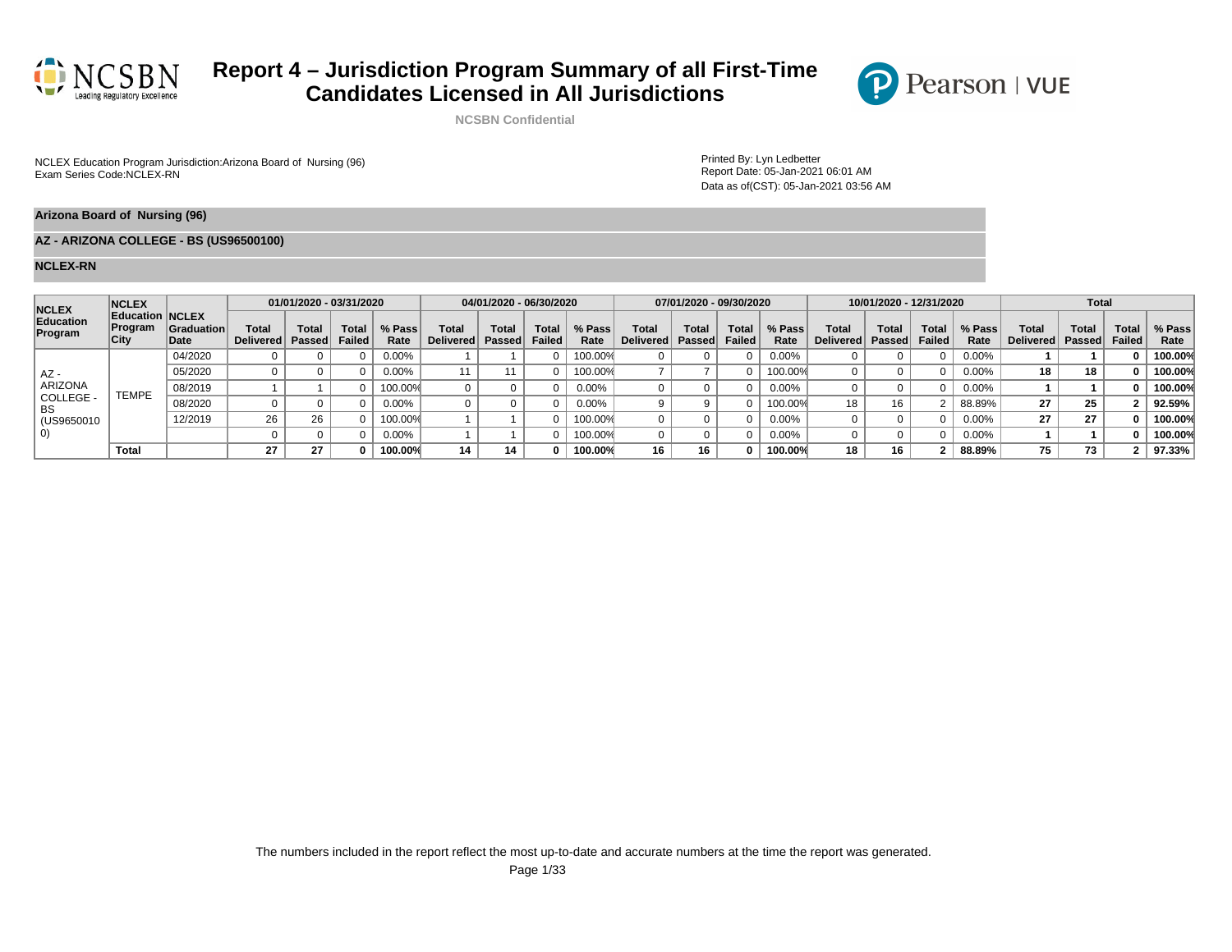# Report 4 – Jurisdiction Program Summary of all First-Time Candidates Licensed in All Jurisdictions

**NCSBN Confidential**

NCLEX Education Program Jurisdiction:Arizona Board of Nursing (96)
Exam Series Code:NCLEX-RN

Printed By: Lyn Ledbetter
Report Date: 05-Jan-2021 06:01 AM
Data as of(CST): 05-Jan-2021 03:56 AM

**Arizona Board of Nursing (96)**

**AZ - ARIZONA COLLEGE - BS (US96500100)**

**NCLEX-RN**

| NCLEX Education Program | NCLEX Education Program City | NCLEX Graduation Date | 01/01/2020 - 03/31/2020 | | | | 04/01/2020 - 06/30/2020 | | | | 07/01/2020 - 09/30/2020 | | | | 10/01/2020 - 12/31/2020 | | | | Total | | | |
|---|---|---|---|---|---|---|---|---|---|---|---|---|---|---|---|---|---|---|---|---|---|---|
| | | | Total Delivered | Total Passed | Total Failed | % Pass Rate | Total Delivered | Total Passed | Total Failed | % Pass Rate | Total Delivered | Total Passed | Total Failed | % Pass Rate | Total Delivered | Total Passed | Total Failed | % Pass Rate | Total Delivered | Total Passed | Total Failed | % Pass Rate |
| AZ - ARIZONA COLLEGE - BS (US96500100) | TEMPE | 04/2020 | 0 | 0 | 0 | 0.00% | 1 | 1 | 0 | 100.00% | 0 | 0 | 0 | 0.00% | 0 | 0 | 0 | 0.00% | **1** | **1** | **0** | **100.00%** |
| | | 05/2020 | 0 | 0 | 0 | 0.00% | 11 | 11 | 0 | 100.00% | 7 | 7 | 0 | 100.00% | 0 | 0 | 0 | 0.00% | **18** | **18** | **0** | **100.00%** |
| | | 08/2019 | 1 | 1 | 0 | 100.00% | 0 | 0 | 0 | 0.00% | 0 | 0 | 0 | 0.00% | 0 | 0 | 0 | 0.00% | **1** | **1** | **0** | **100.00%** |
| | | 08/2020 | 0 | 0 | 0 | 0.00% | 0 | 0 | 0 | 0.00% | 9 | 9 | 0 | 100.00% | 18 | 16 | 2 | 88.89% | **27** | **25** | **2** | **92.59%** |
| | | 12/2019 | 26 | 26 | 0 | 100.00% | 1 | 1 | 0 | 100.00% | 0 | 0 | 0 | 0.00% | 0 | 0 | 0 | 0.00% | **27** | **27** | **0** | **100.00%** |
| | | | 0 | 0 | 0 | 0.00% | 1 | 1 | 0 | 100.00% | 0 | 0 | 0 | 0.00% | 0 | 0 | 0 | 0.00% | **1** | **1** | **0** | **100.00%** |
| | **Total** | | **27** | **27** | **0** | **100.00%** | **14** | **14** | **0** | **100.00%** | **16** | **16** | **0** | **100.00%** | **18** | **16** | **2** | **88.89%** | **75** | **73** | **2** | **97.33%** |

The numbers included in the report reflect the most up-to-date and accurate numbers at the time the report was generated.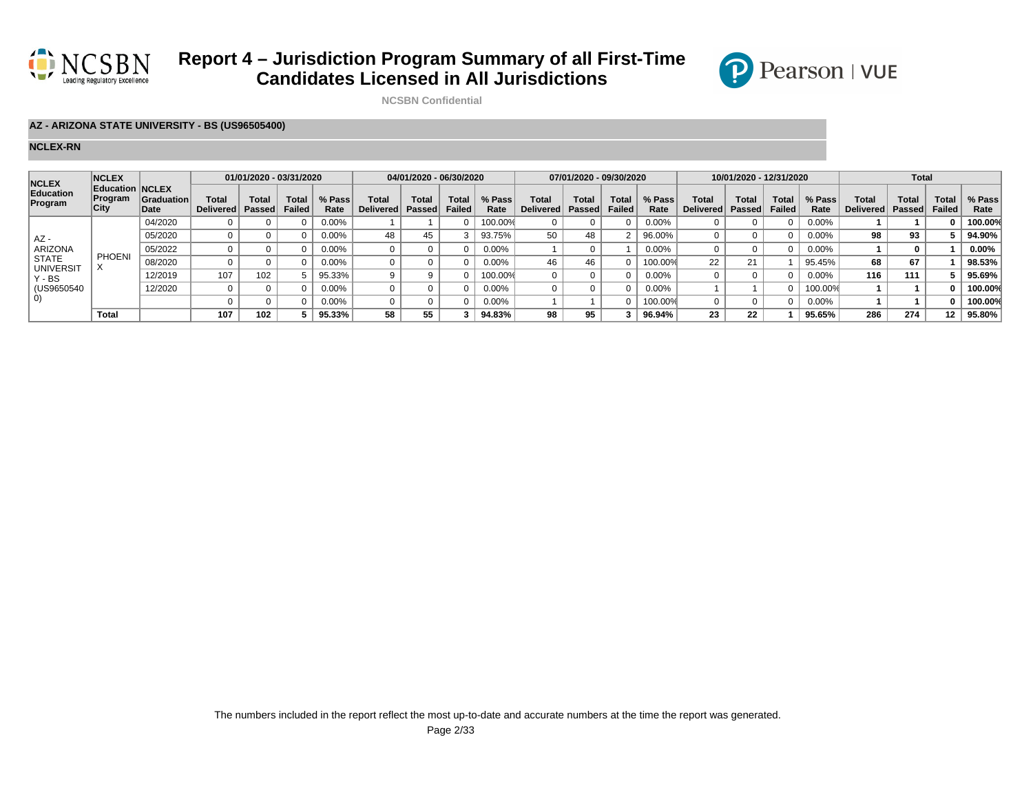# Report 4 – Jurisdiction Program Summary of all First-Time Candidates Licensed in All Jurisdictions

NCSBN Confidential

**AZ - ARIZONA STATE UNIVERSITY - BS (US96505400)**

**NCLEX-RN**

| NCLEX Education Program | NCLEX Education Program City | NCLEX Graduation Date | 01/01/2020 - 03/31/2020 | | | | 04/01/2020 - 06/30/2020 | | | | 07/01/2020 - 09/30/2020 | | | | 10/01/2020 - 12/31/2020 | | | | Total | | | |
|---|---|---|---|---|---|---|---|---|---|---|---|---|---|---|---|---|---|---|---|---|---|---|
| | | | Total Delivered | Total Passed | Total Failed | % Pass Rate | Total Delivered | Total Passed | Total Failed | % Pass Rate | Total Delivered | Total Passed | Total Failed | % Pass Rate | Total Delivered | Total Passed | Total Failed | % Pass Rate | Total Delivered | Total Passed | Total Failed | % Pass Rate |
| AZ - ARIZONA STATE UNIVERSITY - BS (US96505400) | PHOENIX | 04/2020 | 0 | 0 | 0 | 0.00% | 1 | 1 | 0 | 100.00% | 0 | 0 | 0 | 0.00% | 0 | 0 | 0 | 0.00% | **1** | **1** | **0** | **100.00%** |
| | | 05/2020 | 0 | 0 | 0 | 0.00% | 48 | 45 | 3 | 93.75% | 50 | 48 | 2 | 96.00% | 0 | 0 | 0 | 0.00% | **98** | **93** | **5** | **94.90%** |
| | | 05/2022 | 0 | 0 | 0 | 0.00% | 0 | 0 | 0 | 0.00% | 1 | 0 | 1 | 0.00% | 0 | 0 | 0 | 0.00% | **1** | **0** | **1** | **0.00%** |
| | | 08/2020 | 0 | 0 | 0 | 0.00% | 0 | 0 | 0 | 0.00% | 46 | 46 | 0 | 100.00% | 22 | 21 | 1 | 95.45% | **68** | **67** | **1** | **98.53%** |
| | | 12/2019 | 107 | 102 | 5 | 95.33% | 9 | 9 | 0 | 100.00% | 0 | 0 | 0 | 0.00% | 0 | 0 | 0 | 0.00% | **116** | **111** | **5** | **95.69%** |
| | | 12/2020 | 0 | 0 | 0 | 0.00% | 0 | 0 | 0 | 0.00% | 0 | 0 | 0 | 0.00% | 1 | 1 | 0 | 100.00% | **1** | **1** | **0** | **100.00%** |
| | | | 0 | 0 | 0 | 0.00% | 0 | 0 | 0 | 0.00% | 1 | 1 | 0 | 100.00% | 0 | 0 | 0 | 0.00% | **1** | **1** | **0** | **100.00%** |
| | **Total** | | **107** | **102** | **5** | **95.33%** | **58** | **55** | **3** | **94.83%** | **98** | **95** | **3** | **96.94%** | **23** | **22** | **1** | **95.65%** | **286** | **274** | **12** | **95.80%** |

The numbers included in the report reflect the most up-to-date and accurate numbers at the time the report was generated.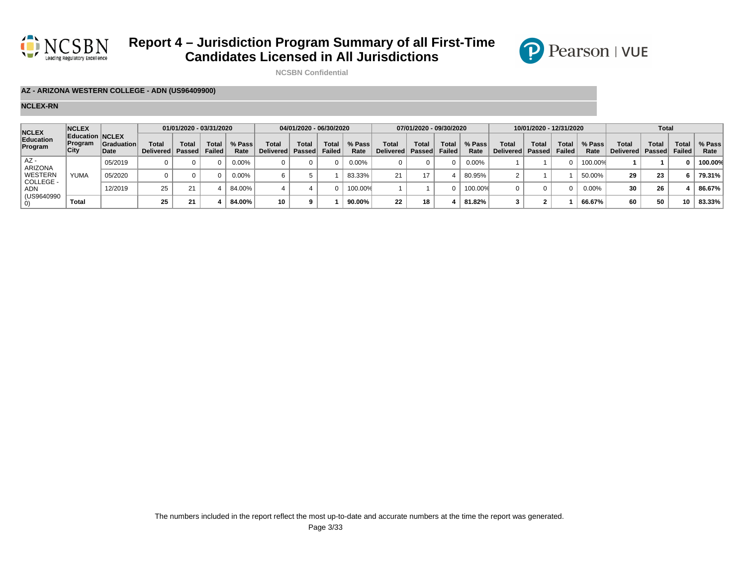# Report 4 – Jurisdiction Program Summary of all First-Time Candidates Licensed in All Jurisdictions

NCSBN Confidential

**AZ - ARIZONA WESTERN COLLEGE - ADN (US96409900)**

**NCLEX-RN**

| NCLEX Education Program | NCLEX Education Program City | NCLEX Graduation Date | 01/01/2020 - 03/31/2020 | | | | 04/01/2020 - 06/30/2020 | | | | 07/01/2020 - 09/30/2020 | | | | 10/01/2020 - 12/31/2020 | | | | Total | | | |
|---|---|---|---|---|---|---|---|---|---|---|---|---|---|---|---|---|---|---|---|---|---|---|
| | | | Total Delivered | Total Passed | Total Failed | % Pass Rate | Total Delivered | Total Passed | Total Failed | % Pass Rate | Total Delivered | Total Passed | Total Failed | % Pass Rate | Total Delivered | Total Passed | Total Failed | % Pass Rate | Total Delivered | Total Passed | Total Failed | % Pass Rate |
| AZ - ARIZONA WESTERN COLLEGE - ADN (US96409900) | YUMA | 05/2019 | 0 | 0 | 0 | 0.00% | 0 | 0 | 0 | 0.00% | 0 | 0 | 0 | 0.00% | 1 | 1 | 0 | 100.00% | **1** | **1** | **0** | **100.00%** |
| | | 05/2020 | 0 | 0 | 0 | 0.00% | 6 | 5 | 1 | 83.33% | 21 | 17 | 4 | 80.95% | 2 | 1 | 1 | 50.00% | **29** | **23** | **6** | **79.31%** |
| | | 12/2019 | 25 | 21 | 4 | 84.00% | 4 | 4 | 0 | 100.00% | 1 | 1 | 0 | 100.00% | 0 | 0 | 0 | 0.00% | **30** | **26** | **4** | **86.67%** |
| | **Total** | | **25** | **21** | **4** | **84.00%** | **10** | **9** | **1** | **90.00%** | **22** | **18** | **4** | **81.82%** | **3** | **2** | **1** | **66.67%** | **60** | **50** | **10** | **83.33%** |

The numbers included in the report reflect the most up-to-date and accurate numbers at the time the report was generated.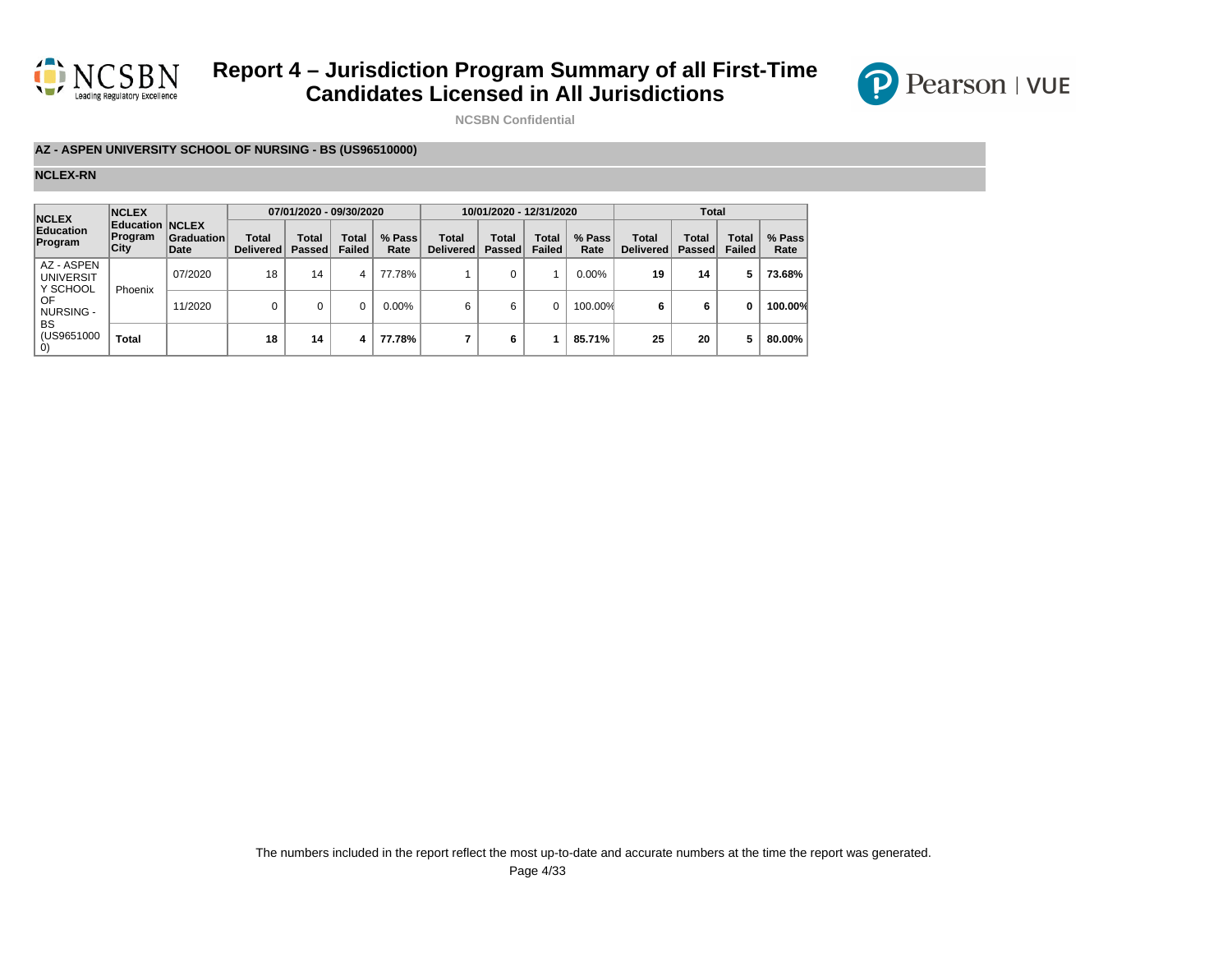# Report 4 – Jurisdiction Program Summary of all First-Time Candidates Licensed in All Jurisdictions

NCSBN Confidential

**AZ - ASPEN UNIVERSITY SCHOOL OF NURSING - BS (US96510000)**

**NCLEX-RN**

| NCLEX Education Program | NCLEX Education Program City | NCLEX Graduation Date | 07/01/2020 - 09/30/2020 | | | | 10/01/2020 - 12/31/2020 | | | | Total | | | |
|---|---|---|---|---|---|---|---|---|---|---|---|---|---|---|
| | | | Total Delivered | Total Passed | Total Failed | % Pass Rate | Total Delivered | Total Passed | Total Failed | % Pass Rate | Total Delivered | Total Passed | Total Failed | % Pass Rate |
| AZ - ASPEN UNIVERSITY SCHOOL OF NURSING - BS (US96510000) | Phoenix | 07/2020 | 18 | 14 | 4 | 77.78% | 1 | 0 | 1 | 0.00% | **19** | **14** | **5** | **73.68%** |
| | | 11/2020 | 0 | 0 | 0 | 0.00% | 6 | 6 | 0 | 100.00% | **6** | **6** | **0** | **100.00%** |
| | **Total** | | **18** | **14** | **4** | **77.78%** | **7** | **6** | **1** | **85.71%** | **25** | **20** | **5** | **80.00%** |

The numbers included in the report reflect the most up-to-date and accurate numbers at the time the report was generated.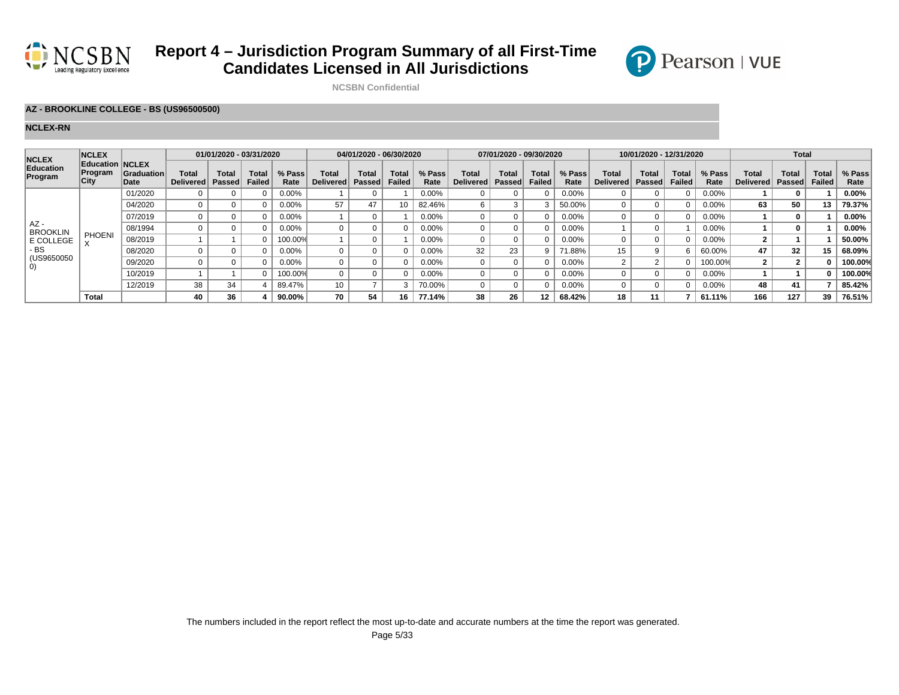# Report 4 – Jurisdiction Program Summary of all First-Time Candidates Licensed in All Jurisdictions

NCSBN Confidential

**AZ - BROOKLINE COLLEGE - BS (US96500500)**

**NCLEX-RN**

| NCLEX Education Program | NCLEX Education Program City | NCLEX Graduation Date | 01/01/2020 - 03/31/2020 | | | | 04/01/2020 - 06/30/2020 | | | | 07/01/2020 - 09/30/2020 | | | | 10/01/2020 - 12/31/2020 | | | | Total | | | |
|---|---|---|---|---|---|---|---|---|---|---|---|---|---|---|---|---|---|---|---|---|---|---|
| | | | Total Delivered | Total Passed | Total Failed | % Pass Rate | Total Delivered | Total Passed | Total Failed | % Pass Rate | Total Delivered | Total Passed | Total Failed | % Pass Rate | Total Delivered | Total Passed | Total Failed | % Pass Rate | Total Delivered | Total Passed | Total Failed | % Pass Rate |
| AZ - BROOKLINE COLLEGE - BS (US96500500) | PHOENIX | 01/2020 | 0 | 0 | 0 | 0.00% | 1 | 0 | 1 | 0.00% | 0 | 0 | 0 | 0.00% | 0 | 0 | 0 | 0.00% | **1** | **0** | **1** | **0.00%** |
| | | 04/2020 | 0 | 0 | 0 | 0.00% | 57 | 47 | 10 | 82.46% | 6 | 3 | 3 | 50.00% | 0 | 0 | 0 | 0.00% | **63** | **50** | **13** | **79.37%** |
| | | 07/2019 | 0 | 0 | 0 | 0.00% | 1 | 0 | 1 | 0.00% | 0 | 0 | 0 | 0.00% | 0 | 0 | 0 | 0.00% | **1** | **0** | **1** | **0.00%** |
| | | 08/1994 | 0 | 0 | 0 | 0.00% | 0 | 0 | 0 | 0.00% | 0 | 0 | 0 | 0.00% | 1 | 0 | 1 | 0.00% | **1** | **0** | **1** | **0.00%** |
| | | 08/2019 | 1 | 1 | 0 | 100.00% | 1 | 0 | 1 | 0.00% | 0 | 0 | 0 | 0.00% | 0 | 0 | 0 | 0.00% | **2** | **1** | **1** | **50.00%** |
| | | 08/2020 | 0 | 0 | 0 | 0.00% | 0 | 0 | 0 | 0.00% | 32 | 23 | 9 | 71.88% | 15 | 9 | 6 | 60.00% | **47** | **32** | **15** | **68.09%** |
| | | 09/2020 | 0 | 0 | 0 | 0.00% | 0 | 0 | 0 | 0.00% | 0 | 0 | 0 | 0.00% | 2 | 2 | 0 | 100.00% | **2** | **2** | **0** | **100.00%** |
| | | 10/2019 | 1 | 1 | 0 | 100.00% | 0 | 0 | 0 | 0.00% | 0 | 0 | 0 | 0.00% | 0 | 0 | 0 | 0.00% | **1** | **1** | **0** | **100.00%** |
| | | 12/2019 | 38 | 34 | 4 | 89.47% | 10 | 7 | 3 | 70.00% | 0 | 0 | 0 | 0.00% | 0 | 0 | 0 | 0.00% | **48** | **41** | **7** | **85.42%** |
| | **Total** | | **40** | **36** | **4** | **90.00%** | **70** | **54** | **16** | **77.14%** | **38** | **26** | **12** | **68.42%** | **18** | **11** | **7** | **61.11%** | **166** | **127** | **39** | **76.51%** |

The numbers included in the report reflect the most up-to-date and accurate numbers at the time the report was generated.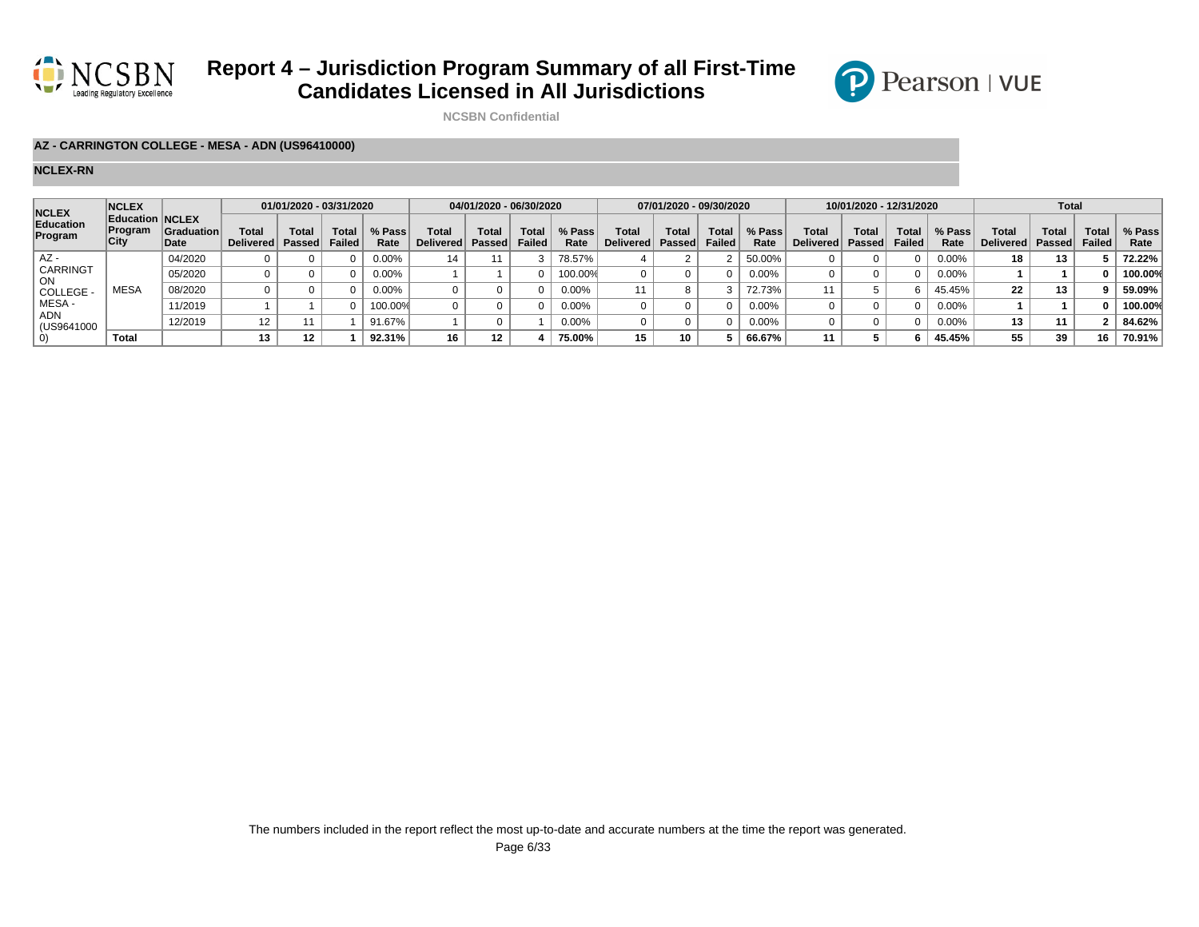# Report 4 – Jurisdiction Program Summary of all First-Time Candidates Licensed in All Jurisdictions

NCSBN Confidential

**AZ - CARRINGTON COLLEGE - MESA - ADN (US96410000)**

**NCLEX-RN**

| NCLEX Education Program | NCLEX Education Program City | NCLEX Graduation Date | 01/01/2020 - 03/31/2020 | | | | 04/01/2020 - 06/30/2020 | | | | 07/01/2020 - 09/30/2020 | | | | 10/01/2020 - 12/31/2020 | | | | Total | | | |
|---|---|---|---|---|---|---|---|---|---|---|---|---|---|---|---|---|---|---|---|---|---|---|
| | | | Total Delivered | Total Passed | Total Failed | % Pass Rate | Total Delivered | Total Passed | Total Failed | % Pass Rate | Total Delivered | Total Passed | Total Failed | % Pass Rate | Total Delivered | Total Passed | Total Failed | % Pass Rate | Total Delivered | Total Passed | Total Failed | % Pass Rate |
| AZ - CARRINGTON COLLEGE - MESA - ADN (US96410000) | MESA | 04/2020 | 0 | 0 | 0 | 0.00% | 14 | 11 | 3 | 78.57% | 4 | 2 | 2 | 50.00% | 0 | 0 | 0 | 0.00% | **18** | **13** | **5** | **72.22%** |
| | | 05/2020 | 0 | 0 | 0 | 0.00% | 1 | 1 | 0 | 100.00% | 0 | 0 | 0 | 0.00% | 0 | 0 | 0 | 0.00% | **1** | **1** | **0** | **100.00%** |
| | | 08/2020 | 0 | 0 | 0 | 0.00% | 0 | 0 | 0 | 0.00% | 11 | 8 | 3 | 72.73% | 11 | 5 | 6 | 45.45% | **22** | **13** | **9** | **59.09%** |
| | | 11/2019 | 1 | 1 | 0 | 100.00% | 0 | 0 | 0 | 0.00% | 0 | 0 | 0 | 0.00% | 0 | 0 | 0 | 0.00% | **1** | **1** | **0** | **100.00%** |
| | | 12/2019 | 12 | 11 | 1 | 91.67% | 1 | 0 | 1 | 0.00% | 0 | 0 | 0 | 0.00% | 0 | 0 | 0 | 0.00% | **13** | **11** | **2** | **84.62%** |
| | **Total** | | **13** | **12** | **1** | **92.31%** | **16** | **12** | **4** | **75.00%** | **15** | **10** | **5** | **66.67%** | **11** | **5** | **6** | **45.45%** | **55** | **39** | **16** | **70.91%** |

The numbers included in the report reflect the most up-to-date and accurate numbers at the time the report was generated.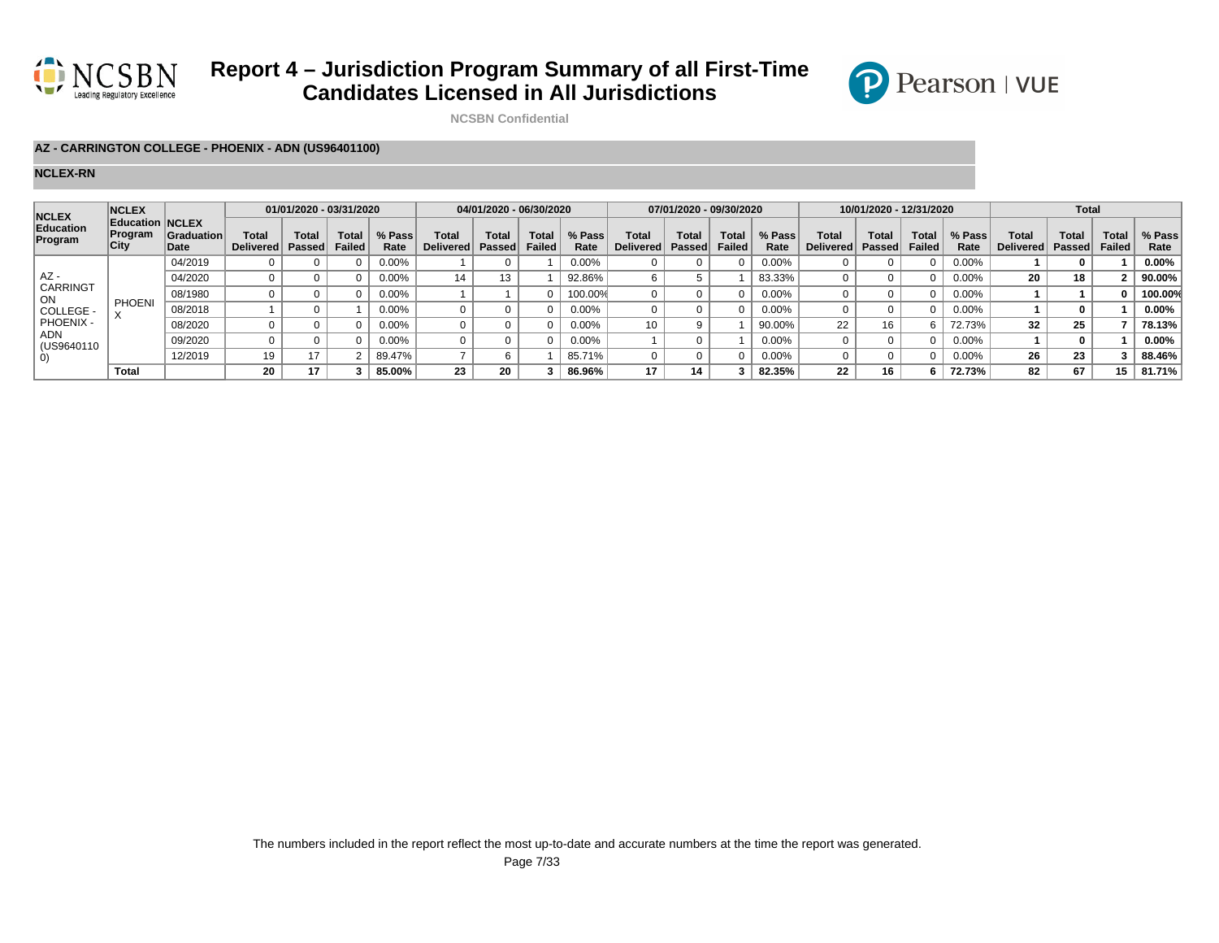# Report 4 – Jurisdiction Program Summary of all First-Time Candidates Licensed in All Jurisdictions

NCSBN Confidential

**AZ - CARRINGTON COLLEGE - PHOENIX - ADN (US96401100)**

**NCLEX-RN**

| NCLEX Education Program | NCLEX Education Program City | NCLEX Graduation Date | 01/01/2020 - 03/31/2020 | | | | 04/01/2020 - 06/30/2020 | | | | 07/01/2020 - 09/30/2020 | | | | 10/01/2020 - 12/31/2020 | | | | Total | | | |
|---|---|---|---|---|---|---|---|---|---|---|---|---|---|---|---|---|---|---|---|---|---|---|
| | | | Total Delivered | Total Passed | Total Failed | % Pass Rate | Total Delivered | Total Passed | Total Failed | % Pass Rate | Total Delivered | Total Passed | Total Failed | % Pass Rate | Total Delivered | Total Passed | Total Failed | % Pass Rate | Total Delivered | Total Passed | Total Failed | % Pass Rate |
| AZ - CARRINGTON COLLEGE - PHOENIX - ADN (US96401100) | PHOENIX | 04/2019 | 0 | 0 | 0 | 0.00% | 1 | 0 | 1 | 0.00% | 0 | 0 | 0 | 0.00% | 0 | 0 | 0 | 0.00% | **1** | **0** | **1** | **0.00%** |
| | | 04/2020 | 0 | 0 | 0 | 0.00% | 14 | 13 | 1 | 92.86% | 6 | 5 | 1 | 83.33% | 0 | 0 | 0 | 0.00% | **20** | **18** | **2** | **90.00%** |
| | | 08/1980 | 0 | 0 | 0 | 0.00% | 1 | 1 | 0 | 100.00% | 0 | 0 | 0 | 0.00% | 0 | 0 | 0 | 0.00% | **1** | **1** | **0** | **100.00%** |
| | | 08/2018 | 1 | 0 | 1 | 0.00% | 0 | 0 | 0 | 0.00% | 0 | 0 | 0 | 0.00% | 0 | 0 | 0 | 0.00% | **1** | **0** | **1** | **0.00%** |
| | | 08/2020 | 0 | 0 | 0 | 0.00% | 0 | 0 | 0 | 0.00% | 10 | 9 | 1 | 90.00% | 22 | 16 | 6 | 72.73% | **32** | **25** | **7** | **78.13%** |
| | | 09/2020 | 0 | 0 | 0 | 0.00% | 0 | 0 | 0 | 0.00% | 1 | 0 | 1 | 0.00% | 0 | 0 | 0 | 0.00% | **1** | **0** | **1** | **0.00%** |
| | | 12/2019 | 19 | 17 | 2 | 89.47% | 7 | 6 | 1 | 85.71% | 0 | 0 | 0 | 0.00% | 0 | 0 | 0 | 0.00% | **26** | **23** | **3** | **88.46%** |
| | **Total** | | **20** | **17** | **3** | **85.00%** | **23** | **20** | **3** | **86.96%** | **17** | **14** | **3** | **82.35%** | **22** | **16** | **6** | **72.73%** | **82** | **67** | **15** | **81.71%** |

The numbers included in the report reflect the most up-to-date and accurate numbers at the time the report was generated.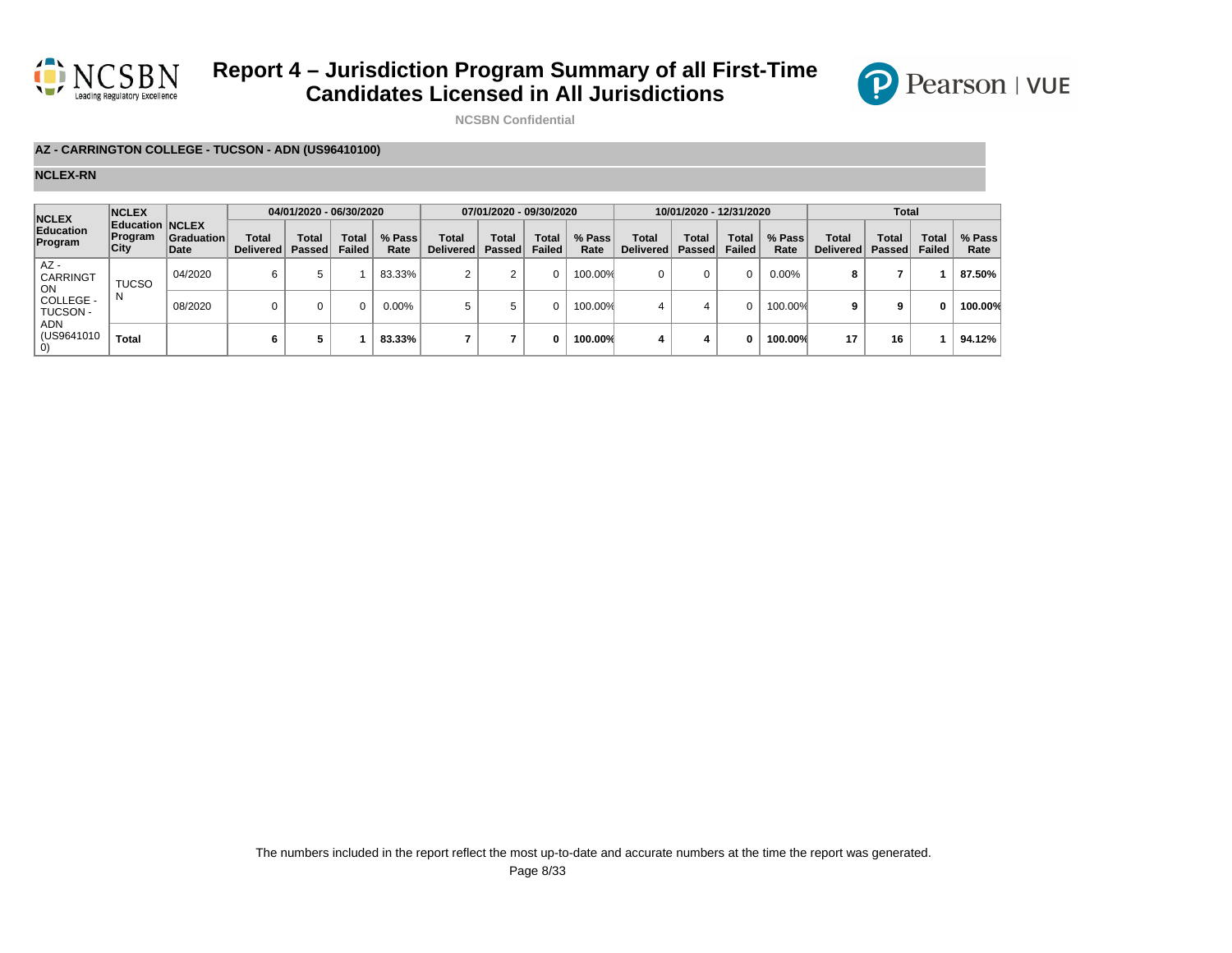# Report 4 – Jurisdiction Program Summary of all First-Time Candidates Licensed in All Jurisdictions

NCSBN Confidential

**AZ - CARRINGTON COLLEGE - TUCSON - ADN (US96410100)**

**NCLEX-RN**

| NCLEX Education Program | NCLEX Education Program City | NCLEX Graduation Date | 04/01/2020 - 06/30/2020 | | | | 07/01/2020 - 09/30/2020 | | | | 10/01/2020 - 12/31/2020 | | | | Total | | | |
|---|---|---|---|---|---|---|---|---|---|---|---|---|---|---|---|---|---|---|
| | | | Total Delivered | Total Passed | Total Failed | % Pass Rate | Total Delivered | Total Passed | Total Failed | % Pass Rate | Total Delivered | Total Passed | Total Failed | % Pass Rate | Total Delivered | Total Passed | Total Failed | % Pass Rate |
| AZ - CARRINGTON COLLEGE - TUCSON - ADN (US96410100) | TUCSON | 04/2020 | 6 | 5 | 1 | 83.33% | 2 | 2 | 0 | 100.00% | 0 | 0 | 0 | 0.00% | **8** | **7** | **1** | **87.50%** |
| | | 08/2020 | 0 | 0 | 0 | 0.00% | 5 | 5 | 0 | 100.00% | 4 | 4 | 0 | 100.00% | **9** | **9** | **0** | **100.00%** |
| | **Total** | | **6** | **5** | **1** | **83.33%** | **7** | **7** | **0** | **100.00%** | **4** | **4** | **0** | **100.00%** | **17** | **16** | **1** | **94.12%** |

The numbers included in the report reflect the most up-to-date and accurate numbers at the time the report was generated.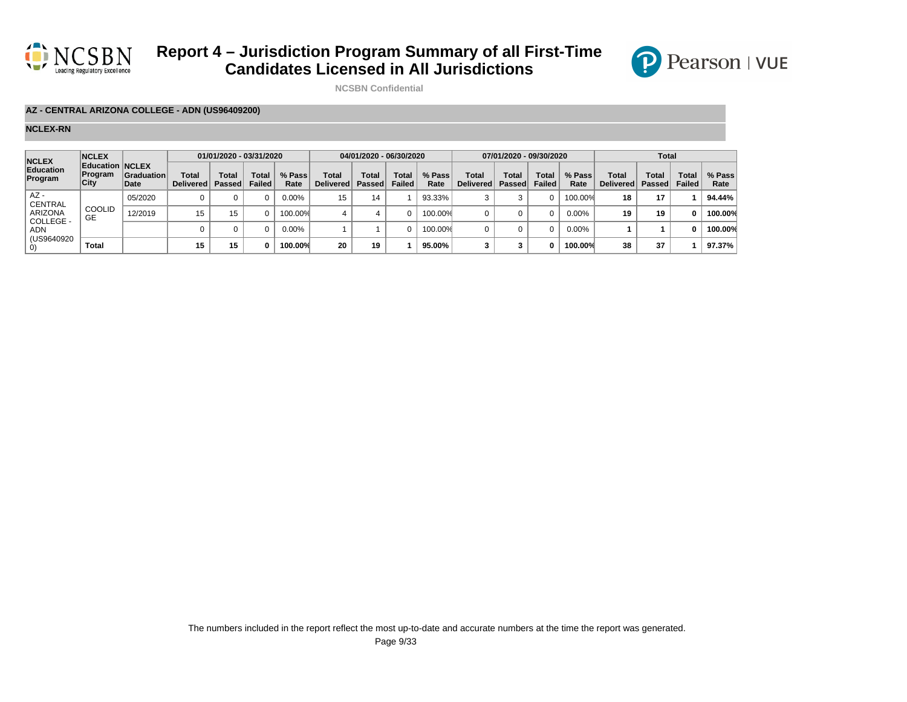# Report 4 – Jurisdiction Program Summary of all First-Time Candidates Licensed in All Jurisdictions

NCSBN Confidential

**AZ - CENTRAL ARIZONA COLLEGE - ADN (US96409200)**

**NCLEX-RN**

| NCLEX Education Program | NCLEX Education Program City | NCLEX Graduation Date | 01/01/2020 - 03/31/2020 | | | | 04/01/2020 - 06/30/2020 | | | | 07/01/2020 - 09/30/2020 | | | | Total | | | |
|---|---|---|---|---|---|---|---|---|---|---|---|---|---|---|---|---|---|---|
| | | | Total Delivered | Total Passed | Total Failed | % Pass Rate | Total Delivered | Total Passed | Total Failed | % Pass Rate | Total Delivered | Total Passed | Total Failed | % Pass Rate | Total Delivered | Total Passed | Total Failed | % Pass Rate |
| AZ - CENTRAL ARIZONA COLLEGE - ADN (US96409200) | COOLIDGE | 05/2020 | 0 | 0 | 0 | 0.00% | 15 | 14 | 1 | 93.33% | 3 | 3 | 0 | 100.00% | **18** | **17** | **1** | **94.44%** |
| | | 12/2019 | 15 | 15 | 0 | 100.00% | 4 | 4 | 0 | 100.00% | 0 | 0 | 0 | 0.00% | **19** | **19** | **0** | **100.00%** |
| | | | 0 | 0 | 0 | 0.00% | 1 | 1 | 0 | 100.00% | 0 | 0 | 0 | 0.00% | **1** | **1** | **0** | **100.00%** |
| | **Total** | | **15** | **15** | **0** | **100.00%** | **20** | **19** | **1** | **95.00%** | **3** | **3** | **0** | **100.00%** | **38** | **37** | **1** | **97.37%** |

The numbers included in the report reflect the most up-to-date and accurate numbers at the time the report was generated.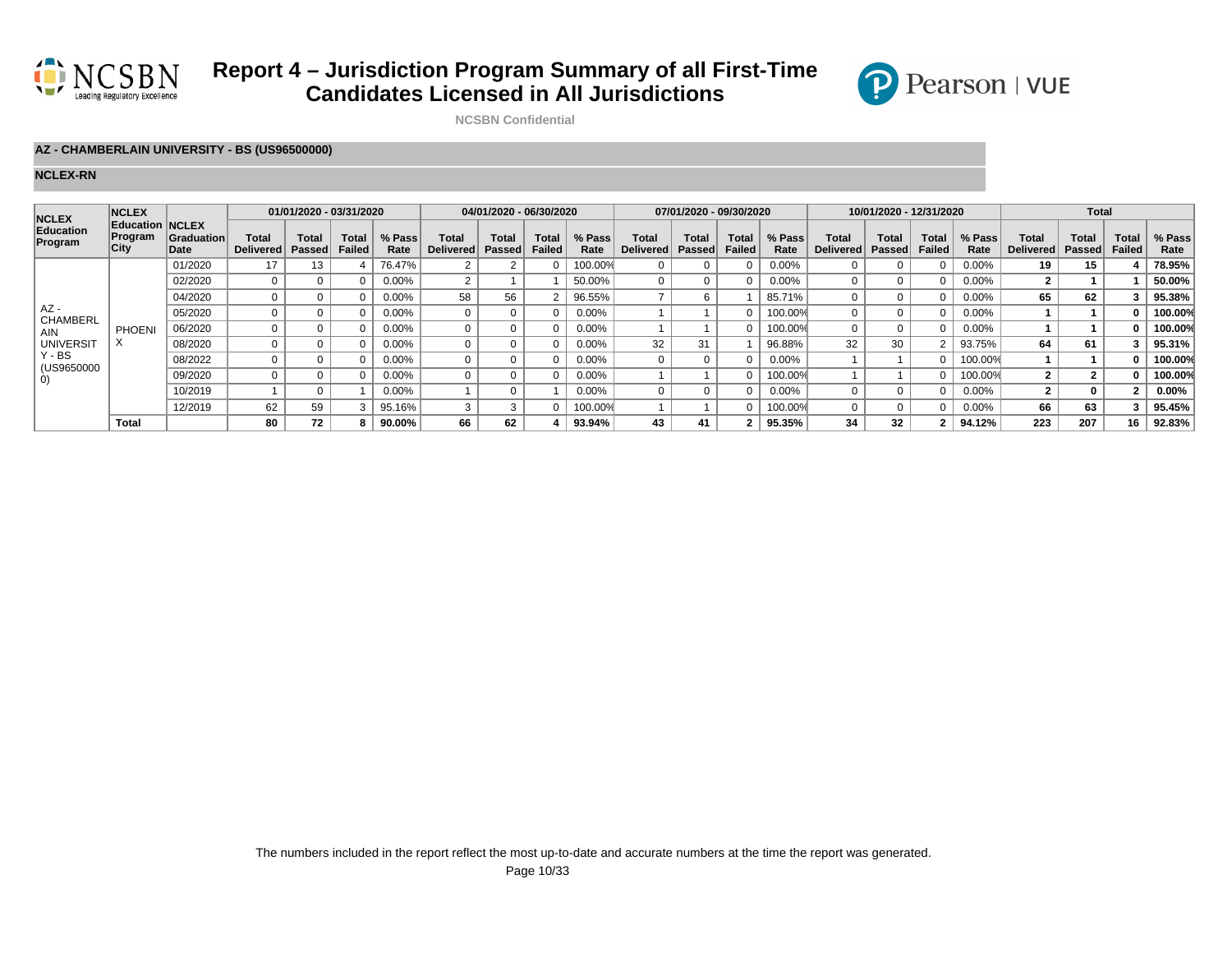# Report 4 – Jurisdiction Program Summary of all First-Time Candidates Licensed in All Jurisdictions

NCSBN Confidential

**AZ - CHAMBERLAIN UNIVERSITY - BS (US96500000)**

**NCLEX-RN**

| NCLEX Education Program | NCLEX Education Program City | NCLEX Graduation Date | 01/01/2020 - 03/31/2020 | | | | 04/01/2020 - 06/30/2020 | | | | 07/01/2020 - 09/30/2020 | | | | 10/01/2020 - 12/31/2020 | | | | Total | | | |
|---|---|---|---|---|---|---|---|---|---|---|---|---|---|---|---|---|---|---|---|---|---|---|
| | | | Total Delivered | Total Passed | Total Failed | % Pass Rate | Total Delivered | Total Passed | Total Failed | % Pass Rate | Total Delivered | Total Passed | Total Failed | % Pass Rate | Total Delivered | Total Passed | Total Failed | % Pass Rate | Total Delivered | Total Passed | Total Failed | % Pass Rate |
| AZ - CHAMBERLAIN UNIVERSITY - BS (US96500000) | PHOENIX | 01/2020 | 17 | 13 | 4 | 76.47% | 2 | 2 | 0 | 100.00% | 0 | 0 | 0 | 0.00% | 0 | 0 | 0 | 0.00% | **19** | **15** | **4** | **78.95%** |
| | | 02/2020 | 0 | 0 | 0 | 0.00% | 2 | 1 | 1 | 50.00% | 0 | 0 | 0 | 0.00% | 0 | 0 | 0 | 0.00% | **2** | **1** | **1** | **50.00%** |
| | | 04/2020 | 0 | 0 | 0 | 0.00% | 58 | 56 | 2 | 96.55% | 7 | 6 | 1 | 85.71% | 0 | 0 | 0 | 0.00% | **65** | **62** | **3** | **95.38%** |
| | | 05/2020 | 0 | 0 | 0 | 0.00% | 0 | 0 | 0 | 0.00% | 1 | 1 | 0 | 100.00% | 0 | 0 | 0 | 0.00% | **1** | **1** | **0** | **100.00%** |
| | | 06/2020 | 0 | 0 | 0 | 0.00% | 0 | 0 | 0 | 0.00% | 1 | 1 | 0 | 100.00% | 0 | 0 | 0 | 0.00% | **1** | **1** | **0** | **100.00%** |
| | | 08/2020 | 0 | 0 | 0 | 0.00% | 0 | 0 | 0 | 0.00% | 32 | 31 | 1 | 96.88% | 32 | 30 | 2 | 93.75% | **64** | **61** | **3** | **95.31%** |
| | | 08/2022 | 0 | 0 | 0 | 0.00% | 0 | 0 | 0 | 0.00% | 0 | 0 | 0 | 0.00% | 1 | 1 | 0 | 100.00% | **1** | **1** | **0** | **100.00%** |
| | | 09/2020 | 0 | 0 | 0 | 0.00% | 0 | 0 | 0 | 0.00% | 1 | 1 | 0 | 100.00% | 1 | 1 | 0 | 100.00% | **2** | **2** | **0** | **100.00%** |
| | | 10/2019 | 1 | 0 | 1 | 0.00% | 1 | 0 | 1 | 0.00% | 0 | 0 | 0 | 0.00% | 0 | 0 | 0 | 0.00% | **2** | **0** | **2** | **0.00%** |
| | | 12/2019 | 62 | 59 | 3 | 95.16% | 3 | 3 | 0 | 100.00% | 1 | 1 | 0 | 100.00% | 0 | 0 | 0 | 0.00% | **66** | **63** | **3** | **95.45%** |
| | **Total** | | **80** | **72** | **8** | **90.00%** | **66** | **62** | **4** | **93.94%** | **43** | **41** | **2** | **95.35%** | **34** | **32** | **2** | **94.12%** | **223** | **207** | **16** | **92.83%** |

The numbers included in the report reflect the most up-to-date and accurate numbers at the time the report was generated.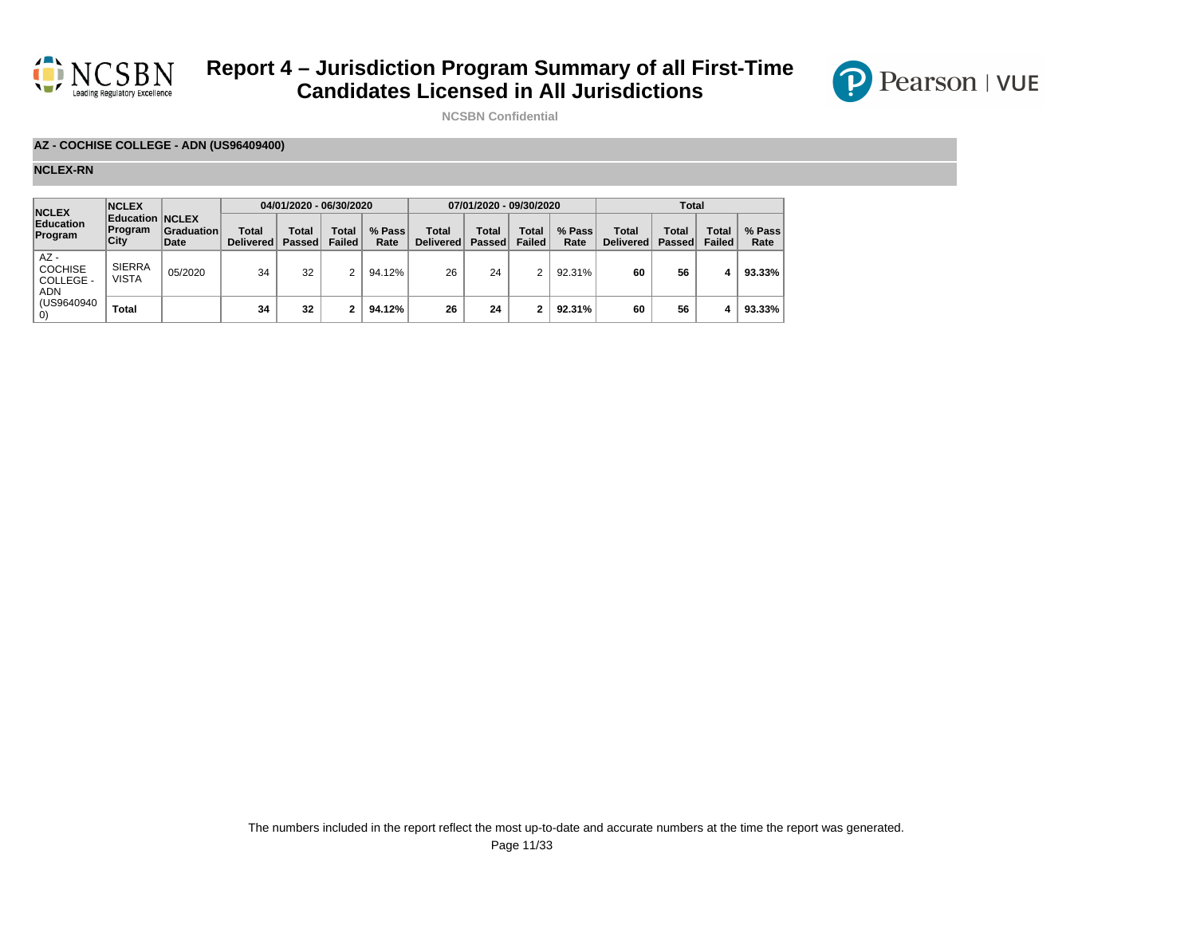# Report 4 – Jurisdiction Program Summary of all First-Time Candidates Licensed in All Jurisdictions

**NCSBN Confidential**

**AZ - COCHISE COLLEGE - ADN (US96409400)**

**NCLEX-RN**

| NCLEX Education Program | NCLEX Education Program City | NCLEX Graduation Date | 04/01/2020 - 06/30/2020 | | | | 07/01/2020 - 09/30/2020 | | | | Total | | | |
|---|---|---|---|---|---|---|---|---|---|---|---|---|---|---|
| | | | Total Delivered | Total Passed | Total Failed | % Pass Rate | Total Delivered | Total Passed | Total Failed | % Pass Rate | Total Delivered | Total Passed | Total Failed | % Pass Rate |
| AZ - COCHISE COLLEGE - ADN (US96409400) | SIERRA VISTA | 05/2020 | 34 | 32 | 2 | 94.12% | 26 | 24 | 2 | 92.31% | **60** | **56** | **4** | **93.33%** |
| | **Total** | | **34** | **32** | **2** | **94.12%** | **26** | **24** | **2** | **92.31%** | **60** | **56** | **4** | **93.33%** |

The numbers included in the report reflect the most up-to-date and accurate numbers at the time the report was generated.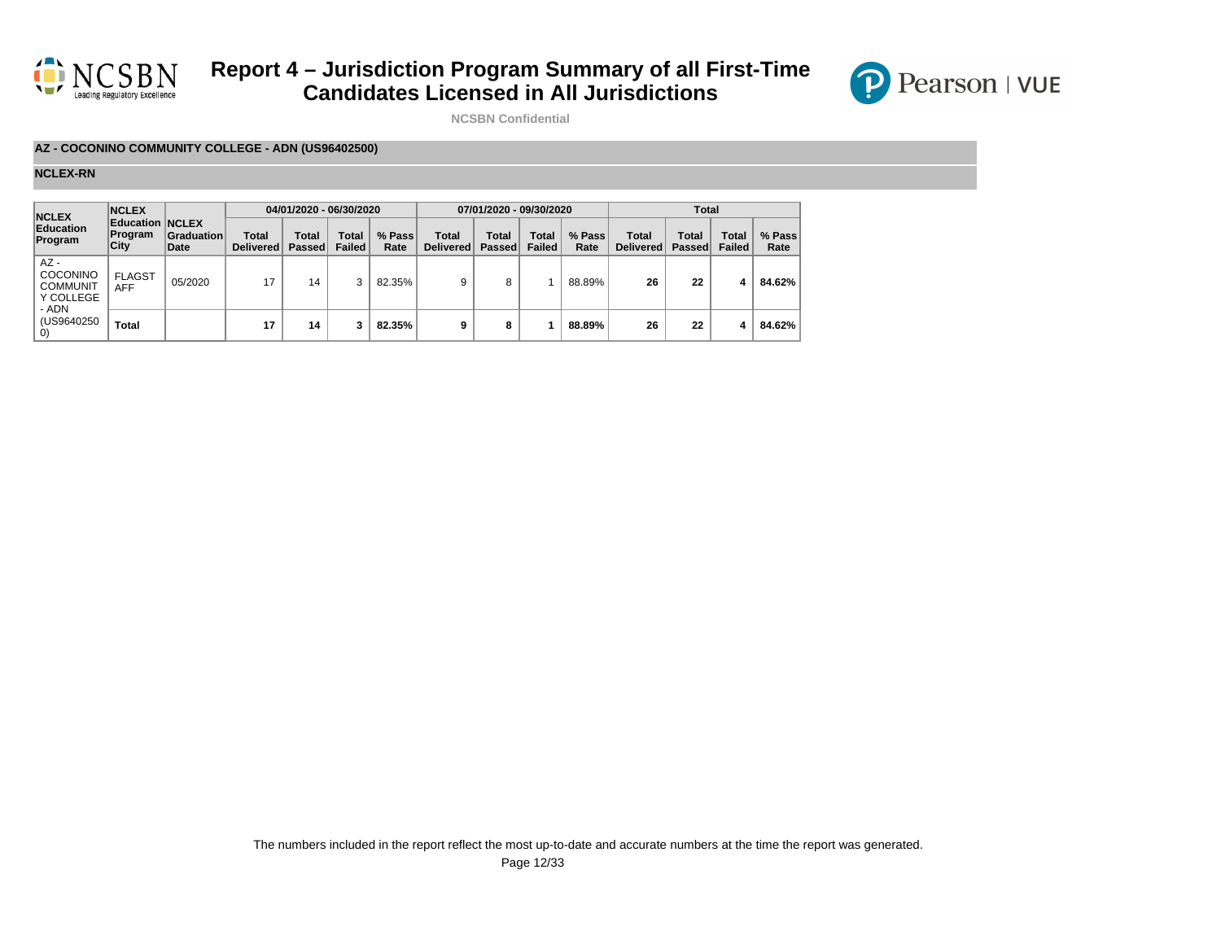# Report 4 – Jurisdiction Program Summary of all First-Time Candidates Licensed in All Jurisdictions

**NCSBN Confidential**

**AZ - COCONINO COMMUNITY COLLEGE - ADN (US96402500)**

**NCLEX-RN**

| NCLEX Education Program | NCLEX Education Program City | NCLEX Graduation Date | 04/01/2020 - 06/30/2020 | | | | 07/01/2020 - 09/30/2020 | | | | Total | | | |
|---|---|---|---|---|---|---|---|---|---|---|---|---|---|---|
| | | | Total Delivered | Total Passed | Total Failed | % Pass Rate | Total Delivered | Total Passed | Total Failed | % Pass Rate | Total Delivered | Total Passed | Total Failed | % Pass Rate |
| AZ - COCONINO COMMUNITY COLLEGE - ADN (US96402500) | FLAGSTAFF | 05/2020 | 17 | 14 | 3 | 82.35% | 9 | 8 | 1 | 88.89% | **26** | **22** | **4** | **84.62%** |
| | **Total** | | **17** | **14** | **3** | **82.35%** | **9** | **8** | **1** | **88.89%** | **26** | **22** | **4** | **84.62%** |

The numbers included in the report reflect the most up-to-date and accurate numbers at the time the report was generated.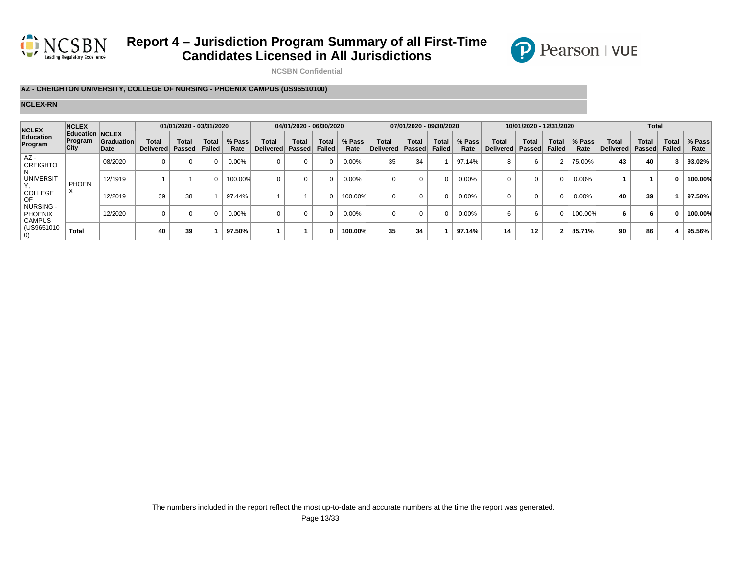# Report 4 – Jurisdiction Program Summary of all First-Time Candidates Licensed in All Jurisdictions

NCSBN Confidential

**AZ - CREIGHTON UNIVERSITY, COLLEGE OF NURSING - PHOENIX CAMPUS (US96510100)**

**NCLEX-RN**

| NCLEX Education Program | NCLEX Education Program City | NCLEX Graduation Date | 01/01/2020 - 03/31/2020 | | | | 04/01/2020 - 06/30/2020 | | | | 07/01/2020 - 09/30/2020 | | | | 10/01/2020 - 12/31/2020 | | | | Total | | | |
|---|---|---|---|---|---|---|---|---|---|---|---|---|---|---|---|---|---|---|---|---|---|---|
| | | | Total Delivered | Total Passed | Total Failed | % Pass Rate | Total Delivered | Total Passed | Total Failed | % Pass Rate | Total Delivered | Total Passed | Total Failed | % Pass Rate | Total Delivered | Total Passed | Total Failed | % Pass Rate | Total Delivered | Total Passed | Total Failed | % Pass Rate |
| AZ - CREIGHTON UNIVERSITY, COLLEGE OF NURSING - PHOENIX CAMPUS (US96510100) | PHOENIX | 08/2020 | 0 | 0 | 0 | 0.00% | 0 | 0 | 0 | 0.00% | 35 | 34 | 1 | 97.14% | 8 | 6 | 2 | 75.00% | **43** | **40** | **3** | **93.02%** |
| | | 12/1919 | 1 | 1 | 0 | 100.00% | 0 | 0 | 0 | 0.00% | 0 | 0 | 0 | 0.00% | 0 | 0 | 0 | 0.00% | **1** | **1** | **0** | **100.00%** |
| | | 12/2019 | 39 | 38 | 1 | 97.44% | 1 | 1 | 0 | 100.00% | 0 | 0 | 0 | 0.00% | 0 | 0 | 0 | 0.00% | **40** | **39** | **1** | **97.50%** |
| | | 12/2020 | 0 | 0 | 0 | 0.00% | 0 | 0 | 0 | 0.00% | 0 | 0 | 0 | 0.00% | 6 | 6 | 0 | 100.00% | **6** | **6** | **0** | **100.00%** |
| | **Total** | | **40** | **39** | **1** | **97.50%** | **1** | **1** | **0** | **100.00%** | **35** | **34** | **1** | **97.14%** | **14** | **12** | **2** | **85.71%** | **90** | **86** | **4** | **95.56%** |

The numbers included in the report reflect the most up-to-date and accurate numbers at the time the report was generated.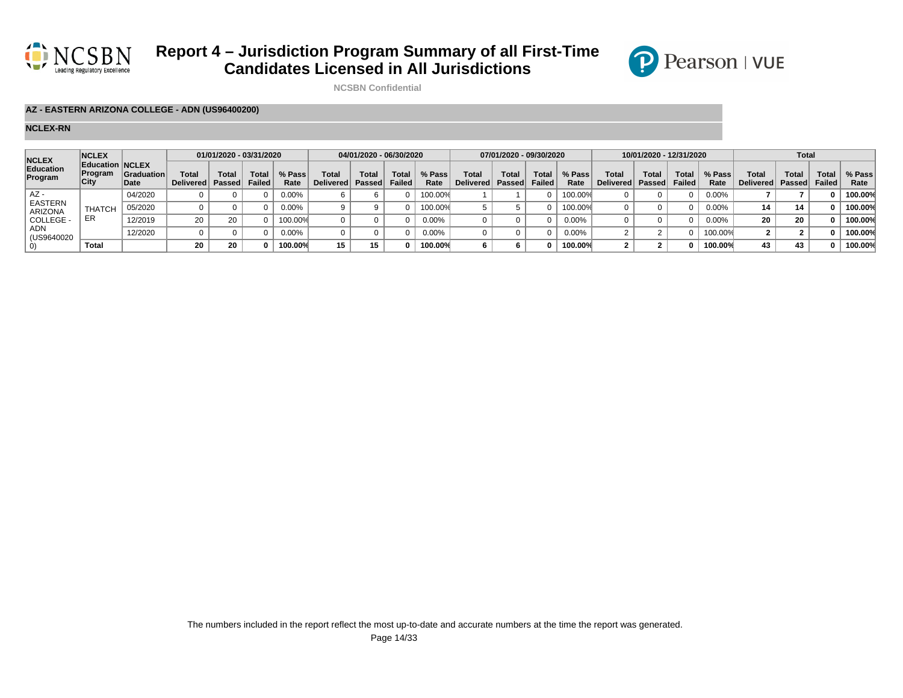# Report 4 – Jurisdiction Program Summary of all First-Time Candidates Licensed in All Jurisdictions

NCSBN Confidential

**AZ - EASTERN ARIZONA COLLEGE - ADN (US96400200)**

**NCLEX-RN**

| NCLEX Education Program | NCLEX Education Program City | NCLEX Graduation Date | 01/01/2020 - 03/31/2020 | | | | 04/01/2020 - 06/30/2020 | | | | 07/01/2020 - 09/30/2020 | | | | 10/01/2020 - 12/31/2020 | | | | Total | | | |
|---|---|---|---|---|---|---|---|---|---|---|---|---|---|---|---|---|---|---|---|---|---|---|
| | | | Total Delivered | Total Passed | Total Failed | % Pass Rate | Total Delivered | Total Passed | Total Failed | % Pass Rate | Total Delivered | Total Passed | Total Failed | % Pass Rate | Total Delivered | Total Passed | Total Failed | % Pass Rate | Total Delivered | Total Passed | Total Failed | % Pass Rate |
| AZ - EASTERN ARIZONA COLLEGE - ADN (US96400200) | THATCHER | 04/2020 | 0 | 0 | 0 | 0.00% | 6 | 6 | 0 | 100.00% | 1 | 1 | 0 | 100.00% | 0 | 0 | 0 | 0.00% | **7** | **7** | **0** | **100.00%** |
| | | 05/2020 | 0 | 0 | 0 | 0.00% | 9 | 9 | 0 | 100.00% | 5 | 5 | 0 | 100.00% | 0 | 0 | 0 | 0.00% | **14** | **14** | **0** | **100.00%** |
| | | 12/2019 | 20 | 20 | 0 | 100.00% | 0 | 0 | 0 | 0.00% | 0 | 0 | 0 | 0.00% | 0 | 0 | 0 | 0.00% | **20** | **20** | **0** | **100.00%** |
| | | 12/2020 | 0 | 0 | 0 | 0.00% | 0 | 0 | 0 | 0.00% | 0 | 0 | 0 | 0.00% | 2 | 2 | 0 | 100.00% | **2** | **2** | **0** | **100.00%** |
| | **Total** | | **20** | **20** | **0** | **100.00%** | **15** | **15** | **0** | **100.00%** | **6** | **6** | **0** | **100.00%** | **2** | **2** | **0** | **100.00%** | **43** | **43** | **0** | **100.00%** |

The numbers included in the report reflect the most up-to-date and accurate numbers at the time the report was generated.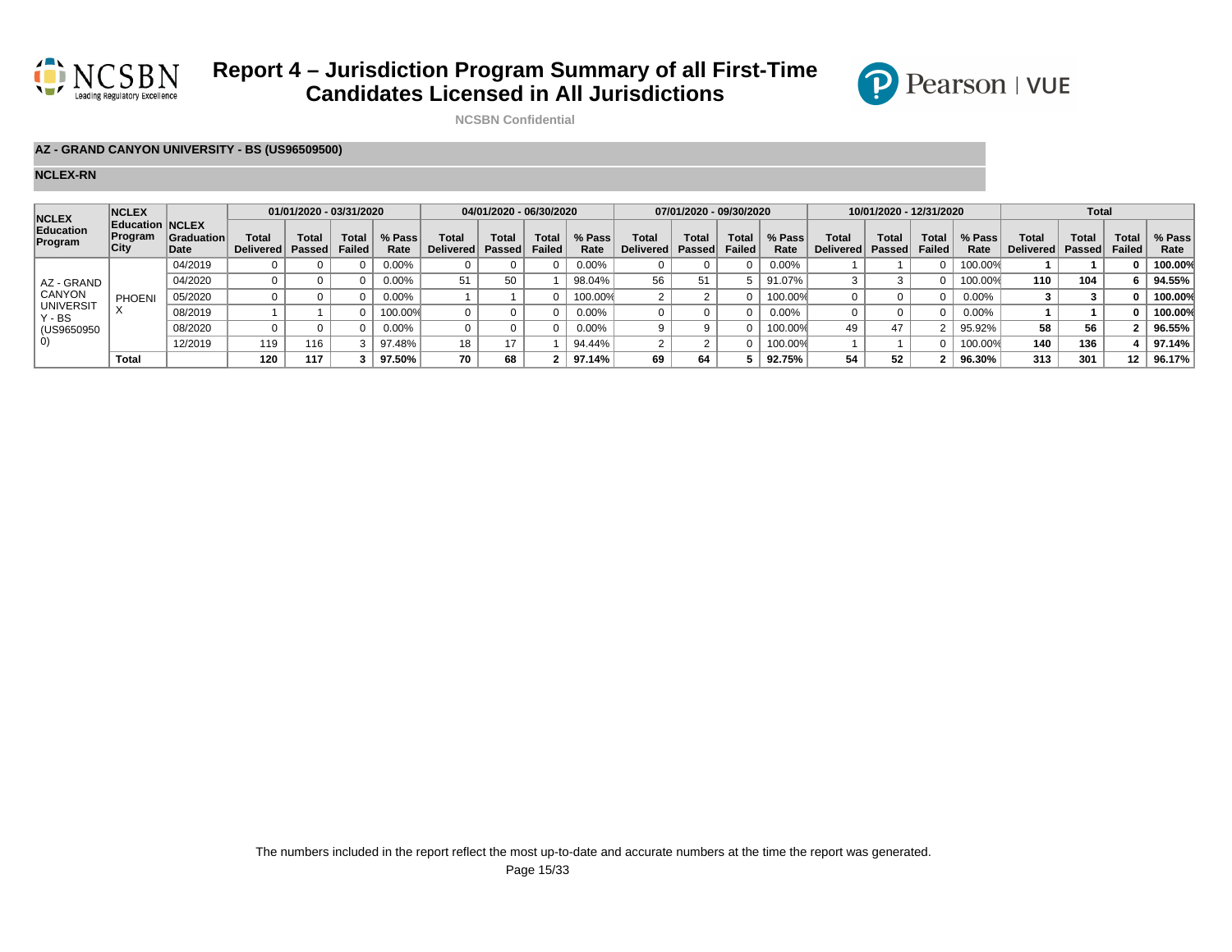# Report 4 – Jurisdiction Program Summary of all First-Time Candidates Licensed in All Jurisdictions

NCSBN Confidential

**AZ - GRAND CANYON UNIVERSITY - BS (US96509500)**

**NCLEX-RN**

| NCLEX Education Program | NCLEX Education Program City | NCLEX Graduation Date | 01/01/2020 - 03/31/2020 | | | | 04/01/2020 - 06/30/2020 | | | | 07/01/2020 - 09/30/2020 | | | | 10/01/2020 - 12/31/2020 | | | | Total | | | |
|---|---|---|---|---|---|---|---|---|---|---|---|---|---|---|---|---|---|---|---|---|---|---|
| | | | Total Delivered | Total Passed | Total Failed | % Pass Rate | Total Delivered | Total Passed | Total Failed | % Pass Rate | Total Delivered | Total Passed | Total Failed | % Pass Rate | Total Delivered | Total Passed | Total Failed | % Pass Rate | Total Delivered | Total Passed | Total Failed | % Pass Rate |
| AZ - GRAND CANYON UNIVERSITY - BS (US96509500) | PHOENIX | 04/2019 | 0 | 0 | 0 | 0.00% | 0 | 0 | 0 | 0.00% | 0 | 0 | 0 | 0.00% | 1 | 1 | 0 | 100.00% | **1** | **1** | **0** | **100.00%** |
| | | 04/2020 | 0 | 0 | 0 | 0.00% | 51 | 50 | 1 | 98.04% | 56 | 51 | 5 | 91.07% | 3 | 3 | 0 | 100.00% | **110** | **104** | **6** | **94.55%** |
| | | 05/2020 | 0 | 0 | 0 | 0.00% | 1 | 1 | 0 | 100.00% | 2 | 2 | 0 | 100.00% | 0 | 0 | 0 | 0.00% | **3** | **3** | **0** | **100.00%** |
| | | 08/2019 | 1 | 1 | 0 | 100.00% | 0 | 0 | 0 | 0.00% | 0 | 0 | 0 | 0.00% | 0 | 0 | 0 | 0.00% | **1** | **1** | **0** | **100.00%** |
| | | 08/2020 | 0 | 0 | 0 | 0.00% | 0 | 0 | 0 | 0.00% | 9 | 9 | 0 | 100.00% | 49 | 47 | 2 | 95.92% | **58** | **56** | **2** | **96.55%** |
| | | 12/2019 | 119 | 116 | 3 | 97.48% | 18 | 17 | 1 | 94.44% | 2 | 2 | 0 | 100.00% | 1 | 1 | 0 | 100.00% | **140** | **136** | **4** | **97.14%** |
| | **Total** | | **120** | **117** | **3** | **97.50%** | **70** | **68** | **2** | **97.14%** | **69** | **64** | **5** | **92.75%** | **54** | **52** | **2** | **96.30%** | **313** | **301** | **12** | **96.17%** |

The numbers included in the report reflect the most up-to-date and accurate numbers at the time the report was generated.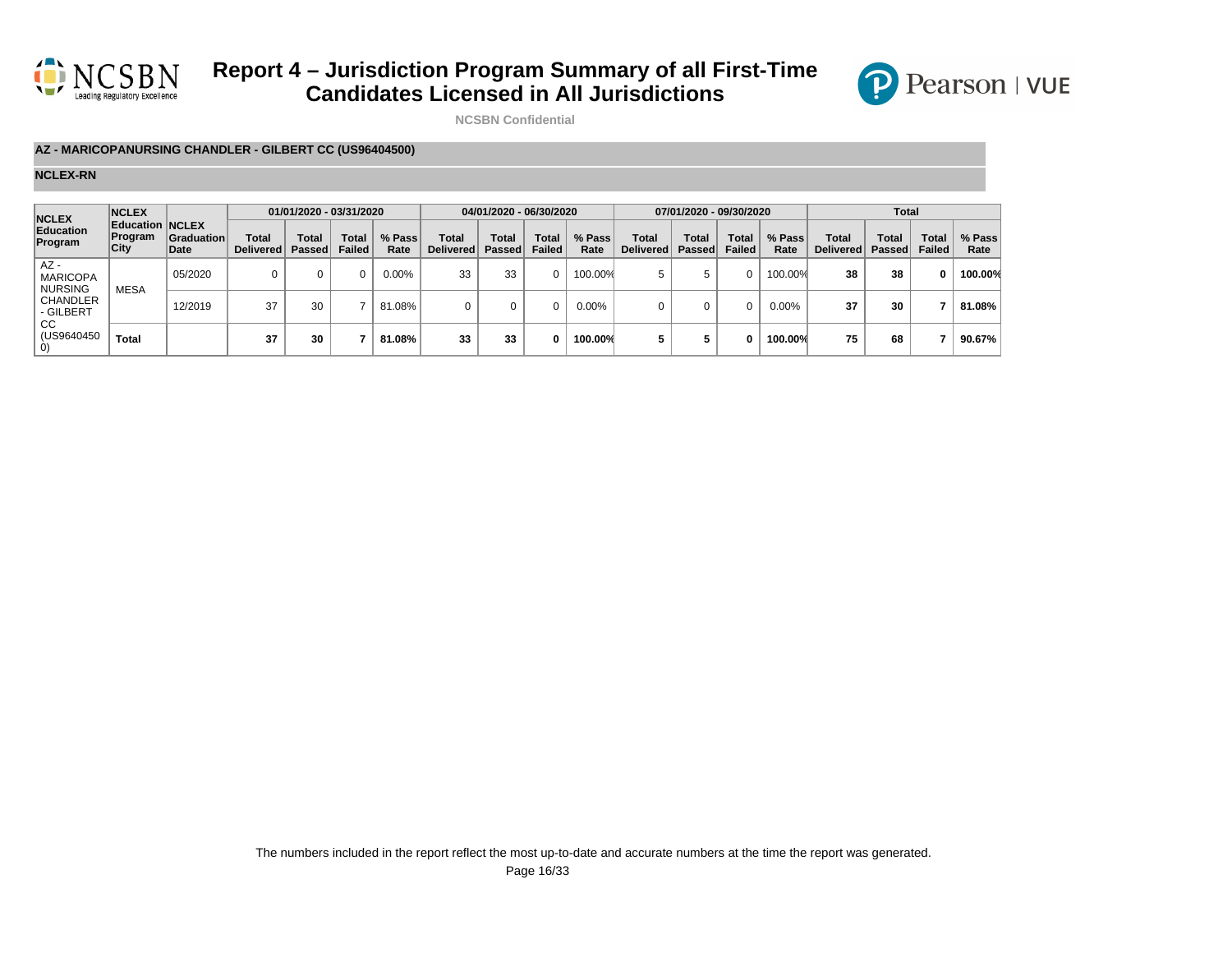# Report 4 – Jurisdiction Program Summary of all First-Time Candidates Licensed in All Jurisdictions

NCSBN Confidential

**AZ - MARICOPANURSING CHANDLER - GILBERT CC (US96404500)**

**NCLEX-RN**

| NCLEX Education Program | NCLEX Education Program City | NCLEX Graduation Date | 01/01/2020 - 03/31/2020 | | | | 04/01/2020 - 06/30/2020 | | | | 07/01/2020 - 09/30/2020 | | | | Total | | | |
|---|---|---|---|---|---|---|---|---|---|---|---|---|---|---|---|---|---|---|
| | | | Total Delivered | Total Passed | Total Failed | % Pass Rate | Total Delivered | Total Passed | Total Failed | % Pass Rate | Total Delivered | Total Passed | Total Failed | % Pass Rate | Total Delivered | Total Passed | Total Failed | % Pass Rate |
| AZ - MARICOPA NURSING CHANDLER - GILBERT CC (US96404500) | MESA | 05/2020 | 0 | 0 | 0 | 0.00% | 33 | 33 | 0 | 100.00% | 5 | 5 | 0 | 100.00% | **38** | **38** | **0** | **100.00%** |
| | | 12/2019 | 37 | 30 | 7 | 81.08% | 0 | 0 | 0 | 0.00% | 0 | 0 | 0 | 0.00% | **37** | **30** | **7** | **81.08%** |
| | **Total** | | **37** | **30** | **7** | **81.08%** | **33** | **33** | **0** | **100.00%** | **5** | **5** | **0** | **100.00%** | **75** | **68** | **7** | **90.67%** |

The numbers included in the report reflect the most up-to-date and accurate numbers at the time the report was generated.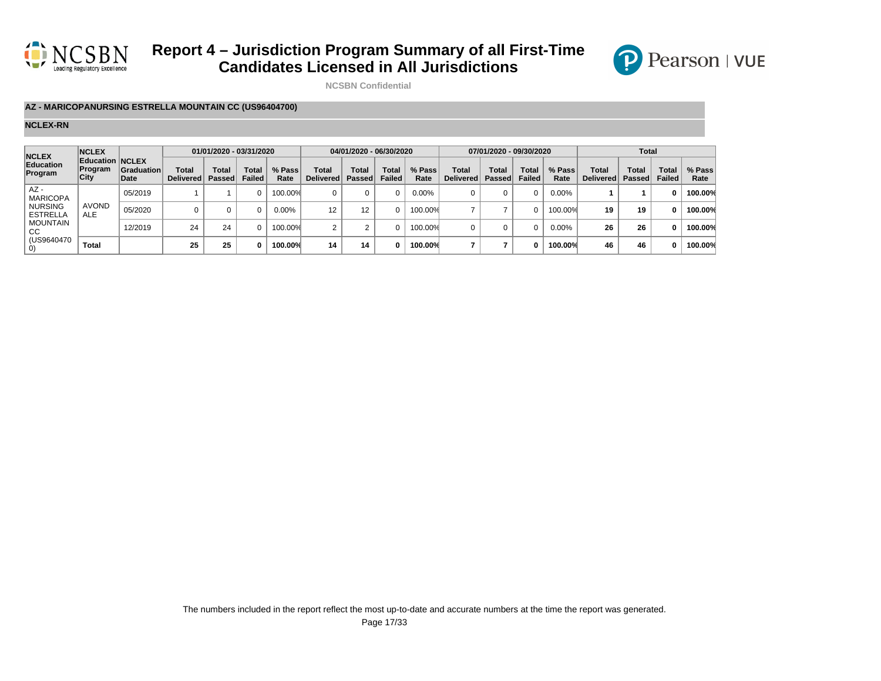# Report 4 – Jurisdiction Program Summary of all First-Time Candidates Licensed in All Jurisdictions

NCSBN Confidential

**AZ - MARICOPANURSING ESTRELLA MOUNTAIN CC (US96404700)**

**NCLEX-RN**

| NCLEX Education Program | NCLEX Education Program City | NCLEX Graduation Date | 01/01/2020 - 03/31/2020 | | | | 04/01/2020 - 06/30/2020 | | | | 07/01/2020 - 09/30/2020 | | | | Total | | | |
|---|---|---|---|---|---|---|---|---|---|---|---|---|---|---|---|---|---|---|
| | | | Total Delivered | Total Passed | Total Failed | % Pass Rate | Total Delivered | Total Passed | Total Failed | % Pass Rate | Total Delivered | Total Passed | Total Failed | % Pass Rate | Total Delivered | Total Passed | Total Failed | % Pass Rate |
| AZ - MARICOPA NURSING ESTRELLA MOUNTAIN CC (US96404700) | AVONDALE | 05/2019 | 1 | 1 | 0 | 100.00% | 0 | 0 | 0 | 0.00% | 0 | 0 | 0 | 0.00% | **1** | **1** | **0** | **100.00%** |
| | | 05/2020 | 0 | 0 | 0 | 0.00% | 12 | 12 | 0 | 100.00% | 7 | 7 | 0 | 100.00% | **19** | **19** | **0** | **100.00%** |
| | | 12/2019 | 24 | 24 | 0 | 100.00% | 2 | 2 | 0 | 100.00% | 0 | 0 | 0 | 0.00% | **26** | **26** | **0** | **100.00%** |
| | **Total** | | **25** | **25** | **0** | **100.00%** | **14** | **14** | **0** | **100.00%** | **7** | **7** | **0** | **100.00%** | **46** | **46** | **0** | **100.00%** |

The numbers included in the report reflect the most up-to-date and accurate numbers at the time the report was generated.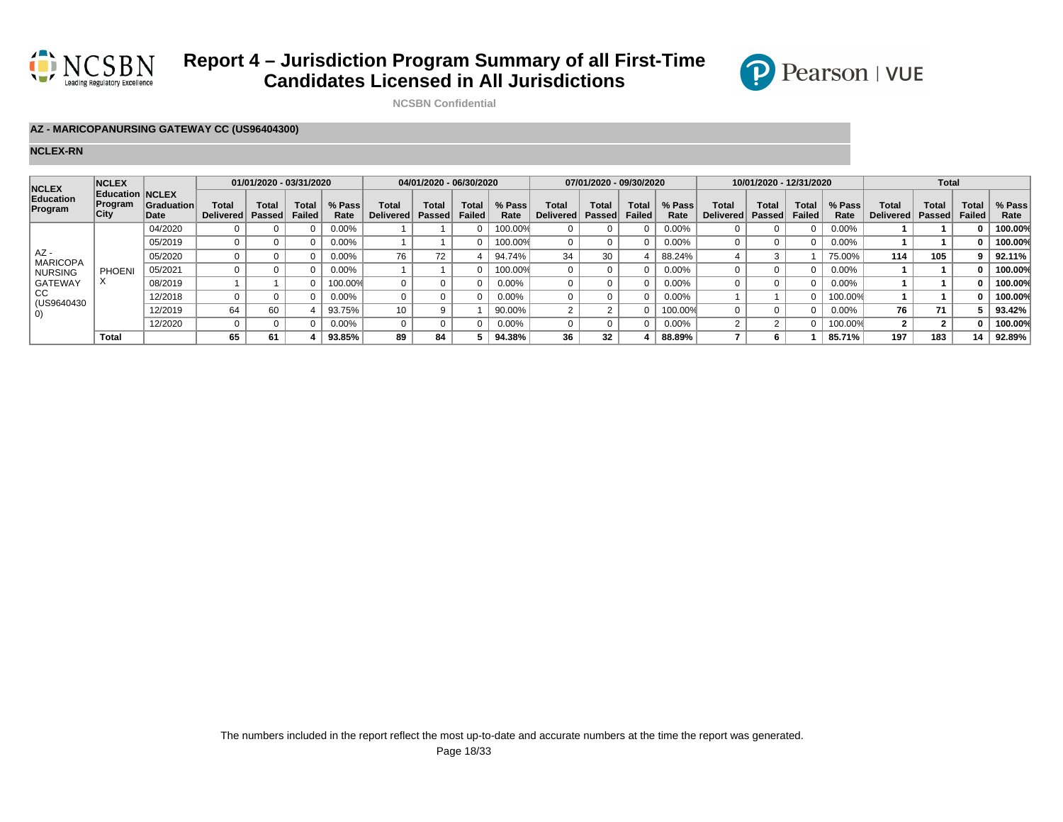# Report 4 – Jurisdiction Program Summary of all First-Time Candidates Licensed in All Jurisdictions

NCSBN Confidential

**AZ - MARICOPANURSING GATEWAY CC (US96404300)**

**NCLEX-RN**

| NCLEX Education Program | NCLEX Education Program City | NCLEX Graduation Date | 01/01/2020 - 03/31/2020 | | | | 04/01/2020 - 06/30/2020 | | | | 07/01/2020 - 09/30/2020 | | | | 10/01/2020 - 12/31/2020 | | | | Total | | | |
|---|---|---|---|---|---|---|---|---|---|---|---|---|---|---|---|---|---|---|---|---|---|---|
| | | | Total Delivered | Total Passed | Total Failed | % Pass Rate | Total Delivered | Total Passed | Total Failed | % Pass Rate | Total Delivered | Total Passed | Total Failed | % Pass Rate | Total Delivered | Total Passed | Total Failed | % Pass Rate | Total Delivered | Total Passed | Total Failed | % Pass Rate |
| AZ - MARICOPA NURSING GATEWAY CC (US96404300) | PHOENIX | 04/2020 | 0 | 0 | 0 | 0.00% | 1 | 1 | 0 | 100.00% | 0 | 0 | 0 | 0.00% | 0 | 0 | 0 | 0.00% | **1** | **1** | **0** | **100.00%** |
| | | 05/2019 | 0 | 0 | 0 | 0.00% | 1 | 1 | 0 | 100.00% | 0 | 0 | 0 | 0.00% | 0 | 0 | 0 | 0.00% | **1** | **1** | **0** | **100.00%** |
| | | 05/2020 | 0 | 0 | 0 | 0.00% | 76 | 72 | 4 | 94.74% | 34 | 30 | 4 | 88.24% | 4 | 3 | 1 | 75.00% | **114** | **105** | **9** | **92.11%** |
| | | 05/2021 | 0 | 0 | 0 | 0.00% | 1 | 1 | 0 | 100.00% | 0 | 0 | 0 | 0.00% | 0 | 0 | 0 | 0.00% | **1** | **1** | **0** | **100.00%** |
| | | 08/2019 | 1 | 1 | 0 | 100.00% | 0 | 0 | 0 | 0.00% | 0 | 0 | 0 | 0.00% | 0 | 0 | 0 | 0.00% | **1** | **1** | **0** | **100.00%** |
| | | 12/2018 | 0 | 0 | 0 | 0.00% | 0 | 0 | 0 | 0.00% | 0 | 0 | 0 | 0.00% | 1 | 1 | 0 | 100.00% | **1** | **1** | **0** | **100.00%** |
| | | 12/2019 | 64 | 60 | 4 | 93.75% | 10 | 9 | 1 | 90.00% | 2 | 2 | 0 | 100.00% | 0 | 0 | 0 | 0.00% | **76** | **71** | **5** | **93.42%** |
| | | 12/2020 | 0 | 0 | 0 | 0.00% | 0 | 0 | 0 | 0.00% | 0 | 0 | 0 | 0.00% | 2 | 2 | 0 | 100.00% | **2** | **2** | **0** | **100.00%** |
| | **Total** | | **65** | **61** | **4** | **93.85%** | **89** | **84** | **5** | **94.38%** | **36** | **32** | **4** | **88.89%** | **7** | **6** | **1** | **85.71%** | **197** | **183** | **14** | **92.89%** |

The numbers included in the report reflect the most up-to-date and accurate numbers at the time the report was generated.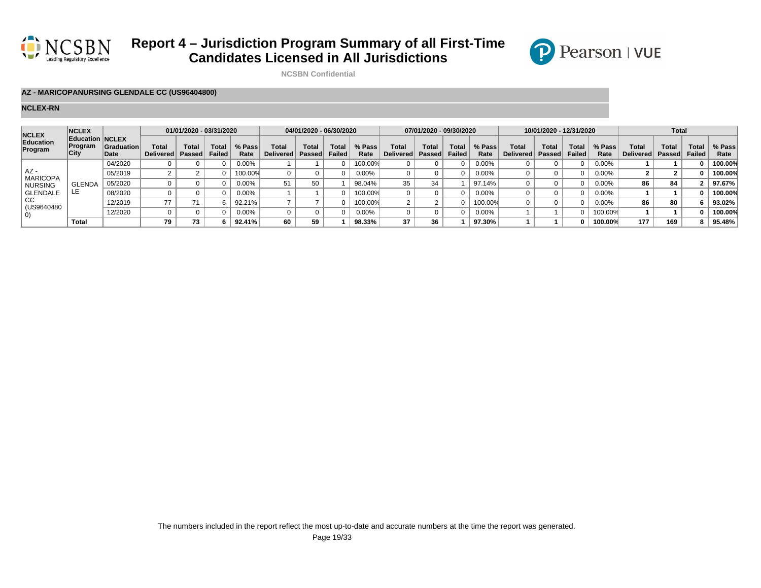# Report 4 – Jurisdiction Program Summary of all First-Time Candidates Licensed in All Jurisdictions

NCSBN Confidential

**AZ - MARICOPANURSING GLENDALE CC (US96404800)**

**NCLEX-RN**

| NCLEX Education Program | NCLEX Education Program City | NCLEX Graduation Date | 01/01/2020 - 03/31/2020 | | | | 04/01/2020 - 06/30/2020 | | | | 07/01/2020 - 09/30/2020 | | | | 10/01/2020 - 12/31/2020 | | | | Total | | | |
|---|---|---|---|---|---|---|---|---|---|---|---|---|---|---|---|---|---|---|---|---|---|---|
| | | | Total Delivered | Total Passed | Total Failed | % Pass Rate | Total Delivered | Total Passed | Total Failed | % Pass Rate | Total Delivered | Total Passed | Total Failed | % Pass Rate | Total Delivered | Total Passed | Total Failed | % Pass Rate | Total Delivered | Total Passed | Total Failed | % Pass Rate |
| AZ - MARICOPA NURSING GLENDALE CC (US96404800) | GLENDALE | 04/2020 | 0 | 0 | 0 | 0.00% | 1 | 1 | 0 | 100.00% | 0 | 0 | 0 | 0.00% | 0 | 0 | 0 | 0.00% | **1** | **1** | **0** | **100.00%** |
| | | 05/2019 | 2 | 2 | 0 | 100.00% | 0 | 0 | 0 | 0.00% | 0 | 0 | 0 | 0.00% | 0 | 0 | 0 | 0.00% | **2** | **2** | **0** | **100.00%** |
| | | 05/2020 | 0 | 0 | 0 | 0.00% | 51 | 50 | 1 | 98.04% | 35 | 34 | 1 | 97.14% | 0 | 0 | 0 | 0.00% | **86** | **84** | **2** | **97.67%** |
| | | 08/2020 | 0 | 0 | 0 | 0.00% | 1 | 1 | 0 | 100.00% | 0 | 0 | 0 | 0.00% | 0 | 0 | 0 | 0.00% | **1** | **1** | **0** | **100.00%** |
| | | 12/2019 | 77 | 71 | 6 | 92.21% | 7 | 7 | 0 | 100.00% | 2 | 2 | 0 | 100.00% | 0 | 0 | 0 | 0.00% | **86** | **80** | **6** | **93.02%** |
| | | 12/2020 | 0 | 0 | 0 | 0.00% | 0 | 0 | 0 | 0.00% | 0 | 0 | 0 | 0.00% | 1 | 1 | 0 | 100.00% | **1** | **1** | **0** | **100.00%** |
| | **Total** | | **79** | **73** | **6** | **92.41%** | **60** | **59** | **1** | **98.33%** | **37** | **36** | **1** | **97.30%** | **1** | **1** | **0** | **100.00%** | **177** | **169** | **8** | **95.48%** |

The numbers included in the report reflect the most up-to-date and accurate numbers at the time the report was generated.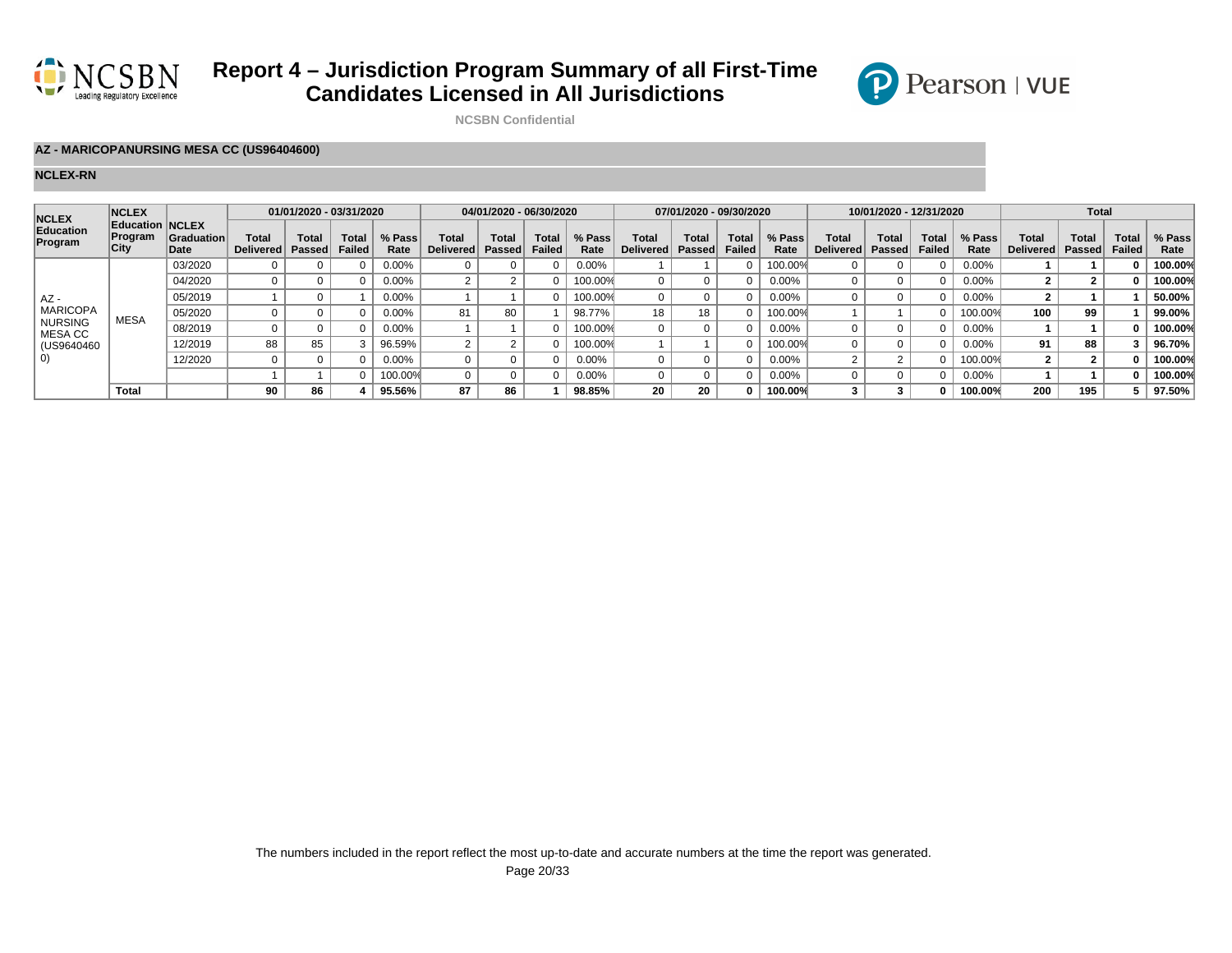# Report 4 – Jurisdiction Program Summary of all First-Time Candidates Licensed in All Jurisdictions

NCSBN Confidential

**AZ - MARICOPANURSING MESA CC (US96404600)**

**NCLEX-RN**

| NCLEX Education Program | NCLEX Education Program City | NCLEX Graduation Date | 01/01/2020 - 03/31/2020 | | | | 04/01/2020 - 06/30/2020 | | | | 07/01/2020 - 09/30/2020 | | | | 10/01/2020 - 12/31/2020 | | | | Total | | | |
|---|---|---|---|---|---|---|---|---|---|---|---|---|---|---|---|---|---|---|---|---|---|---|
| | | | Total Delivered | Total Passed | Total Failed | % Pass Rate | Total Delivered | Total Passed | Total Failed | % Pass Rate | Total Delivered | Total Passed | Total Failed | % Pass Rate | Total Delivered | Total Passed | Total Failed | % Pass Rate | Total Delivered | Total Passed | Total Failed | % Pass Rate |
| AZ - MARICOPA NURSING MESA CC (US96404600) | MESA | 03/2020 | 0 | 0 | 0 | 0.00% | 0 | 0 | 0 | 0.00% | 1 | 1 | 0 | 100.00% | 0 | 0 | 0 | 0.00% | **1** | **1** | **0** | **100.00%** |
| | | 04/2020 | 0 | 0 | 0 | 0.00% | 2 | 2 | 0 | 100.00% | 0 | 0 | 0 | 0.00% | 0 | 0 | 0 | 0.00% | **2** | **2** | **0** | **100.00%** |
| | | 05/2019 | 1 | 0 | 1 | 0.00% | 1 | 1 | 0 | 100.00% | 0 | 0 | 0 | 0.00% | 0 | 0 | 0 | 0.00% | **2** | **1** | **1** | **50.00%** |
| | | 05/2020 | 0 | 0 | 0 | 0.00% | 81 | 80 | 1 | 98.77% | 18 | 18 | 0 | 100.00% | 1 | 1 | 0 | 100.00% | **100** | **99** | **1** | **99.00%** |
| | | 08/2019 | 0 | 0 | 0 | 0.00% | 1 | 1 | 0 | 100.00% | 0 | 0 | 0 | 0.00% | 0 | 0 | 0 | 0.00% | **1** | **1** | **0** | **100.00%** |
| | | 12/2019 | 88 | 85 | 3 | 96.59% | 2 | 2 | 0 | 100.00% | 1 | 1 | 0 | 100.00% | 0 | 0 | 0 | 0.00% | **91** | **88** | **3** | **96.70%** |
| | | 12/2020 | 0 | 0 | 0 | 0.00% | 0 | 0 | 0 | 0.00% | 0 | 0 | 0 | 0.00% | 2 | 2 | 0 | 100.00% | **2** | **2** | **0** | **100.00%** |
| | | | 1 | 1 | 0 | 100.00% | 0 | 0 | 0 | 0.00% | 0 | 0 | 0 | 0.00% | 0 | 0 | 0 | 0.00% | **1** | **1** | **0** | **100.00%** |
| | **Total** | | **90** | **86** | **4** | **95.56%** | **87** | **86** | **1** | **98.85%** | **20** | **20** | **0** | **100.00%** | **3** | **3** | **0** | **100.00%** | **200** | **195** | **5** | **97.50%** |

The numbers included in the report reflect the most up-to-date and accurate numbers at the time the report was generated.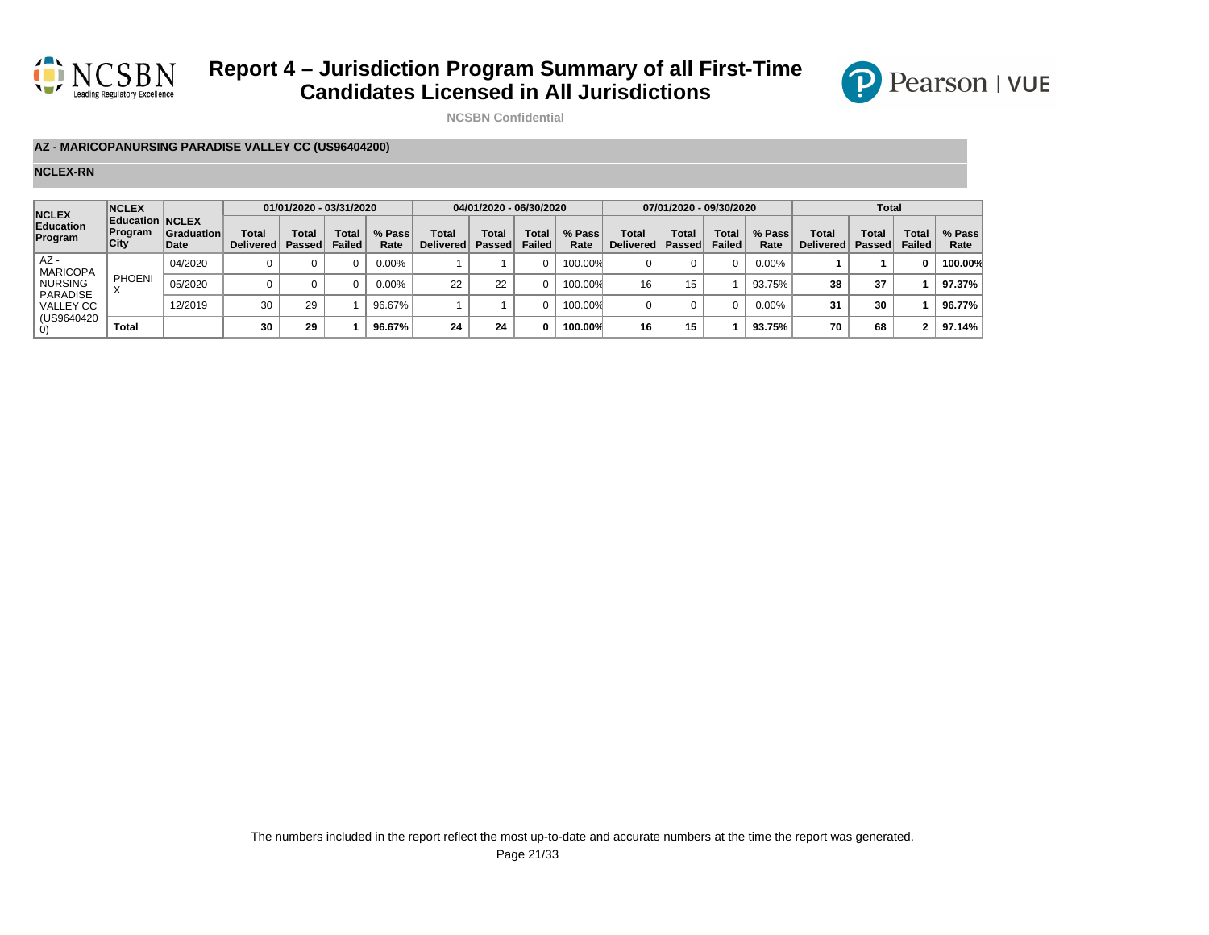# Report 4 – Jurisdiction Program Summary of all First-Time Candidates Licensed in All Jurisdictions

NCSBN Confidential

**AZ - MARICOPANURSING PARADISE VALLEY CC (US96404200)**

**NCLEX-RN**

| NCLEX Education Program | NCLEX Education Program City | NCLEX Graduation Date | 01/01/2020 - 03/31/2020 | | | | 04/01/2020 - 06/30/2020 | | | | 07/01/2020 - 09/30/2020 | | | | Total | | | |
|---|---|---|---|---|---|---|---|---|---|---|---|---|---|---|---|---|---|---|
| | | | Total Delivered | Total Passed | Total Failed | % Pass Rate | Total Delivered | Total Passed | Total Failed | % Pass Rate | Total Delivered | Total Passed | Total Failed | % Pass Rate | Total Delivered | Total Passed | Total Failed | % Pass Rate |
| AZ - MARICOPA NURSING PARADISE VALLEY CC (US96404200) | PHOENIX | 04/2020 | 0 | 0 | 0 | 0.00% | 1 | 1 | 0 | 100.00% | 0 | 0 | 0 | 0.00% | **1** | **1** | **0** | **100.00%** |
| | | 05/2020 | 0 | 0 | 0 | 0.00% | 22 | 22 | 0 | 100.00% | 16 | 15 | 1 | 93.75% | **38** | **37** | **1** | **97.37%** |
| | | 12/2019 | 30 | 29 | 1 | 96.67% | 1 | 1 | 0 | 100.00% | 0 | 0 | 0 | 0.00% | **31** | **30** | **1** | **96.77%** |
| | **Total** | | **30** | **29** | **1** | **96.67%** | **24** | **24** | **0** | **100.00%** | **16** | **15** | **1** | **93.75%** | **70** | **68** | **2** | **97.14%** |

The numbers included in the report reflect the most up-to-date and accurate numbers at the time the report was generated.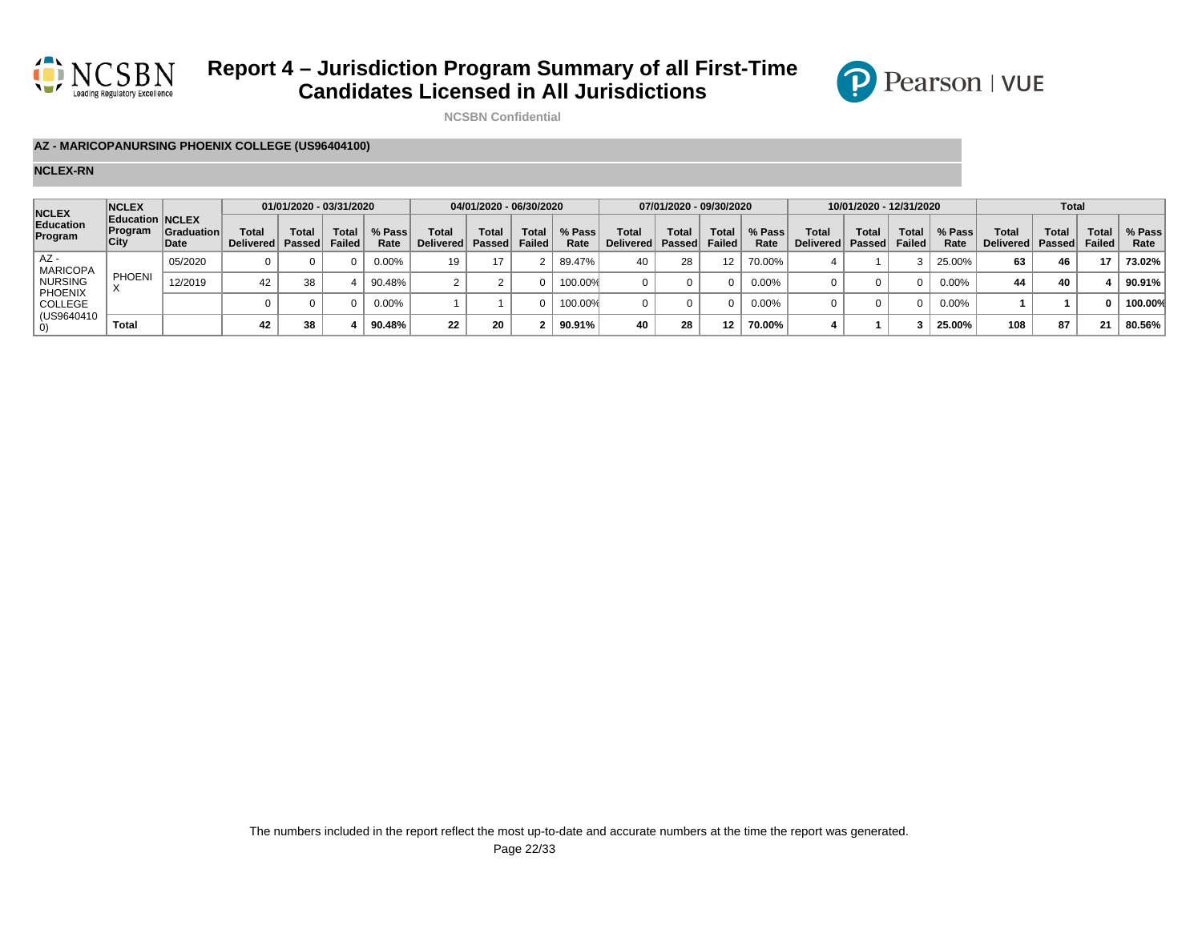# Report 4 – Jurisdiction Program Summary of all First-Time Candidates Licensed in All Jurisdictions

NCSBN Confidential

**AZ - MARICOPANURSING PHOENIX COLLEGE (US96404100)**

**NCLEX-RN**

| NCLEX Education Program | NCLEX Education Program City | NCLEX Graduation Date | 01/01/2020 - 03/31/2020 | | | | 04/01/2020 - 06/30/2020 | | | | 07/01/2020 - 09/30/2020 | | | | 10/01/2020 - 12/31/2020 | | | | Total | | | |
|---|---|---|---|---|---|---|---|---|---|---|---|---|---|---|---|---|---|---|---|---|---|---|
| | | | Total Delivered | Total Passed | Total Failed | % Pass Rate | Total Delivered | Total Passed | Total Failed | % Pass Rate | Total Delivered | Total Passed | Total Failed | % Pass Rate | Total Delivered | Total Passed | Total Failed | % Pass Rate | Total Delivered | Total Passed | Total Failed | % Pass Rate |
| AZ - MARICOPA NURSING PHOENIX COLLEGE (US96404100) | PHOENIX | 05/2020 | 0 | 0 | 0 | 0.00% | 19 | 17 | 2 | 89.47% | 40 | 28 | 12 | 70.00% | 4 | 1 | 3 | 25.00% | **63** | **46** | **17** | **73.02%** |
| | | 12/2019 | 42 | 38 | 4 | 90.48% | 2 | 2 | 0 | 100.00% | 0 | 0 | 0 | 0.00% | 0 | 0 | 0 | 0.00% | **44** | **40** | **4** | **90.91%** |
| | | | 0 | 0 | 0 | 0.00% | 1 | 1 | 0 | 100.00% | 0 | 0 | 0 | 0.00% | 0 | 0 | 0 | 0.00% | **1** | **1** | **0** | **100.00%** |
| | **Total** | | **42** | **38** | **4** | **90.48%** | **22** | **20** | **2** | **90.91%** | **40** | **28** | **12** | **70.00%** | **4** | **1** | **3** | **25.00%** | **108** | **87** | **21** | **80.56%** |

The numbers included in the report reflect the most up-to-date and accurate numbers at the time the report was generated.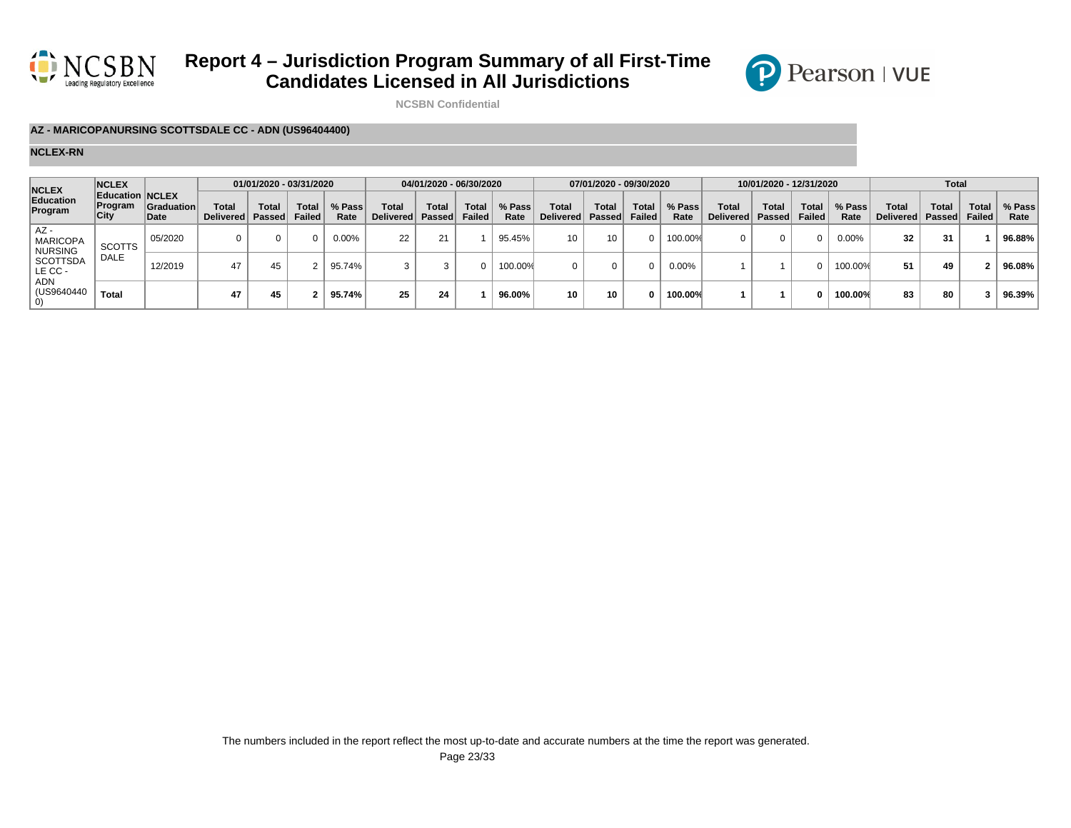# Report 4 – Jurisdiction Program Summary of all First-Time Candidates Licensed in All Jurisdictions

NCSBN Confidential

**AZ - MARICOPANURSING SCOTTSDALE CC - ADN (US96404400)**

**NCLEX-RN**

| NCLEX Education Program | NCLEX Education Program City | NCLEX Graduation Date | 01/01/2020 - 03/31/2020 | | | | 04/01/2020 - 06/30/2020 | | | | 07/01/2020 - 09/30/2020 | | | | 10/01/2020 - 12/31/2020 | | | | Total | | | |
|---|---|---|---|---|---|---|---|---|---|---|---|---|---|---|---|---|---|---|---|---|---|---|
| | | | Total Delivered | Total Passed | Total Failed | % Pass Rate | Total Delivered | Total Passed | Total Failed | % Pass Rate | Total Delivered | Total Passed | Total Failed | % Pass Rate | Total Delivered | Total Passed | Total Failed | % Pass Rate | Total Delivered | Total Passed | Total Failed | % Pass Rate |
| AZ - MARICOPA NURSING SCOTTSDALE CC - ADN (US96404400) | SCOTTSDALE | 05/2020 | 0 | 0 | 0 | 0.00% | 22 | 21 | 1 | 95.45% | 10 | 10 | 0 | 100.00% | 0 | 0 | 0 | 0.00% | **32** | **31** | **1** | **96.88%** |
| | | 12/2019 | 47 | 45 | 2 | 95.74% | 3 | 3 | 0 | 100.00% | 0 | 0 | 0 | 0.00% | 1 | 1 | 0 | 100.00% | **51** | **49** | **2** | **96.08%** |
| | **Total** | | **47** | **45** | **2** | **95.74%** | **25** | **24** | **1** | **96.00%** | **10** | **10** | **0** | **100.00%** | **1** | **1** | **0** | **100.00%** | **83** | **80** | **3** | **96.39%** |

The numbers included in the report reflect the most up-to-date and accurate numbers at the time the report was generated.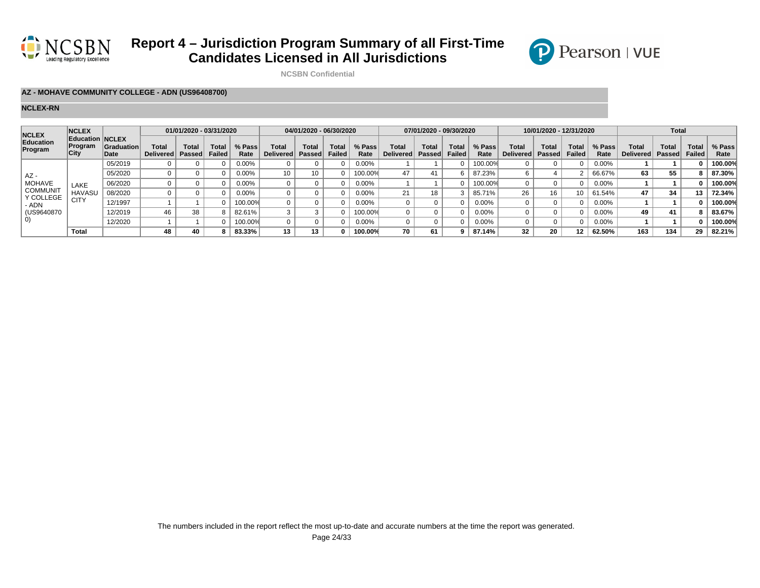# Report 4 – Jurisdiction Program Summary of all First-Time Candidates Licensed in All Jurisdictions

NCSBN Confidential

**AZ - MOHAVE COMMUNITY COLLEGE - ADN (US96408700)**

**NCLEX-RN**

| NCLEX Education Program | NCLEX Education Program City | NCLEX Graduation Date | 01/01/2020 - 03/31/2020 | | | | 04/01/2020 - 06/30/2020 | | | | 07/01/2020 - 09/30/2020 | | | | 10/01/2020 - 12/31/2020 | | | | Total | | | |
|---|---|---|---|---|---|---|---|---|---|---|---|---|---|---|---|---|---|---|---|---|---|---|
| | | | Total Delivered | Total Passed | Total Failed | % Pass Rate | Total Delivered | Total Passed | Total Failed | % Pass Rate | Total Delivered | Total Passed | Total Failed | % Pass Rate | Total Delivered | Total Passed | Total Failed | % Pass Rate | Total Delivered | Total Passed | Total Failed | % Pass Rate |
| AZ - MOHAVE COMMUNITY COLLEGE - ADN (US96408700) | LAKE HAVASU CITY | 05/2019 | 0 | 0 | 0 | 0.00% | 0 | 0 | 0 | 0.00% | 1 | 1 | 0 | 100.00% | 0 | 0 | 0 | 0.00% | **1** | **1** | **0** | **100.00%** |
| | | 05/2020 | 0 | 0 | 0 | 0.00% | 10 | 10 | 0 | 100.00% | 47 | 41 | 6 | 87.23% | 6 | 4 | 2 | 66.67% | **63** | **55** | **8** | **87.30%** |
| | | 06/2020 | 0 | 0 | 0 | 0.00% | 0 | 0 | 0 | 0.00% | 1 | 1 | 0 | 100.00% | 0 | 0 | 0 | 0.00% | **1** | **1** | **0** | **100.00%** |
| | | 08/2020 | 0 | 0 | 0 | 0.00% | 0 | 0 | 0 | 0.00% | 21 | 18 | 3 | 85.71% | 26 | 16 | 10 | 61.54% | **47** | **34** | **13** | **72.34%** |
| | | 12/1997 | 1 | 1 | 0 | 100.00% | 0 | 0 | 0 | 0.00% | 0 | 0 | 0 | 0.00% | 0 | 0 | 0 | 0.00% | **1** | **1** | **0** | **100.00%** |
| | | 12/2019 | 46 | 38 | 8 | 82.61% | 3 | 3 | 0 | 100.00% | 0 | 0 | 0 | 0.00% | 0 | 0 | 0 | 0.00% | **49** | **41** | **8** | **83.67%** |
| | | 12/2020 | 1 | 1 | 0 | 100.00% | 0 | 0 | 0 | 0.00% | 0 | 0 | 0 | 0.00% | 0 | 0 | 0 | 0.00% | **1** | **1** | **0** | **100.00%** |
| | **Total** | | **48** | **40** | **8** | **83.33%** | **13** | **13** | **0** | **100.00%** | **70** | **61** | **9** | **87.14%** | **32** | **20** | **12** | **62.50%** | **163** | **134** | **29** | **82.21%** |

The numbers included in the report reflect the most up-to-date and accurate numbers at the time the report was generated.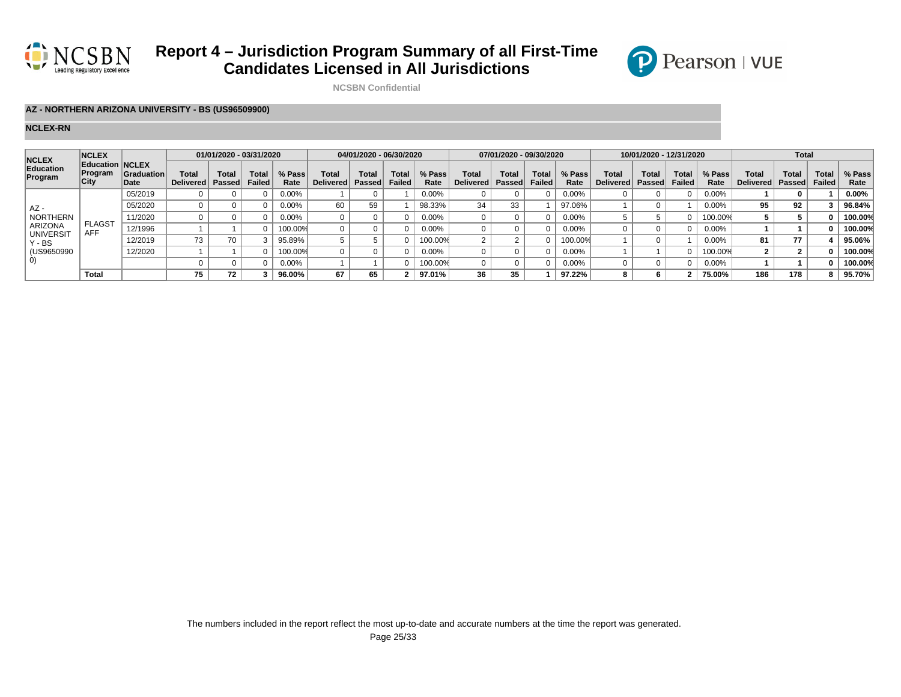# Report 4 – Jurisdiction Program Summary of all First-Time Candidates Licensed in All Jurisdictions

NCSBN Confidential

**AZ - NORTHERN ARIZONA UNIVERSITY - BS (US96509900)**

**NCLEX-RN**

| NCLEX Education Program | NCLEX Education Program City | NCLEX Graduation Date | 01/01/2020 - 03/31/2020 | | | | 04/01/2020 - 06/30/2020 | | | | 07/01/2020 - 09/30/2020 | | | | 10/01/2020 - 12/31/2020 | | | | Total | | | |
|---|---|---|---|---|---|---|---|---|---|---|---|---|---|---|---|---|---|---|---|---|---|---|
| | | | Total Delivered | Total Passed | Total Failed | % Pass Rate | Total Delivered | Total Passed | Total Failed | % Pass Rate | Total Delivered | Total Passed | Total Failed | % Pass Rate | Total Delivered | Total Passed | Total Failed | % Pass Rate | Total Delivered | Total Passed | Total Failed | % Pass Rate |
| AZ - NORTHERN ARIZONA UNIVERSITY - BS (US96509900) | FLAGSTAFF | 05/2019 | 0 | 0 | 0 | 0.00% | 1 | 0 | 1 | 0.00% | 0 | 0 | 0 | 0.00% | 0 | 0 | 0 | 0.00% | **1** | **0** | **1** | **0.00%** |
| | | 05/2020 | 0 | 0 | 0 | 0.00% | 60 | 59 | 1 | 98.33% | 34 | 33 | 1 | 97.06% | 1 | 0 | 1 | 0.00% | **95** | **92** | **3** | **96.84%** |
| | | 11/2020 | 0 | 0 | 0 | 0.00% | 0 | 0 | 0 | 0.00% | 0 | 0 | 0 | 0.00% | 5 | 5 | 0 | 100.00% | **5** | **5** | **0** | **100.00%** |
| | | 12/1996 | 1 | 1 | 0 | 100.00% | 0 | 0 | 0 | 0.00% | 0 | 0 | 0 | 0.00% | 0 | 0 | 0 | 0.00% | **1** | **1** | **0** | **100.00%** |
| | | 12/2019 | 73 | 70 | 3 | 95.89% | 5 | 5 | 0 | 100.00% | 2 | 2 | 0 | 100.00% | 1 | 0 | 1 | 0.00% | **81** | **77** | **4** | **95.06%** |
| | | 12/2020 | 1 | 1 | 0 | 100.00% | 0 | 0 | 0 | 0.00% | 0 | 0 | 0 | 0.00% | 1 | 1 | 0 | 100.00% | **2** | **2** | **0** | **100.00%** |
| | | | 0 | 0 | 0 | 0.00% | 1 | 1 | 0 | 100.00% | 0 | 0 | 0 | 0.00% | 0 | 0 | 0 | 0.00% | **1** | **1** | **0** | **100.00%** |
| | **Total** | | **75** | **72** | **3** | **96.00%** | **67** | **65** | **2** | **97.01%** | **36** | **35** | **1** | **97.22%** | **8** | **6** | **2** | **75.00%** | **186** | **178** | **8** | **95.70%** |

The numbers included in the report reflect the most up-to-date and accurate numbers at the time the report was generated.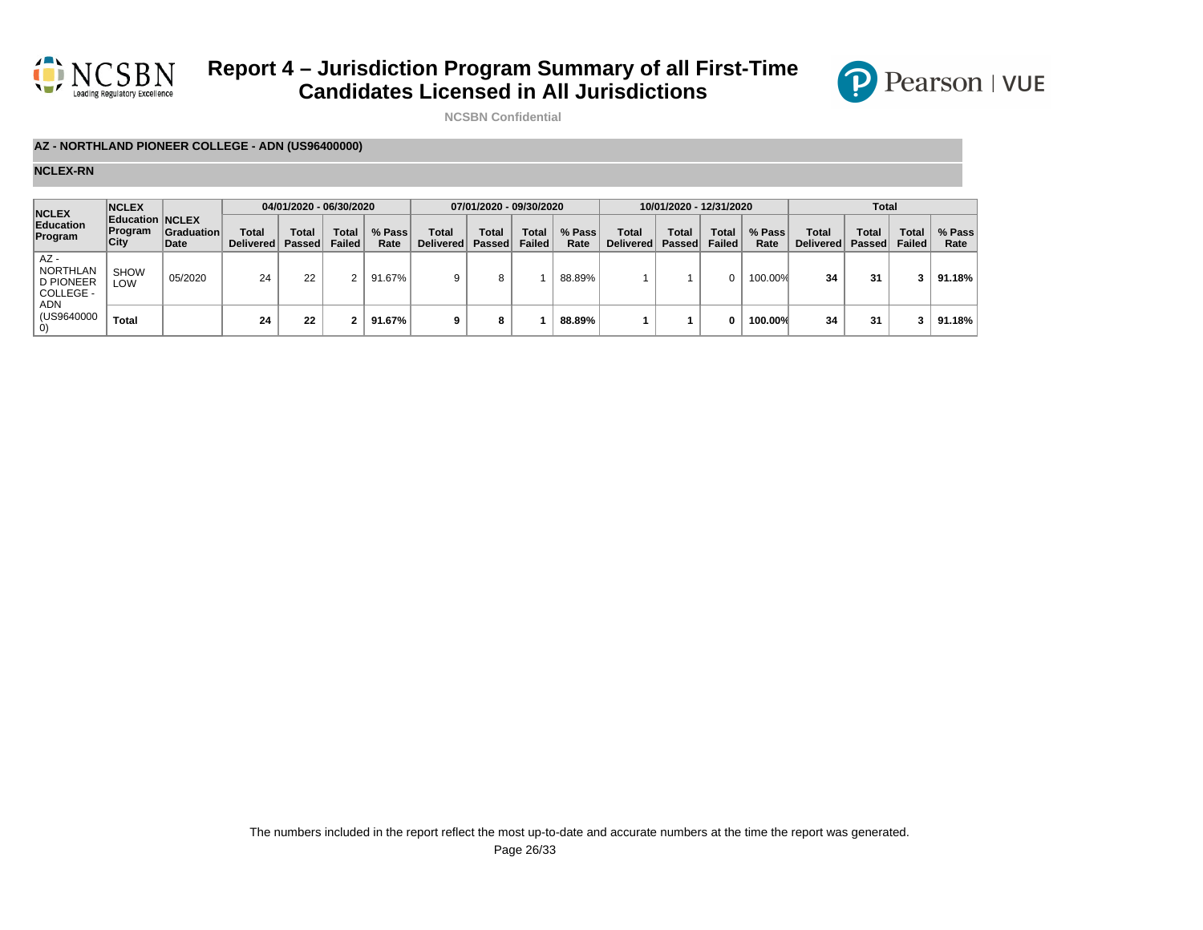# Report 4 – Jurisdiction Program Summary of all First-Time Candidates Licensed in All Jurisdictions

NCSBN Confidential

**AZ - NORTHLAND PIONEER COLLEGE - ADN (US96400000)**

**NCLEX-RN**

| NCLEX Education Program | NCLEX Education Program City | NCLEX Graduation Date | 04/01/2020 - 06/30/2020 | | | | 07/01/2020 - 09/30/2020 | | | | 10/01/2020 - 12/31/2020 | | | | Total | | | |
|---|---|---|---|---|---|---|---|---|---|---|---|---|---|---|---|---|---|---|
| | | | Total Delivered | Total Passed | Total Failed | % Pass Rate | Total Delivered | Total Passed | Total Failed | % Pass Rate | Total Delivered | Total Passed | Total Failed | % Pass Rate | Total Delivered | Total Passed | Total Failed | % Pass Rate |
| AZ - NORTHLAND PIONEER COLLEGE - ADN (US96400000) | SHOW LOW | 05/2020 | 24 | 22 | 2 | 91.67% | 9 | 8 | 1 | 88.89% | 1 | 1 | 0 | 100.00% | **34** | **31** | **3** | **91.18%** |
| | **Total** | | **24** | **22** | **2** | **91.67%** | **9** | **8** | **1** | **88.89%** | **1** | **1** | **0** | **100.00%** | **34** | **31** | **3** | **91.18%** |

The numbers included in the report reflect the most up-to-date and accurate numbers at the time the report was generated.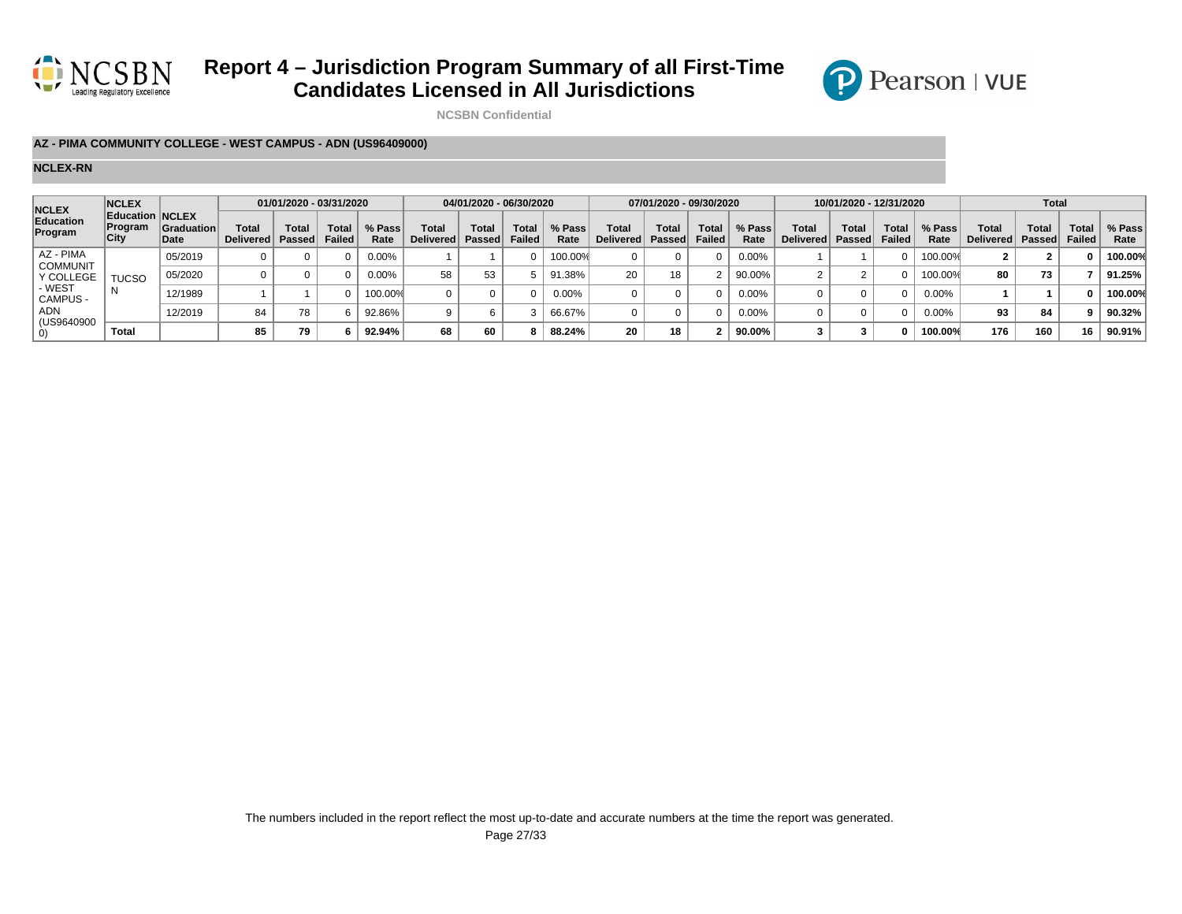# Report 4 – Jurisdiction Program Summary of all First-Time Candidates Licensed in All Jurisdictions

NCSBN Confidential

**AZ - PIMA COMMUNITY COLLEGE - WEST CAMPUS - ADN (US96409000)**

**NCLEX-RN**

| NCLEX Education Program | NCLEX Education Program City | NCLEX Graduation Date | 01/01/2020 - 03/31/2020 | | | | 04/01/2020 - 06/30/2020 | | | | 07/01/2020 - 09/30/2020 | | | | 10/01/2020 - 12/31/2020 | | | | Total | | | |
|---|---|---|---|---|---|---|---|---|---|---|---|---|---|---|---|---|---|---|---|---|---|---|
| | | | Total Delivered | Total Passed | Total Failed | % Pass Rate | Total Delivered | Total Passed | Total Failed | % Pass Rate | Total Delivered | Total Passed | Total Failed | % Pass Rate | Total Delivered | Total Passed | Total Failed | % Pass Rate | Total Delivered | Total Passed | Total Failed | % Pass Rate |
| AZ - PIMA COMMUNITY COLLEGE - WEST CAMPUS - ADN (US96409000) | TUCSON | 05/2019 | 0 | 0 | 0 | 0.00% | 1 | 1 | 0 | 100.00% | 0 | 0 | 0 | 0.00% | 1 | 1 | 0 | 100.00% | **2** | **2** | **0** | **100.00%** |
| | | 05/2020 | 0 | 0 | 0 | 0.00% | 58 | 53 | 5 | 91.38% | 20 | 18 | 2 | 90.00% | 2 | 2 | 0 | 100.00% | **80** | **73** | **7** | **91.25%** |
| | | 12/1989 | 1 | 1 | 0 | 100.00% | 0 | 0 | 0 | 0.00% | 0 | 0 | 0 | 0.00% | 0 | 0 | 0 | 0.00% | **1** | **1** | **0** | **100.00%** |
| | | 12/2019 | 84 | 78 | 6 | 92.86% | 9 | 6 | 3 | 66.67% | 0 | 0 | 0 | 0.00% | 0 | 0 | 0 | 0.00% | **93** | **84** | **9** | **90.32%** |
| | **Total** | | **85** | **79** | **6** | **92.94%** | **68** | **60** | **8** | **88.24%** | **20** | **18** | **2** | **90.00%** | **3** | **3** | **0** | **100.00%** | **176** | **160** | **16** | **90.91%** |

The numbers included in the report reflect the most up-to-date and accurate numbers at the time the report was generated.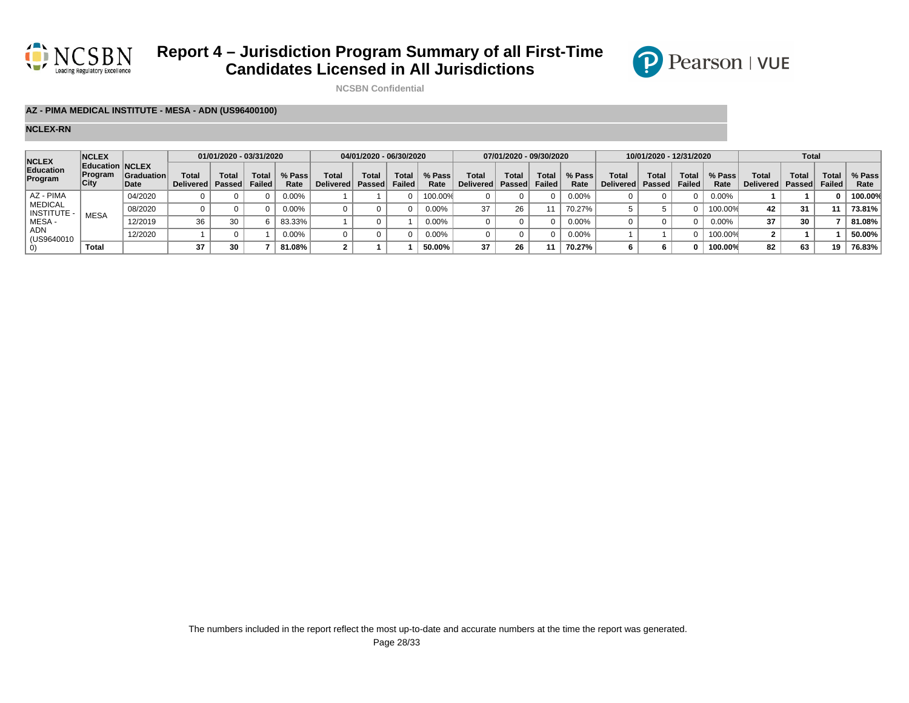# Report 4 – Jurisdiction Program Summary of all First-Time Candidates Licensed in All Jurisdictions

NCSBN Confidential

**AZ - PIMA MEDICAL INSTITUTE - MESA - ADN (US96400100)**

**NCLEX-RN**

| NCLEX Education Program | NCLEX Education Program City | NCLEX Graduation Date | 01/01/2020 - 03/31/2020 | | | | 04/01/2020 - 06/30/2020 | | | | 07/01/2020 - 09/30/2020 | | | | 10/01/2020 - 12/31/2020 | | | | Total | | | |
|---|---|---|---|---|---|---|---|---|---|---|---|---|---|---|---|---|---|---|---|---|---|---|
| | | | Total Delivered | Total Passed | Total Failed | % Pass Rate | Total Delivered | Total Passed | Total Failed | % Pass Rate | Total Delivered | Total Passed | Total Failed | % Pass Rate | Total Delivered | Total Passed | Total Failed | % Pass Rate | Total Delivered | Total Passed | Total Failed | % Pass Rate |
| AZ - PIMA MEDICAL INSTITUTE - MESA - ADN (US96400100) | MESA | 04/2020 | 0 | 0 | 0 | 0.00% | 1 | 1 | 0 | 100.00% | 0 | 0 | 0 | 0.00% | 0 | 0 | 0 | 0.00% | **1** | **1** | **0** | **100.00%** |
| | | 08/2020 | 0 | 0 | 0 | 0.00% | 0 | 0 | 0 | 0.00% | 37 | 26 | 11 | 70.27% | 5 | 5 | 0 | 100.00% | **42** | **31** | **11** | **73.81%** |
| | | 12/2019 | 36 | 30 | 6 | 83.33% | 1 | 0 | 1 | 0.00% | 0 | 0 | 0 | 0.00% | 0 | 0 | 0 | 0.00% | **37** | **30** | **7** | **81.08%** |
| | | 12/2020 | 1 | 0 | 1 | 0.00% | 0 | 0 | 0 | 0.00% | 0 | 0 | 0 | 0.00% | 1 | 1 | 0 | 100.00% | **2** | **1** | **1** | **50.00%** |
| | **Total** | | **37** | **30** | **7** | **81.08%** | **2** | **1** | **1** | **50.00%** | **37** | **26** | **11** | **70.27%** | **6** | **6** | **0** | **100.00%** | **82** | **63** | **19** | **76.83%** |

The numbers included in the report reflect the most up-to-date and accurate numbers at the time the report was generated.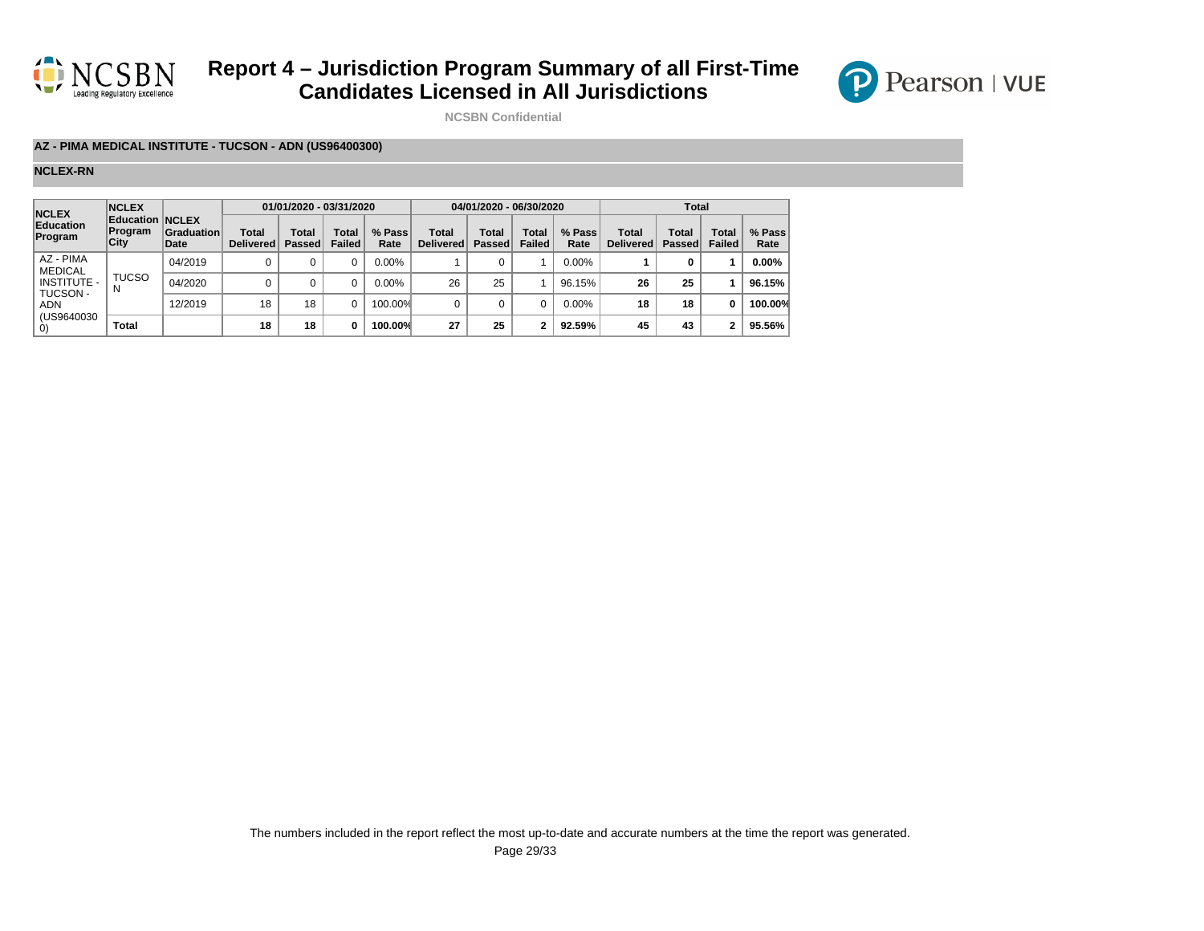# Report 4 – Jurisdiction Program Summary of all First-Time Candidates Licensed in All Jurisdictions

NCSBN Confidential

**AZ - PIMA MEDICAL INSTITUTE - TUCSON - ADN (US96400300)**

**NCLEX-RN**

| NCLEX Education Program | NCLEX Education Program City | NCLEX Graduation Date | 01/01/2020 - 03/31/2020 | | | | 04/01/2020 - 06/30/2020 | | | | Total | | | |
|---|---|---|---|---|---|---|---|---|---|---|---|---|---|---|
| | | | Total Delivered | Total Passed | Total Failed | % Pass Rate | Total Delivered | Total Passed | Total Failed | % Pass Rate | Total Delivered | Total Passed | Total Failed | % Pass Rate |
| AZ - PIMA MEDICAL INSTITUTE - TUCSON - ADN (US96400300) | TUCSON | 04/2019 | 0 | 0 | 0 | 0.00% | 1 | 0 | 1 | 0.00% | **1** | **0** | **1** | **0.00%** |
| | | 04/2020 | 0 | 0 | 0 | 0.00% | 26 | 25 | 1 | 96.15% | **26** | **25** | **1** | **96.15%** |
| | | 12/2019 | 18 | 18 | 0 | 100.00% | 0 | 0 | 0 | 0.00% | **18** | **18** | **0** | **100.00%** |
| | **Total** | | **18** | **18** | **0** | **100.00%** | **27** | **25** | **2** | **92.59%** | **45** | **43** | **2** | **95.56%** |

The numbers included in the report reflect the most up-to-date and accurate numbers at the time the report was generated.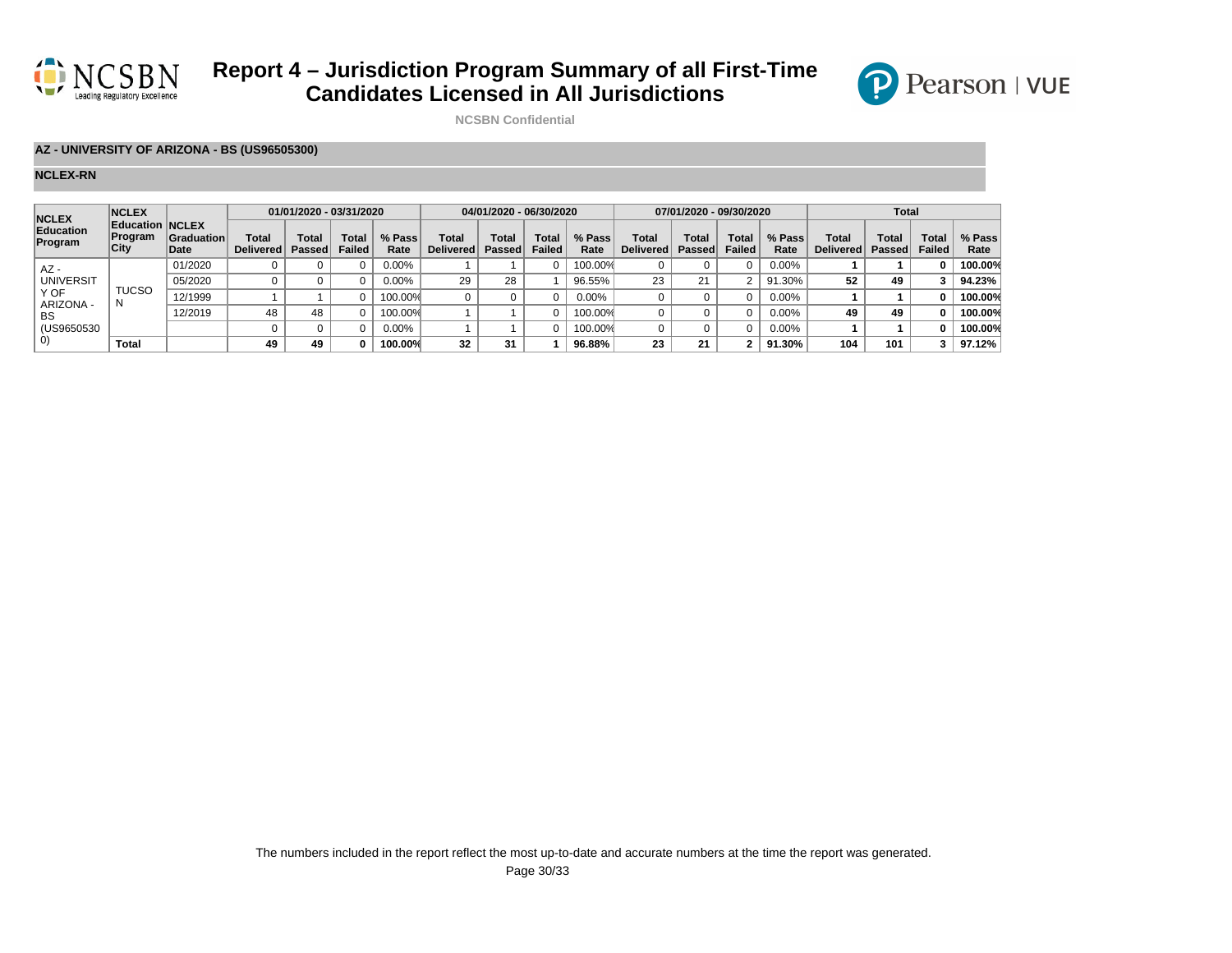# Report 4 – Jurisdiction Program Summary of all First-Time Candidates Licensed in All Jurisdictions

NCSBN Confidential

**AZ - UNIVERSITY OF ARIZONA - BS (US96505300)**

**NCLEX-RN**

| NCLEX Education Program | NCLEX Education Program City | NCLEX Graduation Date | 01/01/2020 - 03/31/2020 | | | | 04/01/2020 - 06/30/2020 | | | | 07/01/2020 - 09/30/2020 | | | | Total | | | |
|---|---|---|---|---|---|---|---|---|---|---|---|---|---|---|---|---|---|---|
| | | | Total Delivered | Total Passed | Total Failed | % Pass Rate | Total Delivered | Total Passed | Total Failed | % Pass Rate | Total Delivered | Total Passed | Total Failed | % Pass Rate | Total Delivered | Total Passed | Total Failed | % Pass Rate |
| AZ - UNIVERSITY OF ARIZONA - BS (US96505300) | TUCSON | 01/2020 | 0 | 0 | 0 | 0.00% | 1 | 1 | 0 | 100.00% | 0 | 0 | 0 | 0.00% | **1** | **1** | **0** | **100.00%** |
| | | 05/2020 | 0 | 0 | 0 | 0.00% | 29 | 28 | 1 | 96.55% | 23 | 21 | 2 | 91.30% | **52** | **49** | **3** | **94.23%** |
| | | 12/1999 | 1 | 1 | 0 | 100.00% | 0 | 0 | 0 | 0.00% | 0 | 0 | 0 | 0.00% | **1** | **1** | **0** | **100.00%** |
| | | 12/2019 | 48 | 48 | 0 | 100.00% | 1 | 1 | 0 | 100.00% | 0 | 0 | 0 | 0.00% | **49** | **49** | **0** | **100.00%** |
| | | | 0 | 0 | 0 | 0.00% | 1 | 1 | 0 | 100.00% | 0 | 0 | 0 | 0.00% | **1** | **1** | **0** | **100.00%** |
| | **Total** | | **49** | **49** | **0** | **100.00%** | **32** | **31** | **1** | **96.88%** | **23** | **21** | **2** | **91.30%** | **104** | **101** | **3** | **97.12%** |

The numbers included in the report reflect the most up-to-date and accurate numbers at the time the report was generated.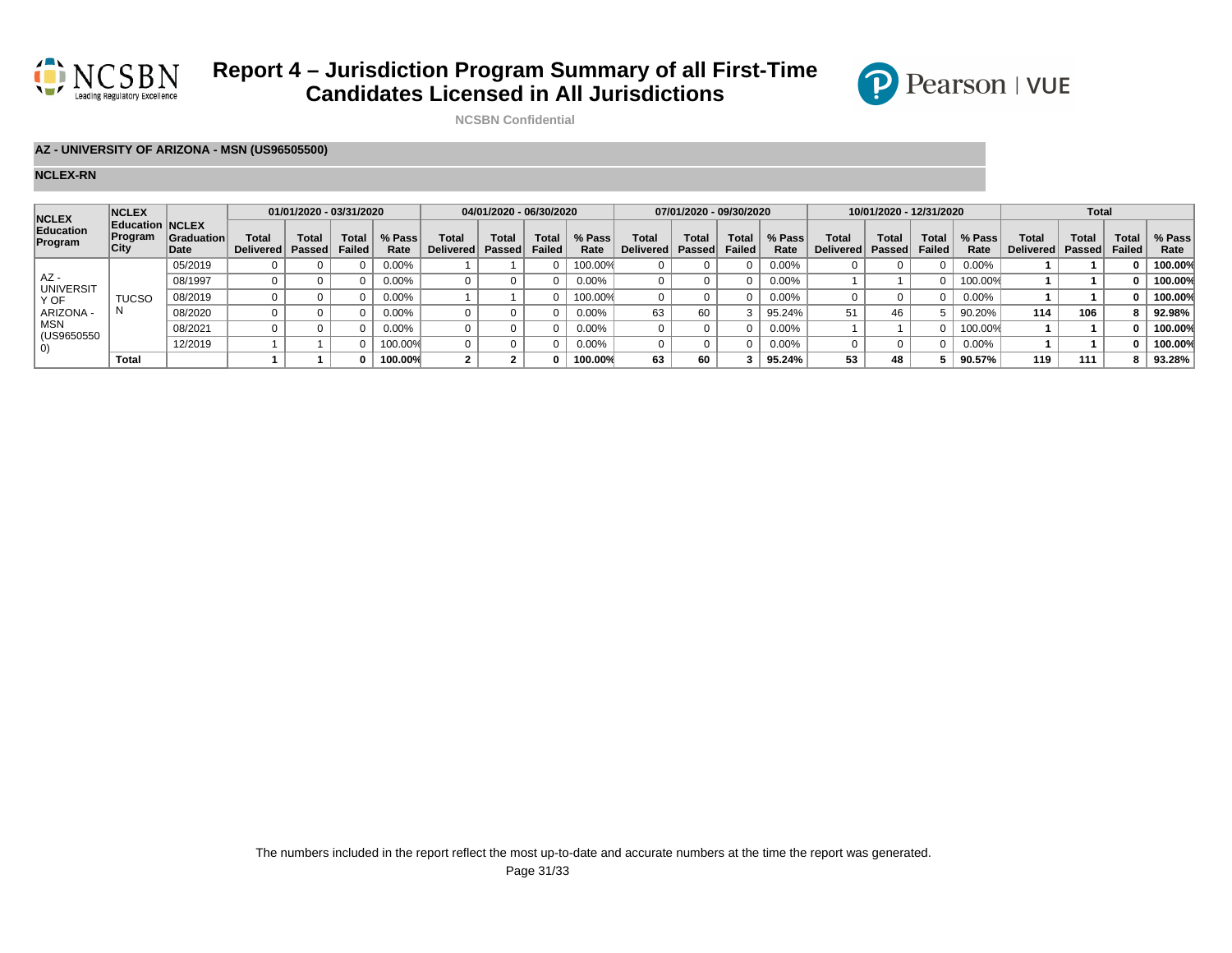# Report 4 – Jurisdiction Program Summary of all First-Time Candidates Licensed in All Jurisdictions

**NCSBN Confidential**

**AZ - UNIVERSITY OF ARIZONA - MSN (US96505500)**

**NCLEX-RN**

| NCLEX Education Program | NCLEX Education Program City | NCLEX Graduation Date | 01/01/2020 - 03/31/2020 | | | | 04/01/2020 - 06/30/2020 | | | | 07/01/2020 - 09/30/2020 | | | | 10/01/2020 - 12/31/2020 | | | | Total | | | |
|---|---|---|---|---|---|---|---|---|---|---|---|---|---|---|---|---|---|---|---|---|---|---|
| | | | Total Delivered | Total Passed | Total Failed | % Pass Rate | Total Delivered | Total Passed | Total Failed | % Pass Rate | Total Delivered | Total Passed | Total Failed | % Pass Rate | Total Delivered | Total Passed | Total Failed | % Pass Rate | Total Delivered | Total Passed | Total Failed | % Pass Rate |
| AZ - UNIVERSITY OF ARIZONA - MSN (US96505500) | TUCSON | 05/2019 | 0 | 0 | 0 | 0.00% | 1 | 1 | 0 | 100.00% | 0 | 0 | 0 | 0.00% | 0 | 0 | 0 | 0.00% | **1** | **1** | **0** | **100.00%** |
| | | 08/1997 | 0 | 0 | 0 | 0.00% | 0 | 0 | 0 | 0.00% | 0 | 0 | 0 | 0.00% | 1 | 1 | 0 | 100.00% | **1** | **1** | **0** | **100.00%** |
| | | 08/2019 | 0 | 0 | 0 | 0.00% | 1 | 1 | 0 | 100.00% | 0 | 0 | 0 | 0.00% | 0 | 0 | 0 | 0.00% | **1** | **1** | **0** | **100.00%** |
| | | 08/2020 | 0 | 0 | 0 | 0.00% | 0 | 0 | 0 | 0.00% | 63 | 60 | 3 | 95.24% | 51 | 46 | 5 | 90.20% | **114** | **106** | **8** | **92.98%** |
| | | 08/2021 | 0 | 0 | 0 | 0.00% | 0 | 0 | 0 | 0.00% | 0 | 0 | 0 | 0.00% | 1 | 1 | 0 | 100.00% | **1** | **1** | **0** | **100.00%** |
| | | 12/2019 | 1 | 1 | 0 | 100.00% | 0 | 0 | 0 | 0.00% | 0 | 0 | 0 | 0.00% | 0 | 0 | 0 | 0.00% | **1** | **1** | **0** | **100.00%** |
| | **Total** | | **1** | **1** | **0** | **100.00%** | **2** | **2** | **0** | **100.00%** | **63** | **60** | **3** | **95.24%** | **53** | **48** | **5** | **90.57%** | **119** | **111** | **8** | **93.28%** |

The numbers included in the report reflect the most up-to-date and accurate numbers at the time the report was generated.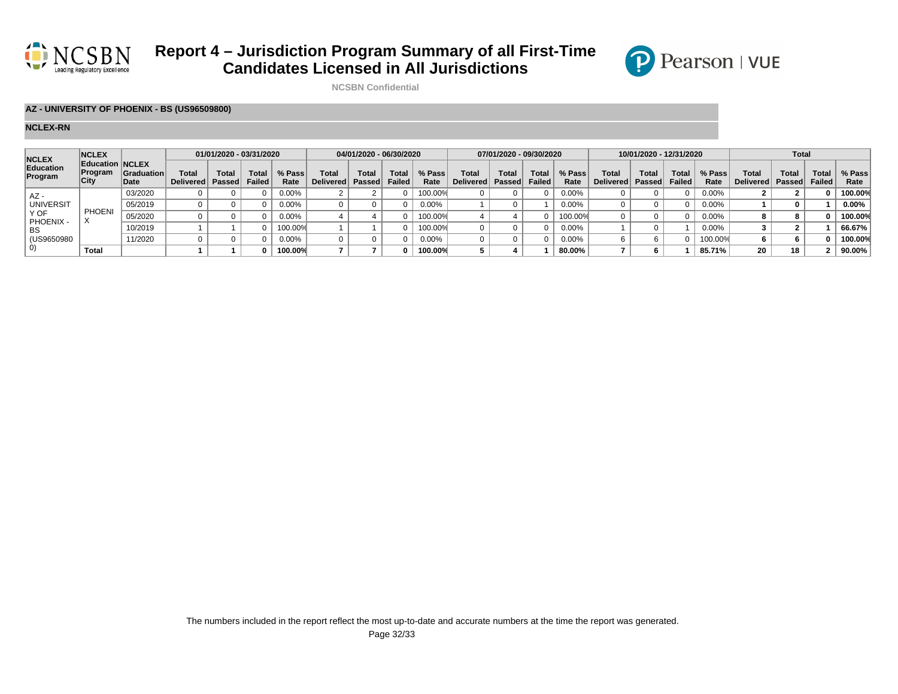# Report 4 – Jurisdiction Program Summary of all First-Time Candidates Licensed in All Jurisdictions

NCSBN Confidential

**AZ - UNIVERSITY OF PHOENIX - BS (US96509800)**

**NCLEX-RN**

| NCLEX Education Program | NCLEX Education Program City | NCLEX Graduation Date | 01/01/2020 - 03/31/2020 | | | | 04/01/2020 - 06/30/2020 | | | | 07/01/2020 - 09/30/2020 | | | | 10/01/2020 - 12/31/2020 | | | | Total | | | |
|---|---|---|---|---|---|---|---|---|---|---|---|---|---|---|---|---|---|---|---|---|---|---|
| | | | Total Delivered | Total Passed | Total Failed | % Pass Rate | Total Delivered | Total Passed | Total Failed | % Pass Rate | Total Delivered | Total Passed | Total Failed | % Pass Rate | Total Delivered | Total Passed | Total Failed | % Pass Rate | Total Delivered | Total Passed | Total Failed | % Pass Rate |
| AZ - UNIVERSITY OF PHOENIX - BS (US96509800) | PHOENIX | 03/2020 | 0 | 0 | 0 | 0.00% | 2 | 2 | 0 | 100.00% | 0 | 0 | 0 | 0.00% | 0 | 0 | 0 | 0.00% | **2** | **2** | **0** | **100.00%** |
| | | 05/2019 | 0 | 0 | 0 | 0.00% | 0 | 0 | 0 | 0.00% | 1 | 0 | 1 | 0.00% | 0 | 0 | 0 | 0.00% | **1** | **0** | **1** | **0.00%** |
| | | 05/2020 | 0 | 0 | 0 | 0.00% | 4 | 4 | 0 | 100.00% | 4 | 4 | 0 | 100.00% | 0 | 0 | 0 | 0.00% | **8** | **8** | **0** | **100.00%** |
| | | 10/2019 | 1 | 1 | 0 | 100.00% | 1 | 1 | 0 | 100.00% | 0 | 0 | 0 | 0.00% | 1 | 0 | 1 | 0.00% | **3** | **2** | **1** | **66.67%** |
| | | 11/2020 | 0 | 0 | 0 | 0.00% | 0 | 0 | 0 | 0.00% | 0 | 0 | 0 | 0.00% | 6 | 6 | 0 | 100.00% | **6** | **6** | **0** | **100.00%** |
| | **Total** | | **1** | **1** | **0** | **100.00%** | **7** | **7** | **0** | **100.00%** | **5** | **4** | **1** | **80.00%** | **7** | **6** | **1** | **85.71%** | **20** | **18** | **2** | **90.00%** |

The numbers included in the report reflect the most up-to-date and accurate numbers at the time the report was generated.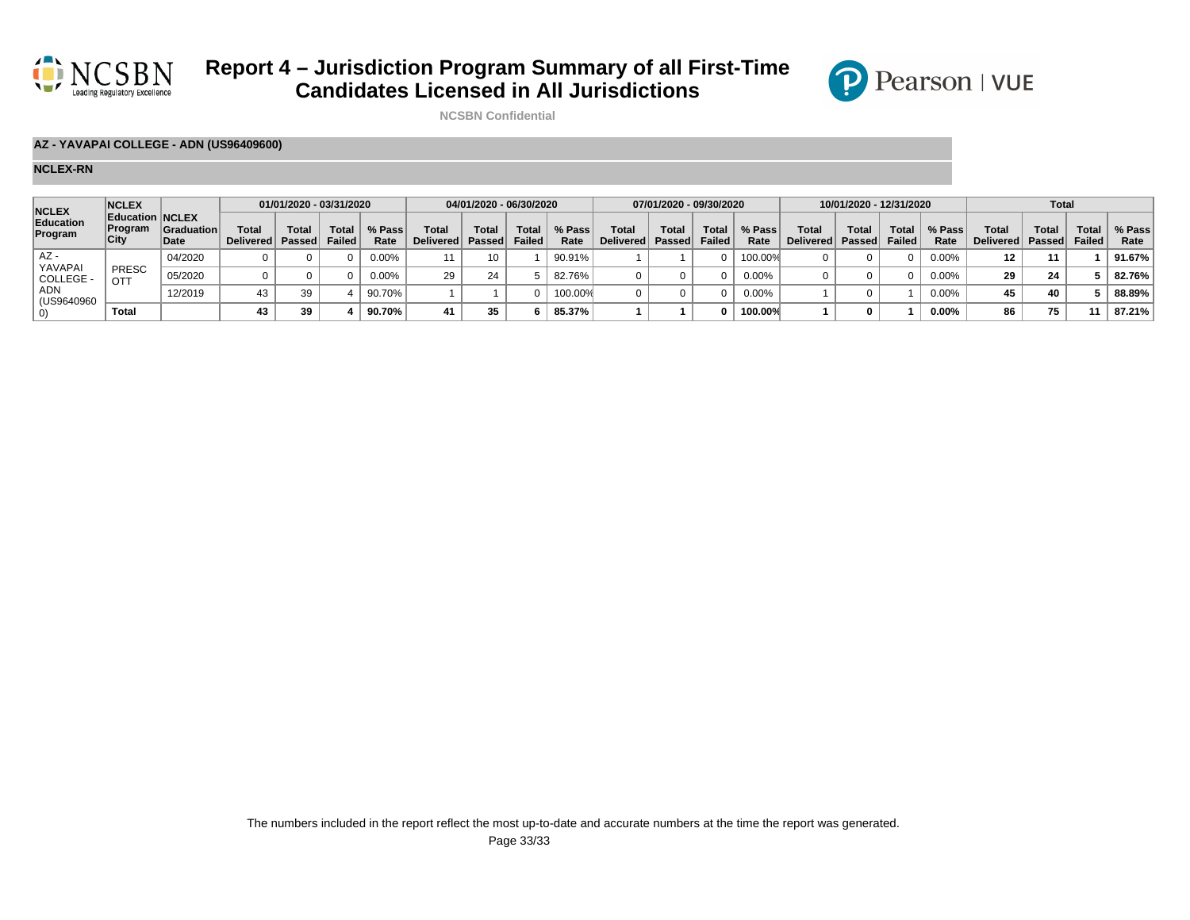# Report 4 – Jurisdiction Program Summary of all First-Time Candidates Licensed in All Jurisdictions

**NCSBN Confidential**

**AZ - YAVAPAI COLLEGE - ADN (US96409600)**

**NCLEX-RN**

| NCLEX Education Program | NCLEX Education Program City | NCLEX Graduation Date | 01/01/2020 - 03/31/2020 | | | | 04/01/2020 - 06/30/2020 | | | | 07/01/2020 - 09/30/2020 | | | | 10/01/2020 - 12/31/2020 | | | | Total | | | |
|---|---|---|---|---|---|---|---|---|---|---|---|---|---|---|---|---|---|---|---|---|---|---|
| | | | Total Delivered | Total Passed | Total Failed | % Pass Rate | Total Delivered | Total Passed | Total Failed | % Pass Rate | Total Delivered | Total Passed | Total Failed | % Pass Rate | Total Delivered | Total Passed | Total Failed | % Pass Rate | Total Delivered | Total Passed | Total Failed | % Pass Rate |
| AZ - YAVAPAI COLLEGE - ADN (US96409600) | PRESCOTT | 04/2020 | 0 | 0 | 0 | 0.00% | 11 | 10 | 1 | 90.91% | 1 | 1 | 0 | 100.00% | 0 | 0 | 0 | 0.00% | **12** | **11** | **1** | **91.67%** |
| | | 05/2020 | 0 | 0 | 0 | 0.00% | 29 | 24 | 5 | 82.76% | 0 | 0 | 0 | 0.00% | 0 | 0 | 0 | 0.00% | **29** | **24** | **5** | **82.76%** |
| | | 12/2019 | 43 | 39 | 4 | 90.70% | 1 | 1 | 0 | 100.00% | 0 | 0 | 0 | 0.00% | 1 | 0 | 1 | 0.00% | **45** | **40** | **5** | **88.89%** |
| | **Total** | | **43** | **39** | **4** | **90.70%** | **41** | **35** | **6** | **85.37%** | **1** | **1** | **0** | **100.00%** | **1** | **0** | **1** | **0.00%** | **86** | **75** | **11** | **87.21%** |

The numbers included in the report reflect the most up-to-date and accurate numbers at the time the report was generated.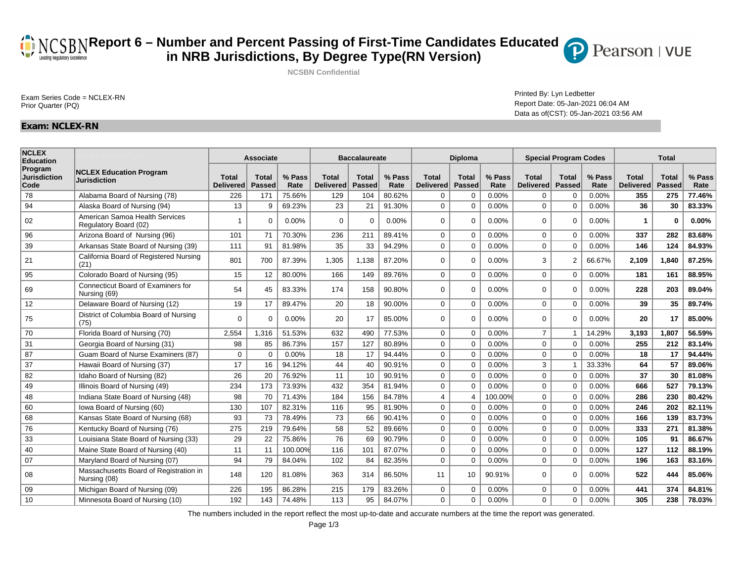# Report 6 – Number and Percent Passing of First-Time Candidates Educated in NRB Jurisdictions, By Degree Type(RN Version)

NCSBN Confidential

Exam Series Code = NCLEX-RN
Prior Quarter (PQ)

Printed By: Lyn Ledbetter
Report Date: 05-Jan-2021 06:04 AM
Data as of(CST): 05-Jan-2021 03:56 AM

**Exam: NCLEX-RN**

| NCLEX Education Program Jurisdiction Code | NCLEX Education Program Jurisdiction | Associate | | | Baccalaureate | | | Diploma | | | Special Program Codes | | | Total | | |
|---|---|---|---|---|---|---|---|---|---|---|---|---|---|---|---|---|
| | | Total Delivered | Total Passed | % Pass Rate | Total Delivered | Total Passed | % Pass Rate | Total Delivered | Total Passed | % Pass Rate | Total Delivered | Total Passed | % Pass Rate | Total Delivered | Total Passed | % Pass Rate |
| 78 | Alabama Board of Nursing (78) | 226 | 171 | 75.66% | 129 | 104 | 80.62% | 0 | 0 | 0.00% | 0 | 0 | 0.00% | **355** | **275** | **77.46%** |
| 94 | Alaska Board of Nursing (94) | 13 | 9 | 69.23% | 23 | 21 | 91.30% | 0 | 0 | 0.00% | 0 | 0 | 0.00% | **36** | **30** | **83.33%** |
| 02 | American Samoa Health Services Regulatory Board (02) | 1 | 0 | 0.00% | 0 | 0 | 0.00% | 0 | 0 | 0.00% | 0 | 0 | 0.00% | **1** | **0** | **0.00%** |
| 96 | Arizona Board of Nursing (96) | 101 | 71 | 70.30% | 236 | 211 | 89.41% | 0 | 0 | 0.00% | 0 | 0 | 0.00% | **337** | **282** | **83.68%** |
| 39 | Arkansas State Board of Nursing (39) | 111 | 91 | 81.98% | 35 | 33 | 94.29% | 0 | 0 | 0.00% | 0 | 0 | 0.00% | **146** | **124** | **84.93%** |
| 21 | California Board of Registered Nursing (21) | 801 | 700 | 87.39% | 1,305 | 1,138 | 87.20% | 0 | 0 | 0.00% | 3 | 2 | 66.67% | **2,109** | **1,840** | **87.25%** |
| 95 | Colorado Board of Nursing (95) | 15 | 12 | 80.00% | 166 | 149 | 89.76% | 0 | 0 | 0.00% | 0 | 0 | 0.00% | **181** | **161** | **88.95%** |
| 69 | Connecticut Board of Examiners for Nursing (69) | 54 | 45 | 83.33% | 174 | 158 | 90.80% | 0 | 0 | 0.00% | 0 | 0 | 0.00% | **228** | **203** | **89.04%** |
| 12 | Delaware Board of Nursing (12) | 19 | 17 | 89.47% | 20 | 18 | 90.00% | 0 | 0 | 0.00% | 0 | 0 | 0.00% | **39** | **35** | **89.74%** |
| 75 | District of Columbia Board of Nursing (75) | 0 | 0 | 0.00% | 20 | 17 | 85.00% | 0 | 0 | 0.00% | 0 | 0 | 0.00% | **20** | **17** | **85.00%** |
| 70 | Florida Board of Nursing (70) | 2,554 | 1,316 | 51.53% | 632 | 490 | 77.53% | 0 | 0 | 0.00% | 7 | 1 | 14.29% | **3,193** | **1,807** | **56.59%** |
| 31 | Georgia Board of Nursing (31) | 98 | 85 | 86.73% | 157 | 127 | 80.89% | 0 | 0 | 0.00% | 0 | 0 | 0.00% | **255** | **212** | **83.14%** |
| 87 | Guam Board of Nurse Examiners (87) | 0 | 0 | 0.00% | 18 | 17 | 94.44% | 0 | 0 | 0.00% | 0 | 0 | 0.00% | **18** | **17** | **94.44%** |
| 37 | Hawaii Board of Nursing (37) | 17 | 16 | 94.12% | 44 | 40 | 90.91% | 0 | 0 | 0.00% | 3 | 1 | 33.33% | **64** | **57** | **89.06%** |
| 82 | Idaho Board of Nursing (82) | 26 | 20 | 76.92% | 11 | 10 | 90.91% | 0 | 0 | 0.00% | 0 | 0 | 0.00% | **37** | **30** | **81.08%** |
| 49 | Illinois Board of Nursing (49) | 234 | 173 | 73.93% | 432 | 354 | 81.94% | 0 | 0 | 0.00% | 0 | 0 | 0.00% | **666** | **527** | **79.13%** |
| 48 | Indiana State Board of Nursing (48) | 98 | 70 | 71.43% | 184 | 156 | 84.78% | 4 | 4 | 100.00% | 0 | 0 | 0.00% | **286** | **230** | **80.42%** |
| 60 | Iowa Board of Nursing (60) | 130 | 107 | 82.31% | 116 | 95 | 81.90% | 0 | 0 | 0.00% | 0 | 0 | 0.00% | **246** | **202** | **82.11%** |
| 68 | Kansas State Board of Nursing (68) | 93 | 73 | 78.49% | 73 | 66 | 90.41% | 0 | 0 | 0.00% | 0 | 0 | 0.00% | **166** | **139** | **83.73%** |
| 76 | Kentucky Board of Nursing (76) | 275 | 219 | 79.64% | 58 | 52 | 89.66% | 0 | 0 | 0.00% | 0 | 0 | 0.00% | **333** | **271** | **81.38%** |
| 33 | Louisiana State Board of Nursing (33) | 29 | 22 | 75.86% | 76 | 69 | 90.79% | 0 | 0 | 0.00% | 0 | 0 | 0.00% | **105** | **91** | **86.67%** |
| 40 | Maine State Board of Nursing (40) | 11 | 11 | 100.00% | 116 | 101 | 87.07% | 0 | 0 | 0.00% | 0 | 0 | 0.00% | **127** | **112** | **88.19%** |
| 07 | Maryland Board of Nursing (07) | 94 | 79 | 84.04% | 102 | 84 | 82.35% | 0 | 0 | 0.00% | 0 | 0 | 0.00% | **196** | **163** | **83.16%** |
| 08 | Massachusetts Board of Registration in Nursing (08) | 148 | 120 | 81.08% | 363 | 314 | 86.50% | 11 | 10 | 90.91% | 0 | 0 | 0.00% | **522** | **444** | **85.06%** |
| 09 | Michigan Board of Nursing (09) | 226 | 195 | 86.28% | 215 | 179 | 83.26% | 0 | 0 | 0.00% | 0 | 0 | 0.00% | **441** | **374** | **84.81%** |
| 10 | Minnesota Board of Nursing (10) | 192 | 143 | 74.48% | 113 | 95 | 84.07% | 0 | 0 | 0.00% | 0 | 0 | 0.00% | **305** | **238** | **78.03%** |

The numbers included in the report reflect the most up-to-date and accurate numbers at the time the report was generated.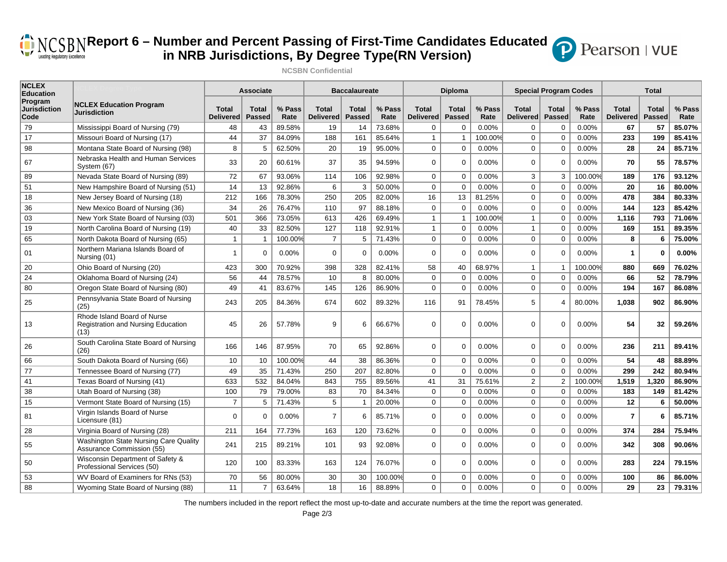# Report 6 – Number and Percent Passing of First-Time Candidates Educated in NRB Jurisdictions, By Degree Type(RN Version)

NCSBN Confidential

| NCLEX Education Program Jurisdiction Code | NCLEX Education Program Jurisdiction | Associate | | | Baccalaureate | | | Diploma | | | Special Program Codes | | | Total | | |
|---|---|---|---|---|---|---|---|---|---|---|---|---|---|---|---|---|
| | | Total Delivered | Total Passed | % Pass Rate | Total Delivered | Total Passed | % Pass Rate | Total Delivered | Total Passed | % Pass Rate | Total Delivered | Total Passed | % Pass Rate | Total Delivered | Total Passed | % Pass Rate |
| 79 | Mississippi Board of Nursing (79) | 48 | 43 | 89.58% | 19 | 14 | 73.68% | 0 | 0 | 0.00% | 0 | 0 | 0.00% | **67** | **57** | **85.07%** |
| 17 | Missouri Board of Nursing (17) | 44 | 37 | 84.09% | 188 | 161 | 85.64% | 1 | 1 | 100.00% | 0 | 0 | 0.00% | **233** | **199** | **85.41%** |
| 98 | Montana State Board of Nursing (98) | 8 | 5 | 62.50% | 20 | 19 | 95.00% | 0 | 0 | 0.00% | 0 | 0 | 0.00% | **28** | **24** | **85.71%** |
| 67 | Nebraska Health and Human Services System (67) | 33 | 20 | 60.61% | 37 | 35 | 94.59% | 0 | 0 | 0.00% | 0 | 0 | 0.00% | **70** | **55** | **78.57%** |
| 89 | Nevada State Board of Nursing (89) | 72 | 67 | 93.06% | 114 | 106 | 92.98% | 0 | 0 | 0.00% | 3 | 3 | 100.00% | **189** | **176** | **93.12%** |
| 51 | New Hampshire Board of Nursing (51) | 14 | 13 | 92.86% | 6 | 3 | 50.00% | 0 | 0 | 0.00% | 0 | 0 | 0.00% | **20** | **16** | **80.00%** |
| 18 | New Jersey Board of Nursing (18) | 212 | 166 | 78.30% | 250 | 205 | 82.00% | 16 | 13 | 81.25% | 0 | 0 | 0.00% | **478** | **384** | **80.33%** |
| 36 | New Mexico Board of Nursing (36) | 34 | 26 | 76.47% | 110 | 97 | 88.18% | 0 | 0 | 0.00% | 0 | 0 | 0.00% | **144** | **123** | **85.42%** |
| 03 | New York State Board of Nursing (03) | 501 | 366 | 73.05% | 613 | 426 | 69.49% | 1 | 1 | 100.00% | 1 | 0 | 0.00% | **1,116** | **793** | **71.06%** |
| 19 | North Carolina Board of Nursing (19) | 40 | 33 | 82.50% | 127 | 118 | 92.91% | 1 | 0 | 0.00% | 1 | 0 | 0.00% | **169** | **151** | **89.35%** |
| 65 | North Dakota Board of Nursing (65) | 1 | 1 | 100.00% | 7 | 5 | 71.43% | 0 | 0 | 0.00% | 0 | 0 | 0.00% | **8** | **6** | **75.00%** |
| 01 | Northern Mariana Islands Board of Nursing (01) | 1 | 0 | 0.00% | 0 | 0 | 0.00% | 0 | 0 | 0.00% | 0 | 0 | 0.00% | **1** | **0** | **0.00%** |
| 20 | Ohio Board of Nursing (20) | 423 | 300 | 70.92% | 398 | 328 | 82.41% | 58 | 40 | 68.97% | 1 | 1 | 100.00% | **880** | **669** | **76.02%** |
| 24 | Oklahoma Board of Nursing (24) | 56 | 44 | 78.57% | 10 | 8 | 80.00% | 0 | 0 | 0.00% | 0 | 0 | 0.00% | **66** | **52** | **78.79%** |
| 80 | Oregon State Board of Nursing (80) | 49 | 41 | 83.67% | 145 | 126 | 86.90% | 0 | 0 | 0.00% | 0 | 0 | 0.00% | **194** | **167** | **86.08%** |
| 25 | Pennsylvania State Board of Nursing (25) | 243 | 205 | 84.36% | 674 | 602 | 89.32% | 116 | 91 | 78.45% | 5 | 4 | 80.00% | **1,038** | **902** | **86.90%** |
| 13 | Rhode Island Board of Nurse Registration and Nursing Education (13) | 45 | 26 | 57.78% | 9 | 6 | 66.67% | 0 | 0 | 0.00% | 0 | 0 | 0.00% | **54** | **32** | **59.26%** |
| 26 | South Carolina State Board of Nursing (26) | 166 | 146 | 87.95% | 70 | 65 | 92.86% | 0 | 0 | 0.00% | 0 | 0 | 0.00% | **236** | **211** | **89.41%** |
| 66 | South Dakota Board of Nursing (66) | 10 | 10 | 100.00% | 44 | 38 | 86.36% | 0 | 0 | 0.00% | 0 | 0 | 0.00% | **54** | **48** | **88.89%** |
| 77 | Tennessee Board of Nursing (77) | 49 | 35 | 71.43% | 250 | 207 | 82.80% | 0 | 0 | 0.00% | 0 | 0 | 0.00% | **299** | **242** | **80.94%** |
| 41 | Texas Board of Nursing (41) | 633 | 532 | 84.04% | 843 | 755 | 89.56% | 41 | 31 | 75.61% | 2 | 2 | 100.00% | **1,519** | **1,320** | **86.90%** |
| 38 | Utah Board of Nursing (38) | 100 | 79 | 79.00% | 83 | 70 | 84.34% | 0 | 0 | 0.00% | 0 | 0 | 0.00% | **183** | **149** | **81.42%** |
| 15 | Vermont State Board of Nursing (15) | 7 | 5 | 71.43% | 5 | 1 | 20.00% | 0 | 0 | 0.00% | 0 | 0 | 0.00% | **12** | **6** | **50.00%** |
| 81 | Virgin Islands Board of Nurse Licensure (81) | 0 | 0 | 0.00% | 7 | 6 | 85.71% | 0 | 0 | 0.00% | 0 | 0 | 0.00% | **7** | **6** | **85.71%** |
| 28 | Virginia Board of Nursing (28) | 211 | 164 | 77.73% | 163 | 120 | 73.62% | 0 | 0 | 0.00% | 0 | 0 | 0.00% | **374** | **284** | **75.94%** |
| 55 | Washington State Nursing Care Quality Assurance Commission (55) | 241 | 215 | 89.21% | 101 | 93 | 92.08% | 0 | 0 | 0.00% | 0 | 0 | 0.00% | **342** | **308** | **90.06%** |
| 50 | Wisconsin Department of Safety & Professional Services (50) | 120 | 100 | 83.33% | 163 | 124 | 76.07% | 0 | 0 | 0.00% | 0 | 0 | 0.00% | **283** | **224** | **79.15%** |
| 53 | WV Board of Examiners for RNs (53) | 70 | 56 | 80.00% | 30 | 30 | 100.00% | 0 | 0 | 0.00% | 0 | 0 | 0.00% | **100** | **86** | **86.00%** |
| 88 | Wyoming State Board of Nursing (88) | 11 | 7 | 63.64% | 18 | 16 | 88.89% | 0 | 0 | 0.00% | 0 | 0 | 0.00% | **29** | **23** | **79.31%** |

The numbers included in the report reflect the most up-to-date and accurate numbers at the time the report was generated.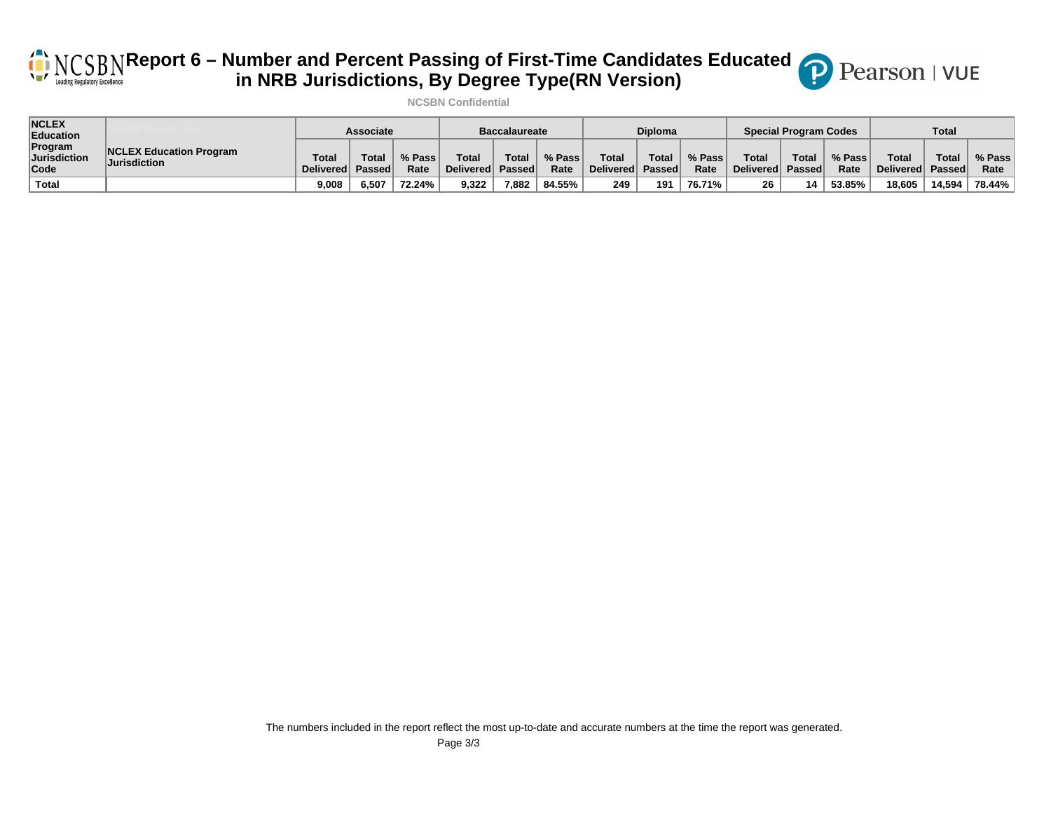# Report 6 – Number and Percent Passing of First-Time Candidates Educated in NRB Jurisdictions, By Degree Type(RN Version)

NCSBN Confidential

| NCLEX Education Program Jurisdiction Code | NCLEX Education Program Jurisdiction | Associate | | | Baccalaureate | | | Diploma | | | Special Program Codes | | | Total | | |
|---|---|---|---|---|---|---|---|---|---|---|---|---|---|---|---|---|
| | | Total Delivered | Total Passed | % Pass Rate | Total Delivered | Total Passed | % Pass Rate | Total Delivered | Total Passed | % Pass Rate | Total Delivered | Total Passed | % Pass Rate | Total Delivered | Total Passed | % Pass Rate |
| Total | | 9,008 | 6,507 | 72.24% | 9,322 | 7,882 | 84.55% | 249 | 191 | 76.71% | 26 | 14 | 53.85% | 18,605 | 14,594 | 78.44% |

The numbers included in the report reflect the most up-to-date and accurate numbers at the time the report was generated.